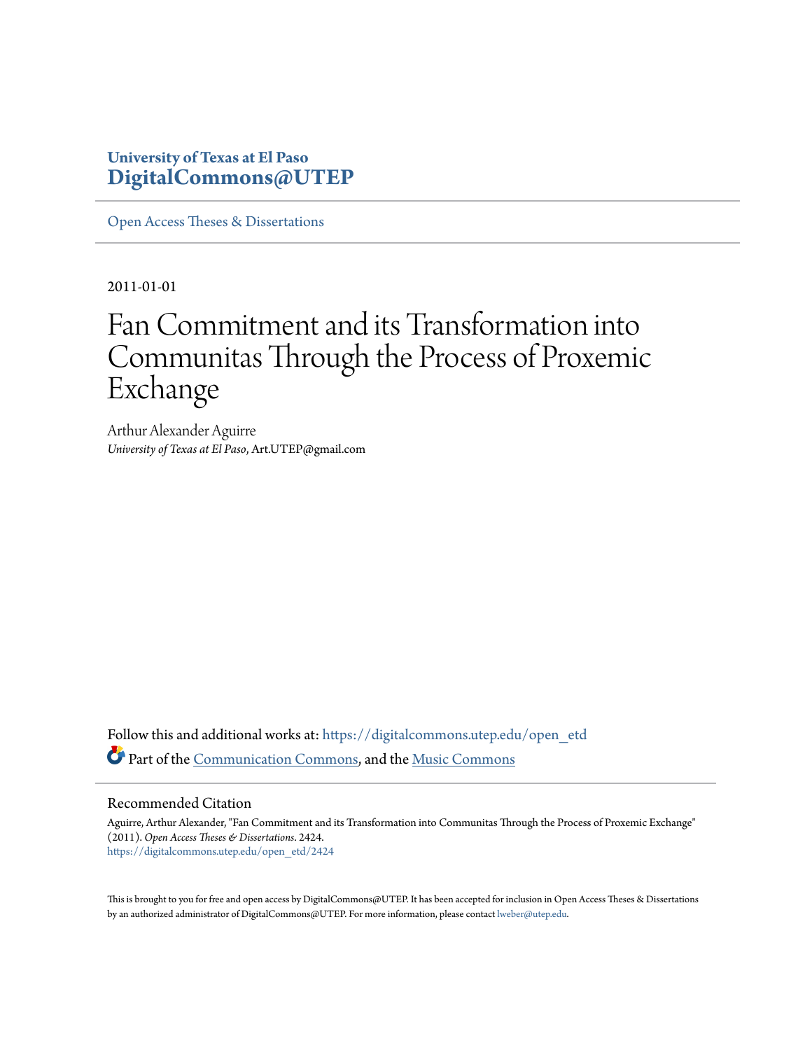University of Texas at El Paso
**DigitalCommons@UTEP**

Open Access Theses & Dissertations

2011-01-01

# Fan Commitment and its Transformation into Communitas Through the Process of Proxemic Exchange

Arthur Alexander Aguirre
*University of Texas at El Paso*, Art.UTEP@gmail.com

Follow this and additional works at: https://digitalcommons.utep.edu/open_etd

Part of the Communication Commons, and the Music Commons

## Recommended Citation

Aguirre, Arthur Alexander, "Fan Commitment and its Transformation into Communitas Through the Process of Proxemic Exchange" (2011). *Open Access Theses & Dissertations*. 2424.
https://digitalcommons.utep.edu/open_etd/2424

This is brought to you for free and open access by DigitalCommons@UTEP. It has been accepted for inclusion in Open Access Theses & Dissertations by an authorized administrator of DigitalCommons@UTEP. For more information, please contact lweber@utep.edu.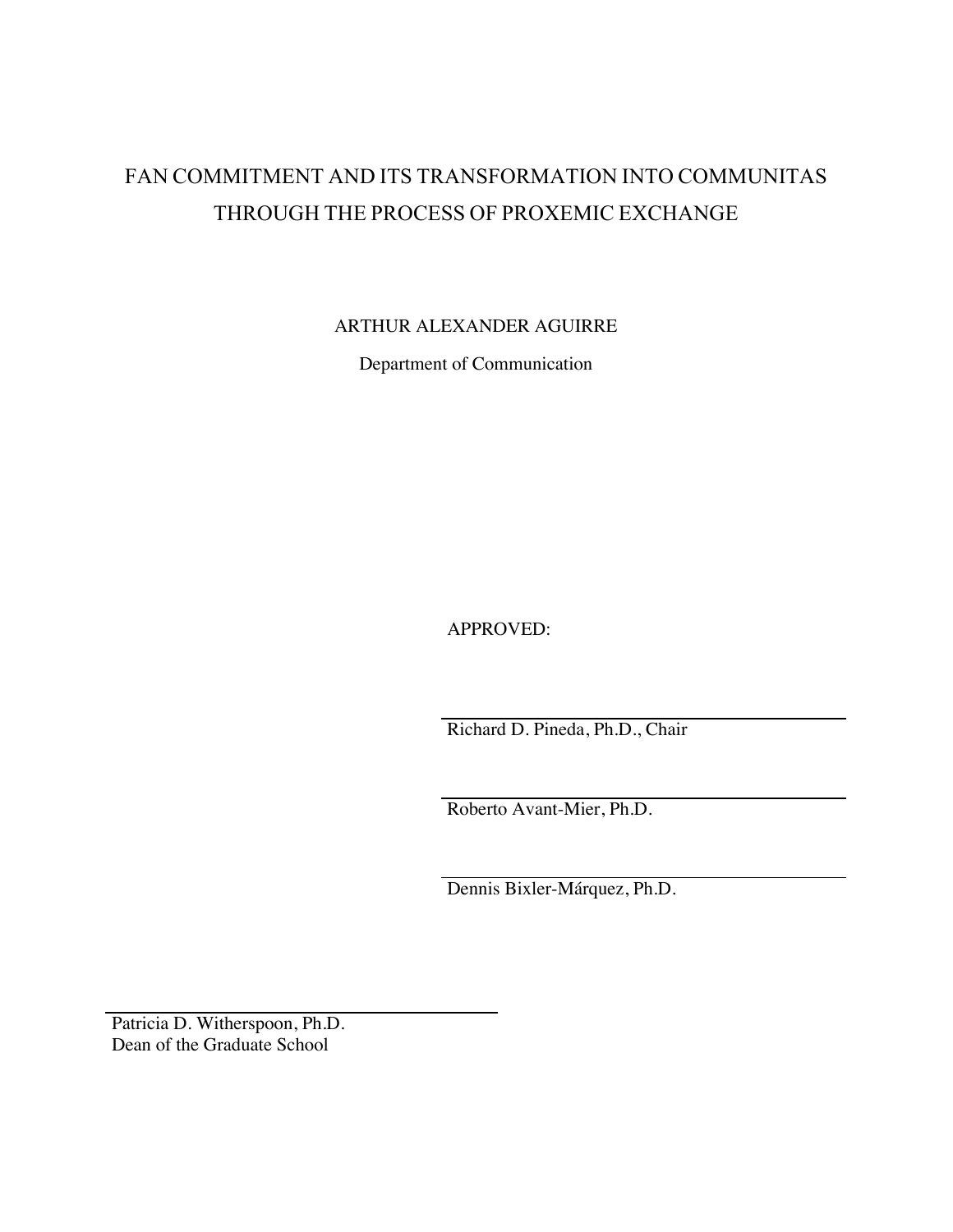# FAN COMMITMENT AND ITS TRANSFORMATION INTO COMMUNITAS THROUGH THE PROCESS OF PROXEMIC EXCHANGE

ARTHUR ALEXANDER AGUIRRE

Department of Communication

APPROVED:

Richard D. Pineda, Ph.D., Chair

Roberto Avant-Mier, Ph.D.

Dennis Bixler-Márquez, Ph.D.

Patricia D. Witherspoon, Ph.D.
Dean of the Graduate School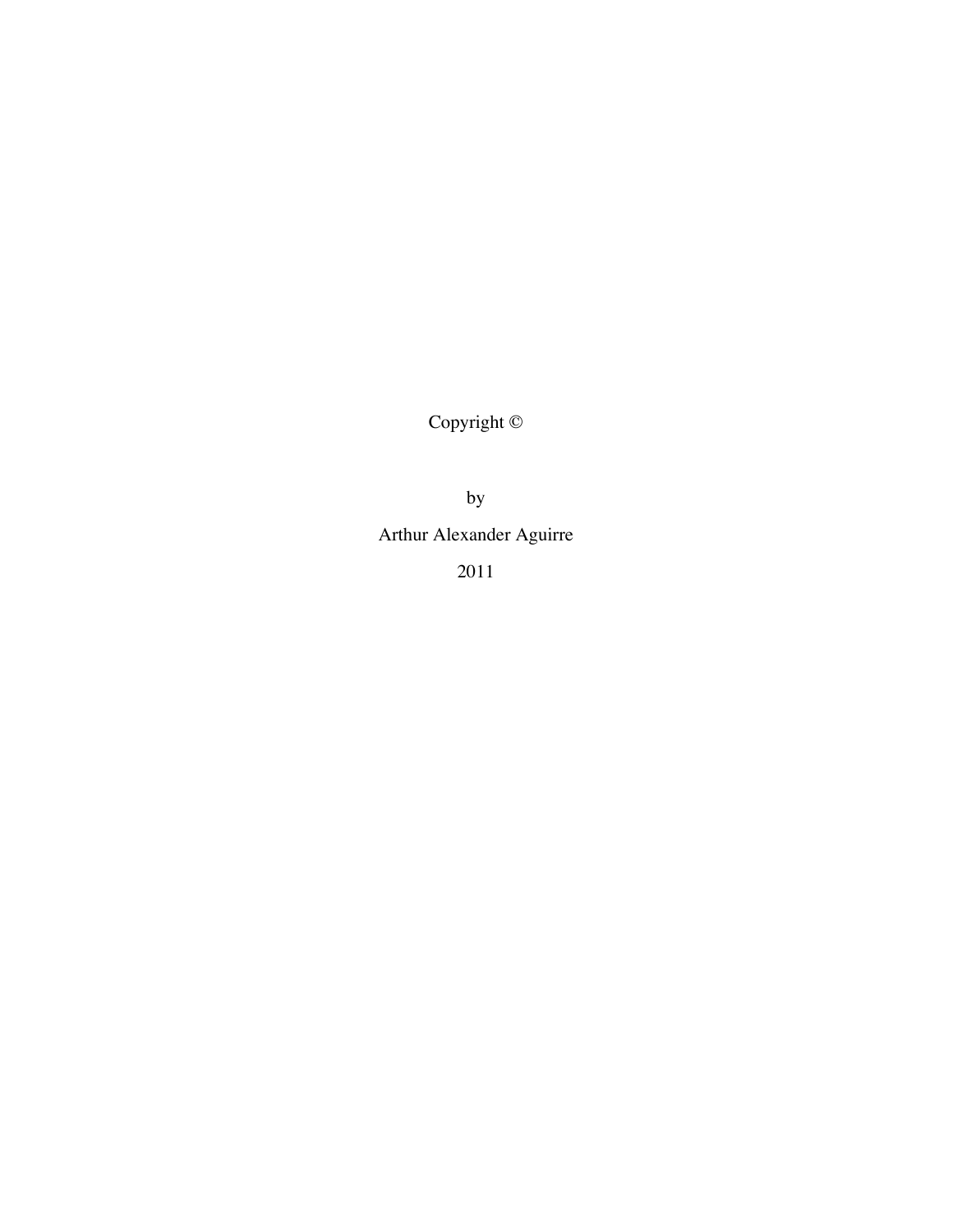Copyright ©

by

Arthur Alexander Aguirre

2011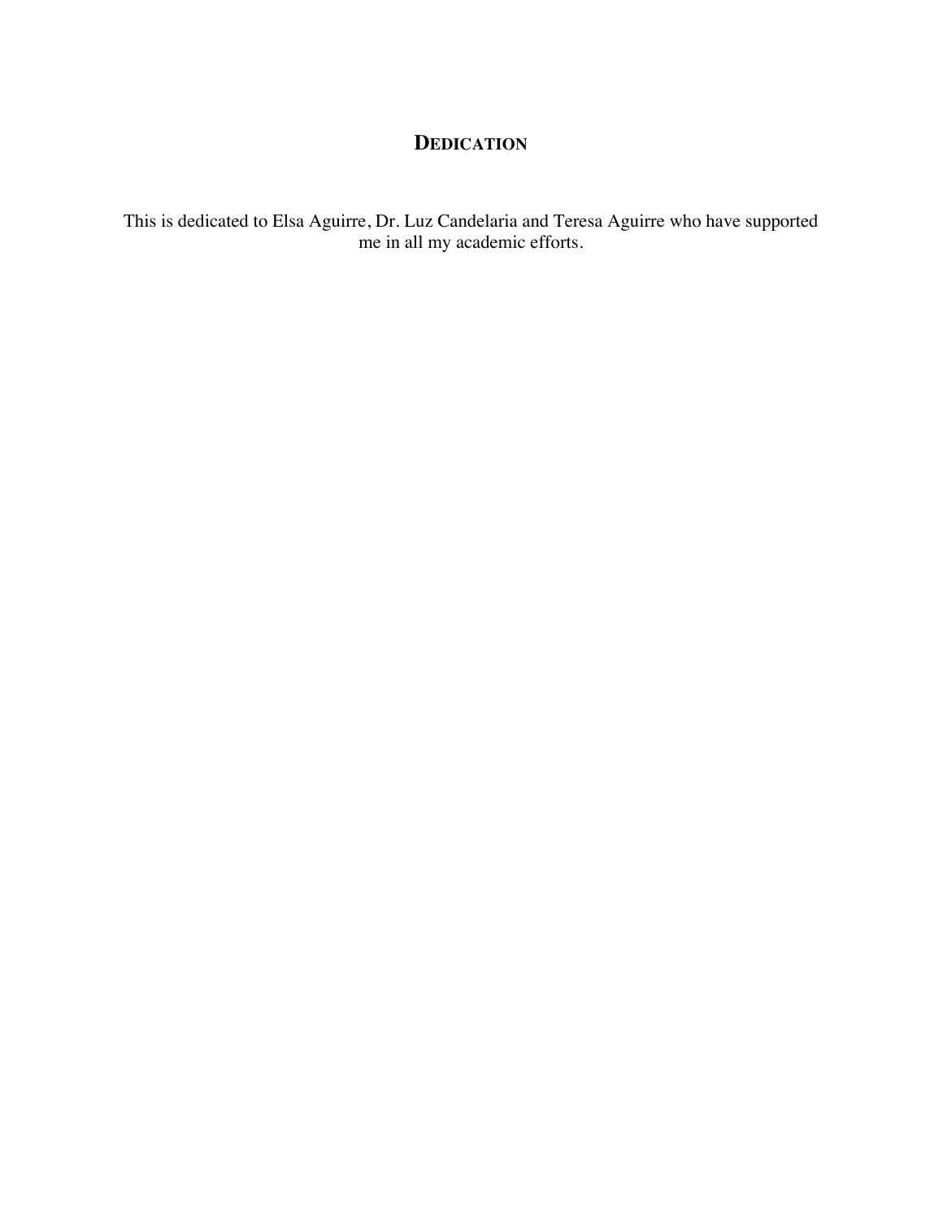# DEDICATION

This is dedicated to Elsa Aguirre, Dr. Luz Candelaria and Teresa Aguirre who have supported me in all my academic efforts.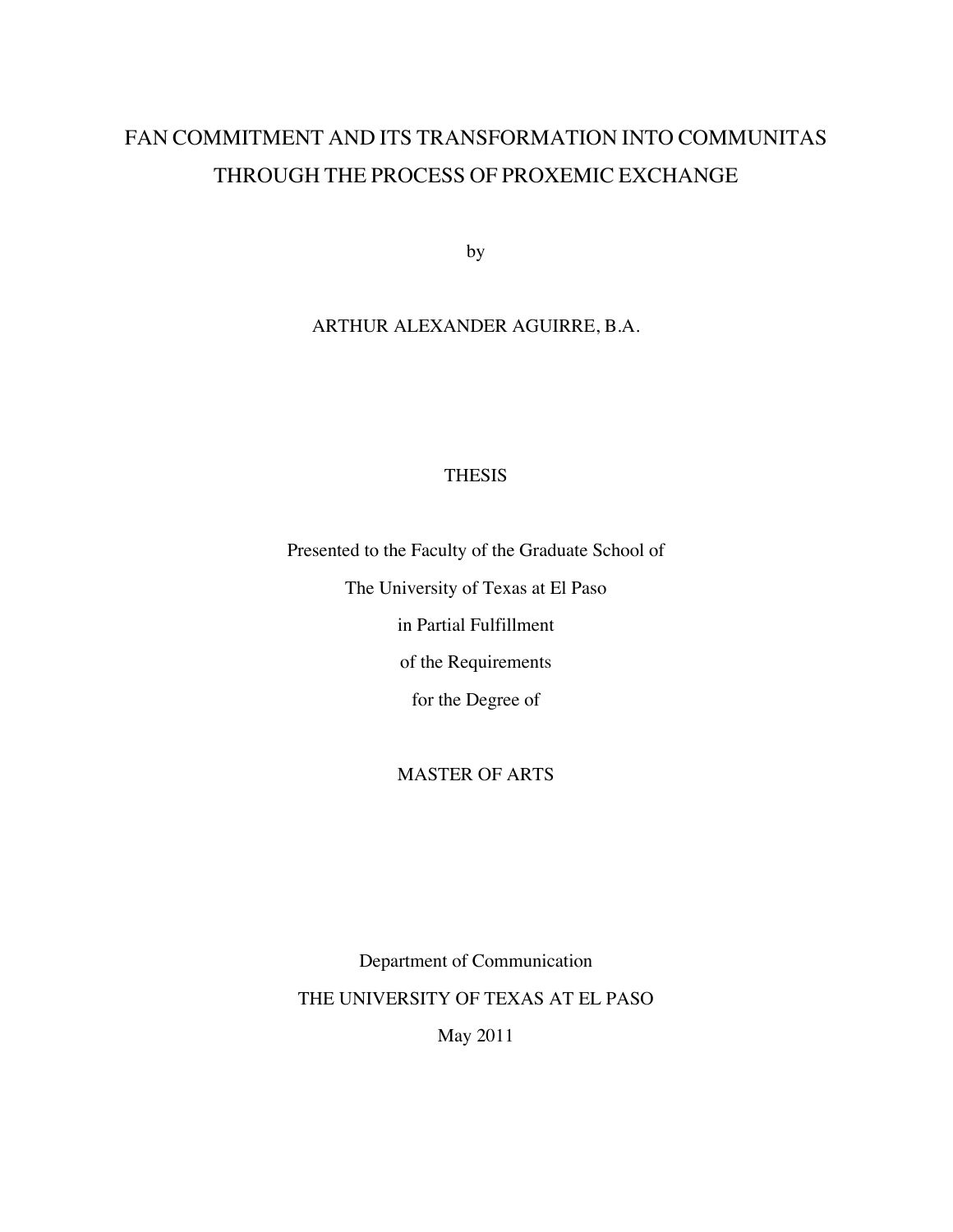# FAN COMMITMENT AND ITS TRANSFORMATION INTO COMMUNITAS THROUGH THE PROCESS OF PROXEMIC EXCHANGE

by

ARTHUR ALEXANDER AGUIRRE, B.A.

THESIS

Presented to the Faculty of the Graduate School of

The University of Texas at El Paso

in Partial Fulfillment

of the Requirements

for the Degree of

MASTER OF ARTS

Department of Communication

THE UNIVERSITY OF TEXAS AT EL PASO

May 2011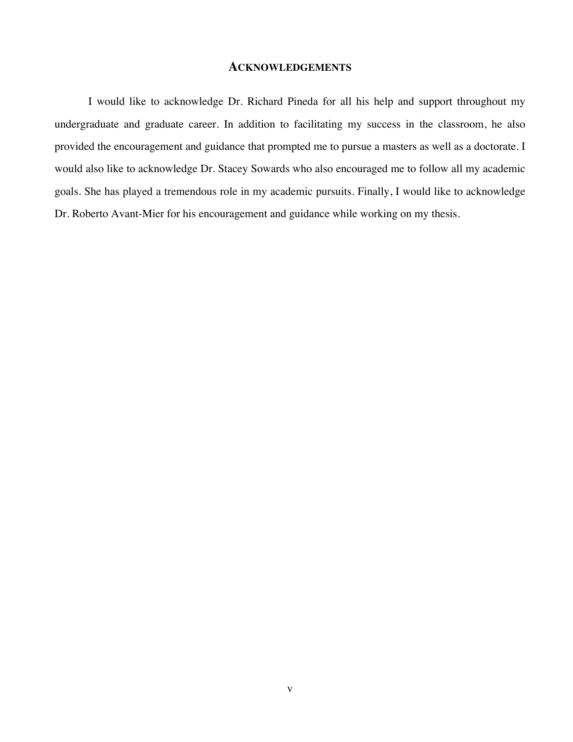## ACKNOWLEDGEMENTS

I would like to acknowledge Dr. Richard Pineda for all his help and support throughout my undergraduate and graduate career. In addition to facilitating my success in the classroom, he also provided the encouragement and guidance that prompted me to pursue a masters as well as a doctorate. I would also like to acknowledge Dr. Stacey Sowards who also encouraged me to follow all my academic goals. She has played a tremendous role in my academic pursuits. Finally, I would like to acknowledge Dr. Roberto Avant-Mier for his encouragement and guidance while working on my thesis.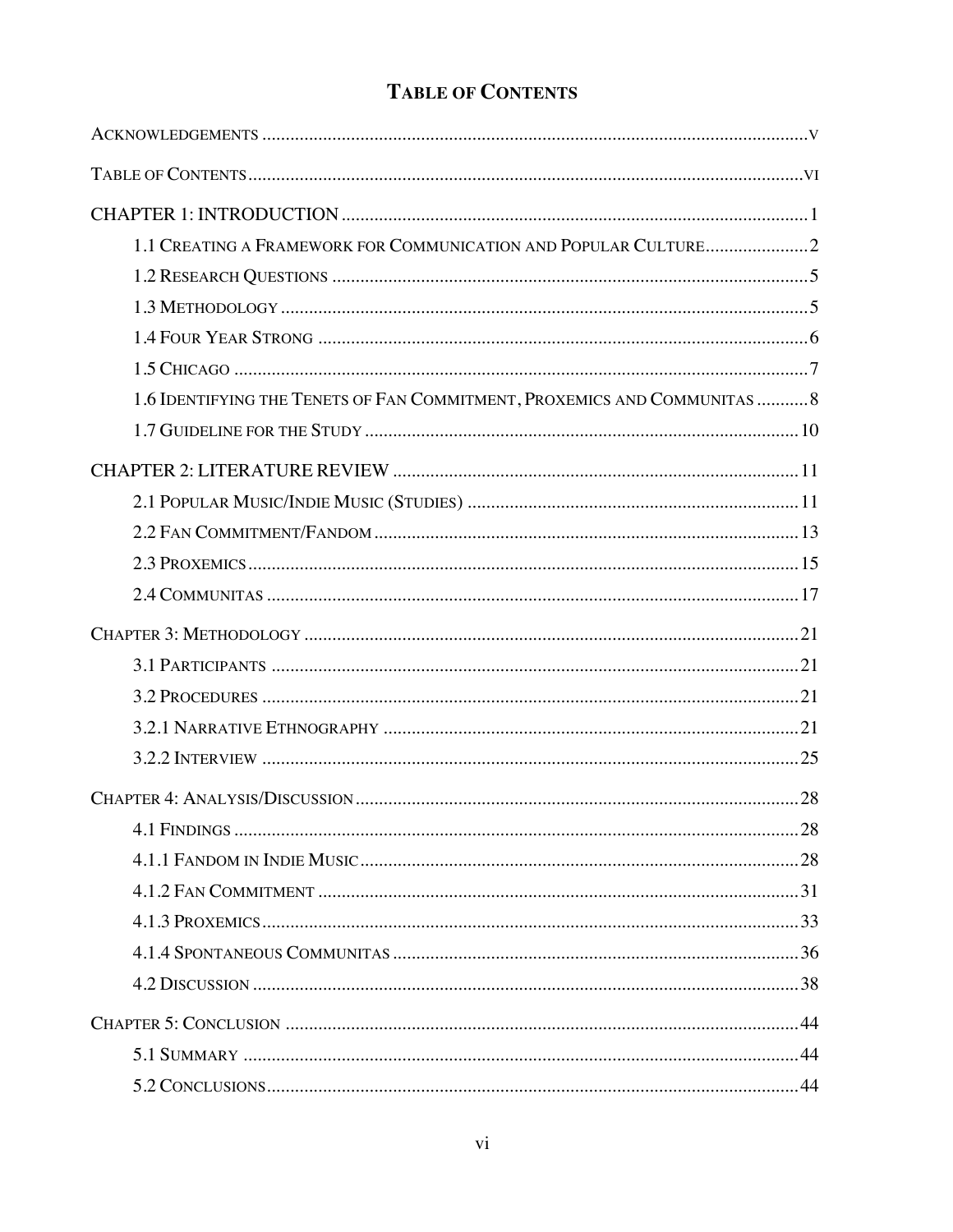# TABLE OF CONTENTS

ACKNOWLEDGEMENTS ..................................................... v

TABLE OF CONTENTS ..................................................... vi

CHAPTER 1: INTRODUCTION ..................................................... 1

- 1.1 CREATING A FRAMEWORK FOR COMMUNICATION AND POPULAR CULTURE ..................... 2
- 1.2 RESEARCH QUESTIONS ..................................................... 5
- 1.3 METHODOLOGY ..................................................... 5
- 1.4 FOUR YEAR STRONG ..................................................... 6
- 1.5 CHICAGO ..................................................... 7
- 1.6 IDENTIFYING THE TENETS OF FAN COMMITMENT, PROXEMICS AND COMMUNITAS ........... 8
- 1.7 GUIDELINE FOR THE STUDY ..................................................... 10

CHAPTER 2: LITERATURE REVIEW ..................................................... 11

- 2.1 POPULAR MUSIC/INDIE MUSIC (STUDIES) ..................................................... 11
- 2.2 FAN COMMITMENT/FANDOM ..................................................... 13
- 2.3 PROXEMICS ..................................................... 15
- 2.4 COMMUNITAS ..................................................... 17

CHAPTER 3: METHODOLOGY ..................................................... 21

- 3.1 PARTICIPANTS ..................................................... 21
- 3.2 PROCEDURES ..................................................... 21
- 3.2.1 NARRATIVE ETHNOGRAPHY ..................................................... 21
- 3.2.2 INTERVIEW ..................................................... 25

CHAPTER 4: ANALYSIS/DISCUSSION ..................................................... 28

- 4.1 FINDINGS ..................................................... 28
- 4.1.1 FANDOM IN INDIE MUSIC ..................................................... 28
- 4.1.2 FAN COMMITMENT ..................................................... 31
- 4.1.3 PROXEMICS ..................................................... 33
- 4.1.4 SPONTANEOUS COMMUNITAS ..................................................... 36
- 4.2 DISCUSSION ..................................................... 38

CHAPTER 5: CONCLUSION ..................................................... 44

- 5.1 SUMMARY ..................................................... 44
- 5.2 CONCLUSIONS ..................................................... 44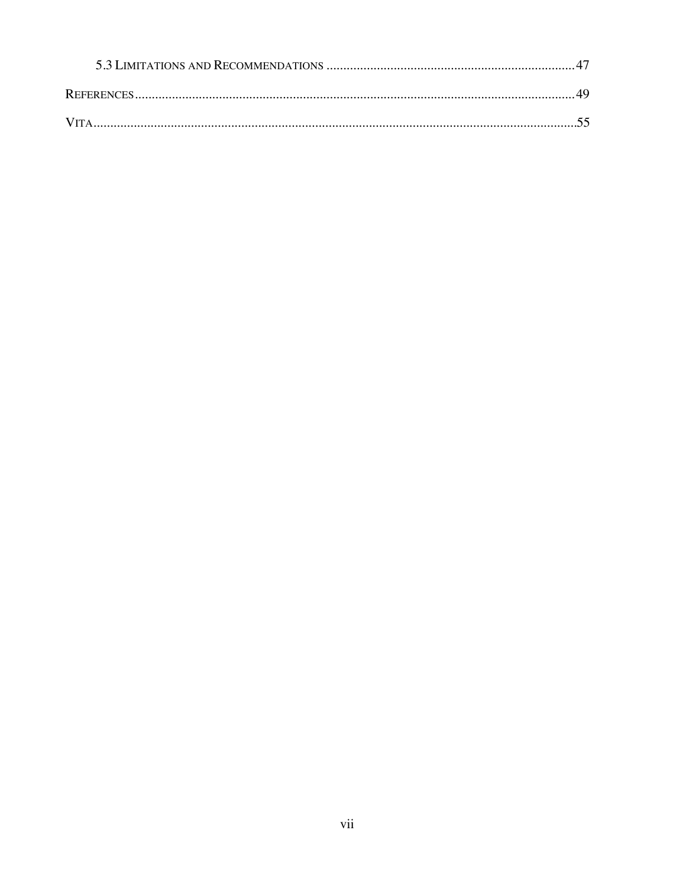5.3 LIMITATIONS AND RECOMMENDATIONS ............................................................................ 47

REFERENCES ............................................................................................................................ 49

VITA ........................................................................................................................................ 55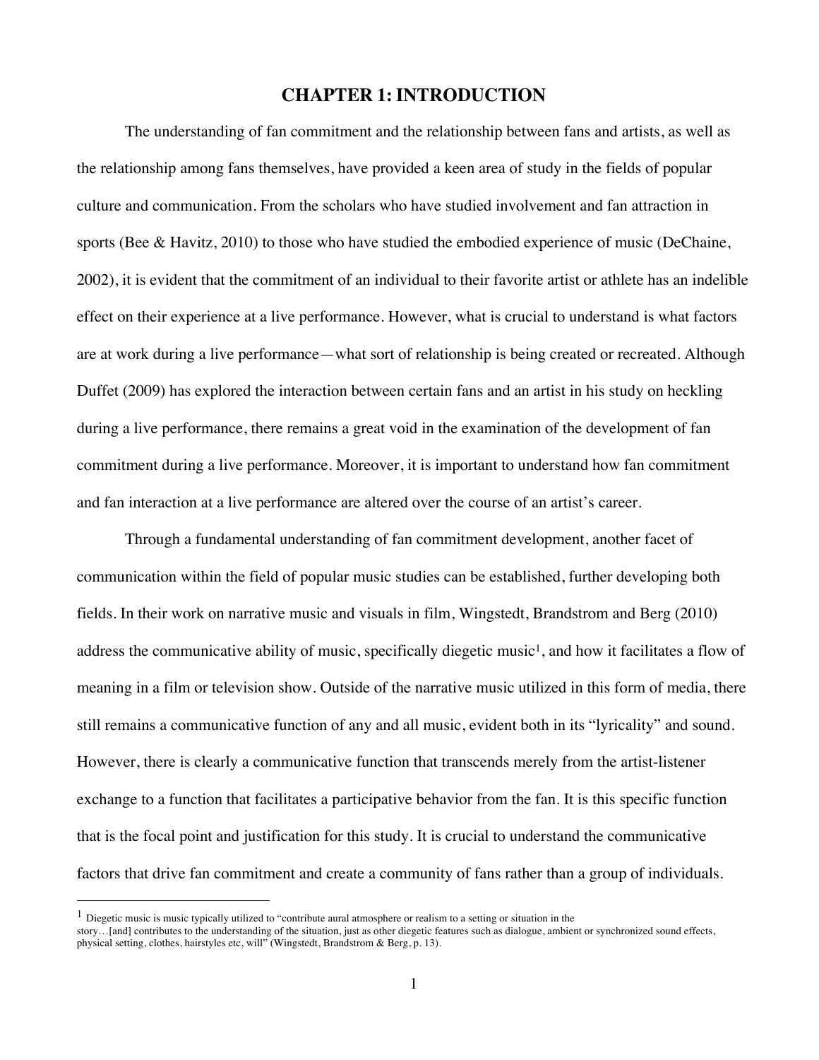# CHAPTER 1: INTRODUCTION

The understanding of fan commitment and the relationship between fans and artists, as well as the relationship among fans themselves, have provided a keen area of study in the fields of popular culture and communication. From the scholars who have studied involvement and fan attraction in sports (Bee & Havitz, 2010) to those who have studied the embodied experience of music (DeChaine, 2002), it is evident that the commitment of an individual to their favorite artist or athlete has an indelible effect on their experience at a live performance. However, what is crucial to understand is what factors are at work during a live performance—what sort of relationship is being created or recreated. Although Duffet (2009) has explored the interaction between certain fans and an artist in his study on heckling during a live performance, there remains a great void in the examination of the development of fan commitment during a live performance. Moreover, it is important to understand how fan commitment and fan interaction at a live performance are altered over the course of an artist's career.

Through a fundamental understanding of fan commitment development, another facet of communication within the field of popular music studies can be established, further developing both fields. In their work on narrative music and visuals in film, Wingstedt, Brandstrom and Berg (2010) address the communicative ability of music, specifically diegetic music[1], and how it facilitates a flow of meaning in a film or television show. Outside of the narrative music utilized in this form of media, there still remains a communicative function of any and all music, evident both in its "lyricality" and sound. However, there is clearly a communicative function that transcends merely from the artist-listener exchange to a function that facilitates a participative behavior from the fan. It is this specific function that is the focal point and justification for this study. It is crucial to understand the communicative factors that drive fan commitment and create a community of fans rather than a group of individuals.

---

[1] Diegetic music is music typically utilized to "contribute aural atmosphere or realism to a setting or situation in the story…[and] contributes to the understanding of the situation, just as other diegetic features such as dialogue, ambient or synchronized sound effects, physical setting, clothes, hairstyles etc, will" (Wingstedt, Brandstrom & Berg, p. 13).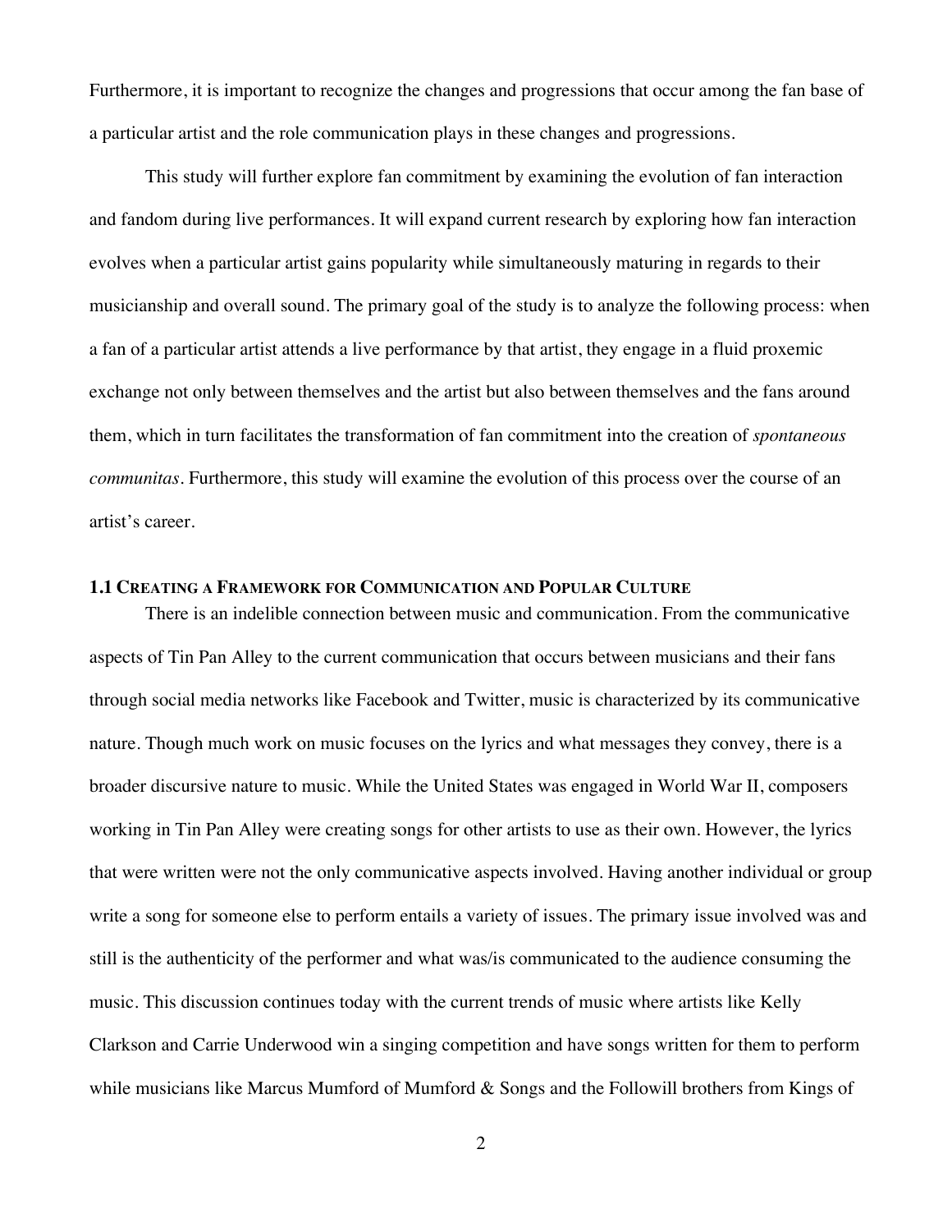Furthermore, it is important to recognize the changes and progressions that occur among the fan base of a particular artist and the role communication plays in these changes and progressions.

This study will further explore fan commitment by examining the evolution of fan interaction and fandom during live performances. It will expand current research by exploring how fan interaction evolves when a particular artist gains popularity while simultaneously maturing in regards to their musicianship and overall sound. The primary goal of the study is to analyze the following process: when a fan of a particular artist attends a live performance by that artist, they engage in a fluid proxemic exchange not only between themselves and the artist but also between themselves and the fans around them, which in turn facilitates the transformation of fan commitment into the creation of *spontaneous communitas*. Furthermore, this study will examine the evolution of this process over the course of an artist's career.

### 1.1 Creating a Framework for Communication and Popular Culture

There is an indelible connection between music and communication. From the communicative aspects of Tin Pan Alley to the current communication that occurs between musicians and their fans through social media networks like Facebook and Twitter, music is characterized by its communicative nature. Though much work on music focuses on the lyrics and what messages they convey, there is a broader discursive nature to music. While the United States was engaged in World War II, composers working in Tin Pan Alley were creating songs for other artists to use as their own. However, the lyrics that were written were not the only communicative aspects involved. Having another individual or group write a song for someone else to perform entails a variety of issues. The primary issue involved was and still is the authenticity of the performer and what was/is communicated to the audience consuming the music. This discussion continues today with the current trends of music where artists like Kelly Clarkson and Carrie Underwood win a singing competition and have songs written for them to perform while musicians like Marcus Mumford of Mumford & Songs and the Followill brothers from Kings of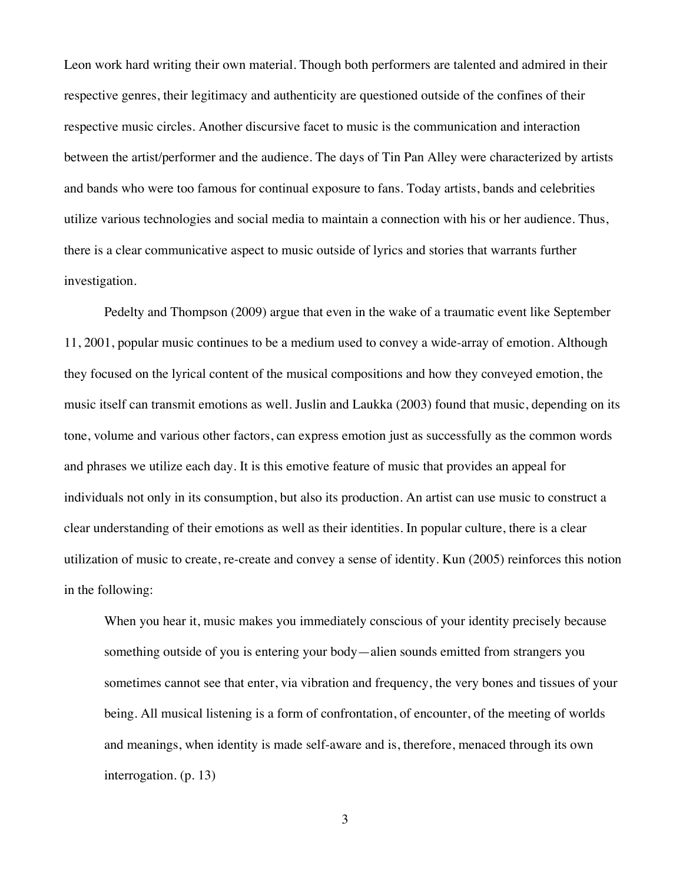Leon work hard writing their own material. Though both performers are talented and admired in their respective genres, their legitimacy and authenticity are questioned outside of the confines of their respective music circles. Another discursive facet to music is the communication and interaction between the artist/performer and the audience. The days of Tin Pan Alley were characterized by artists and bands who were too famous for continual exposure to fans. Today artists, bands and celebrities utilize various technologies and social media to maintain a connection with his or her audience. Thus, there is a clear communicative aspect to music outside of lyrics and stories that warrants further investigation.

Pedelty and Thompson (2009) argue that even in the wake of a traumatic event like September 11, 2001, popular music continues to be a medium used to convey a wide-array of emotion. Although they focused on the lyrical content of the musical compositions and how they conveyed emotion, the music itself can transmit emotions as well. Juslin and Laukka (2003) found that music, depending on its tone, volume and various other factors, can express emotion just as successfully as the common words and phrases we utilize each day. It is this emotive feature of music that provides an appeal for individuals not only in its consumption, but also its production. An artist can use music to construct a clear understanding of their emotions as well as their identities. In popular culture, there is a clear utilization of music to create, re-create and convey a sense of identity. Kun (2005) reinforces this notion in the following:

> When you hear it, music makes you immediately conscious of your identity precisely because something outside of you is entering your body—alien sounds emitted from strangers you sometimes cannot see that enter, via vibration and frequency, the very bones and tissues of your being. All musical listening is a form of confrontation, of encounter, of the meeting of worlds and meanings, when identity is made self-aware and is, therefore, menaced through its own interrogation. (p. 13)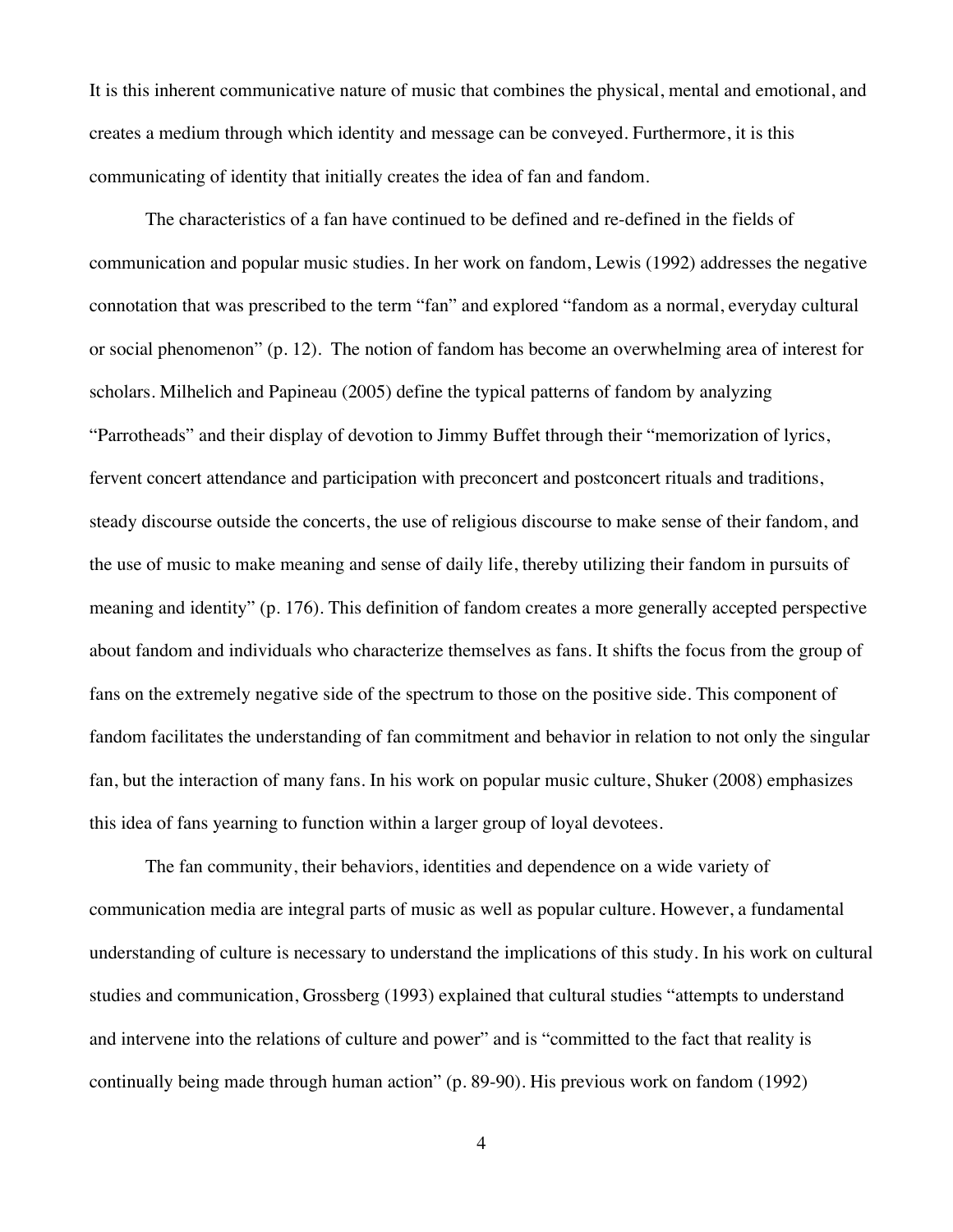It is this inherent communicative nature of music that combines the physical, mental and emotional, and creates a medium through which identity and message can be conveyed. Furthermore, it is this communicating of identity that initially creates the idea of fan and fandom.

The characteristics of a fan have continued to be defined and re-defined in the fields of communication and popular music studies. In her work on fandom, Lewis (1992) addresses the negative connotation that was prescribed to the term "fan" and explored "fandom as a normal, everyday cultural or social phenomenon" (p. 12). The notion of fandom has become an overwhelming area of interest for scholars. Milhelich and Papineau (2005) define the typical patterns of fandom by analyzing "Parrotheads" and their display of devotion to Jimmy Buffet through their "memorization of lyrics, fervent concert attendance and participation with preconcert and postconcert rituals and traditions, steady discourse outside the concerts, the use of religious discourse to make sense of their fandom, and the use of music to make meaning and sense of daily life, thereby utilizing their fandom in pursuits of meaning and identity" (p. 176). This definition of fandom creates a more generally accepted perspective about fandom and individuals who characterize themselves as fans. It shifts the focus from the group of fans on the extremely negative side of the spectrum to those on the positive side. This component of fandom facilitates the understanding of fan commitment and behavior in relation to not only the singular fan, but the interaction of many fans. In his work on popular music culture, Shuker (2008) emphasizes this idea of fans yearning to function within a larger group of loyal devotees.

The fan community, their behaviors, identities and dependence on a wide variety of communication media are integral parts of music as well as popular culture. However, a fundamental understanding of culture is necessary to understand the implications of this study. In his work on cultural studies and communication, Grossberg (1993) explained that cultural studies "attempts to understand and intervene into the relations of culture and power" and is "committed to the fact that reality is continually being made through human action" (p. 89-90). His previous work on fandom (1992)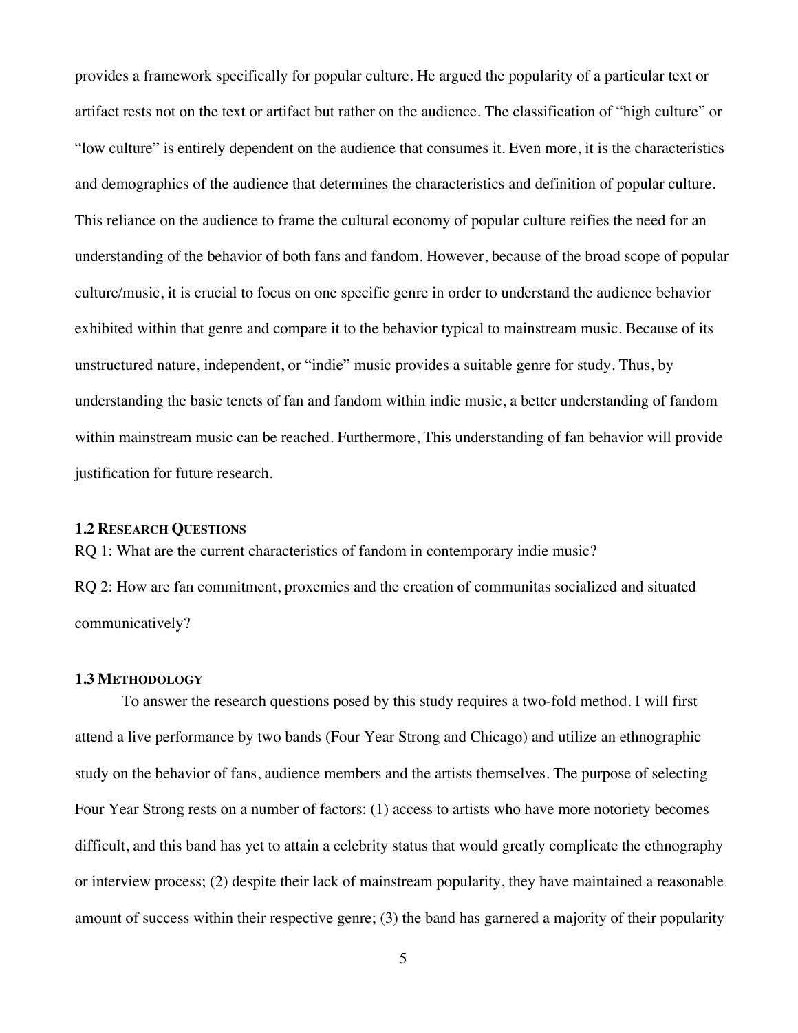provides a framework specifically for popular culture. He argued the popularity of a particular text or artifact rests not on the text or artifact but rather on the audience. The classification of "high culture" or "low culture" is entirely dependent on the audience that consumes it. Even more, it is the characteristics and demographics of the audience that determines the characteristics and definition of popular culture. This reliance on the audience to frame the cultural economy of popular culture reifies the need for an understanding of the behavior of both fans and fandom. However, because of the broad scope of popular culture/music, it is crucial to focus on one specific genre in order to understand the audience behavior exhibited within that genre and compare it to the behavior typical to mainstream music. Because of its unstructured nature, independent, or "indie" music provides a suitable genre for study. Thus, by understanding the basic tenets of fan and fandom within indie music, a better understanding of fandom within mainstream music can be reached. Furthermore, This understanding of fan behavior will provide justification for future research.

### 1.2 Research Questions

RQ 1: What are the current characteristics of fandom in contemporary indie music?

RQ 2: How are fan commitment, proxemics and the creation of communitas socialized and situated communicatively?

### 1.3 Methodology

To answer the research questions posed by this study requires a two-fold method. I will first attend a live performance by two bands (Four Year Strong and Chicago) and utilize an ethnographic study on the behavior of fans, audience members and the artists themselves. The purpose of selecting Four Year Strong rests on a number of factors: (1) access to artists who have more notoriety becomes difficult, and this band has yet to attain a celebrity status that would greatly complicate the ethnography or interview process; (2) despite their lack of mainstream popularity, they have maintained a reasonable amount of success within their respective genre; (3) the band has garnered a majority of their popularity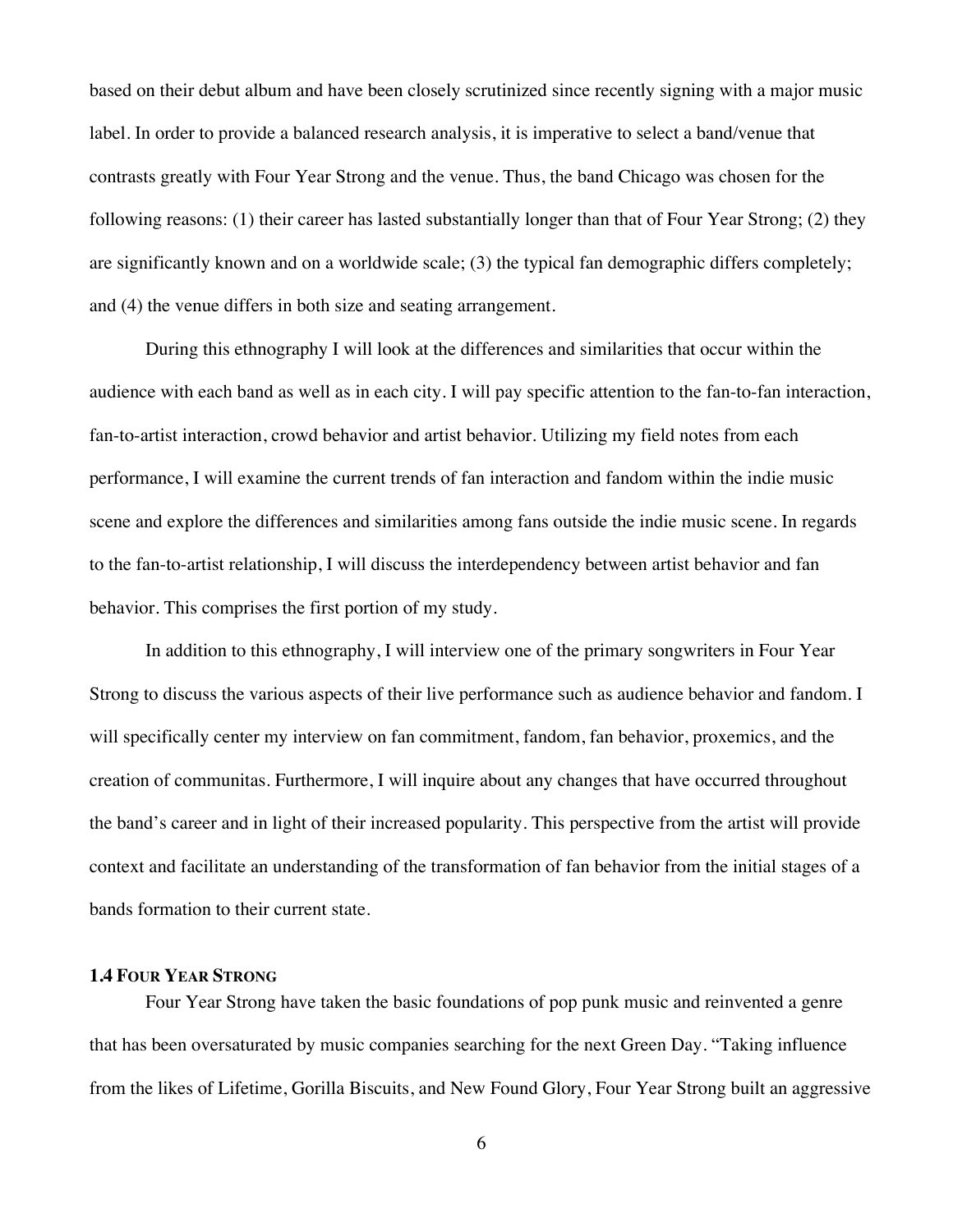based on their debut album and have been closely scrutinized since recently signing with a major music label. In order to provide a balanced research analysis, it is imperative to select a band/venue that contrasts greatly with Four Year Strong and the venue. Thus, the band Chicago was chosen for the following reasons: (1) their career has lasted substantially longer than that of Four Year Strong; (2) they are significantly known and on a worldwide scale; (3) the typical fan demographic differs completely; and (4) the venue differs in both size and seating arrangement.

During this ethnography I will look at the differences and similarities that occur within the audience with each band as well as in each city. I will pay specific attention to the fan-to-fan interaction, fan-to-artist interaction, crowd behavior and artist behavior. Utilizing my field notes from each performance, I will examine the current trends of fan interaction and fandom within the indie music scene and explore the differences and similarities among fans outside the indie music scene. In regards to the fan-to-artist relationship, I will discuss the interdependency between artist behavior and fan behavior. This comprises the first portion of my study.

In addition to this ethnography, I will interview one of the primary songwriters in Four Year Strong to discuss the various aspects of their live performance such as audience behavior and fandom. I will specifically center my interview on fan commitment, fandom, fan behavior, proxemics, and the creation of communitas. Furthermore, I will inquire about any changes that have occurred throughout the band's career and in light of their increased popularity. This perspective from the artist will provide context and facilitate an understanding of the transformation of fan behavior from the initial stages of a bands formation to their current state.

### 1.4 Four Year Strong

Four Year Strong have taken the basic foundations of pop punk music and reinvented a genre that has been oversaturated by music companies searching for the next Green Day. "Taking influence from the likes of Lifetime, Gorilla Biscuits, and New Found Glory, Four Year Strong built an aggressive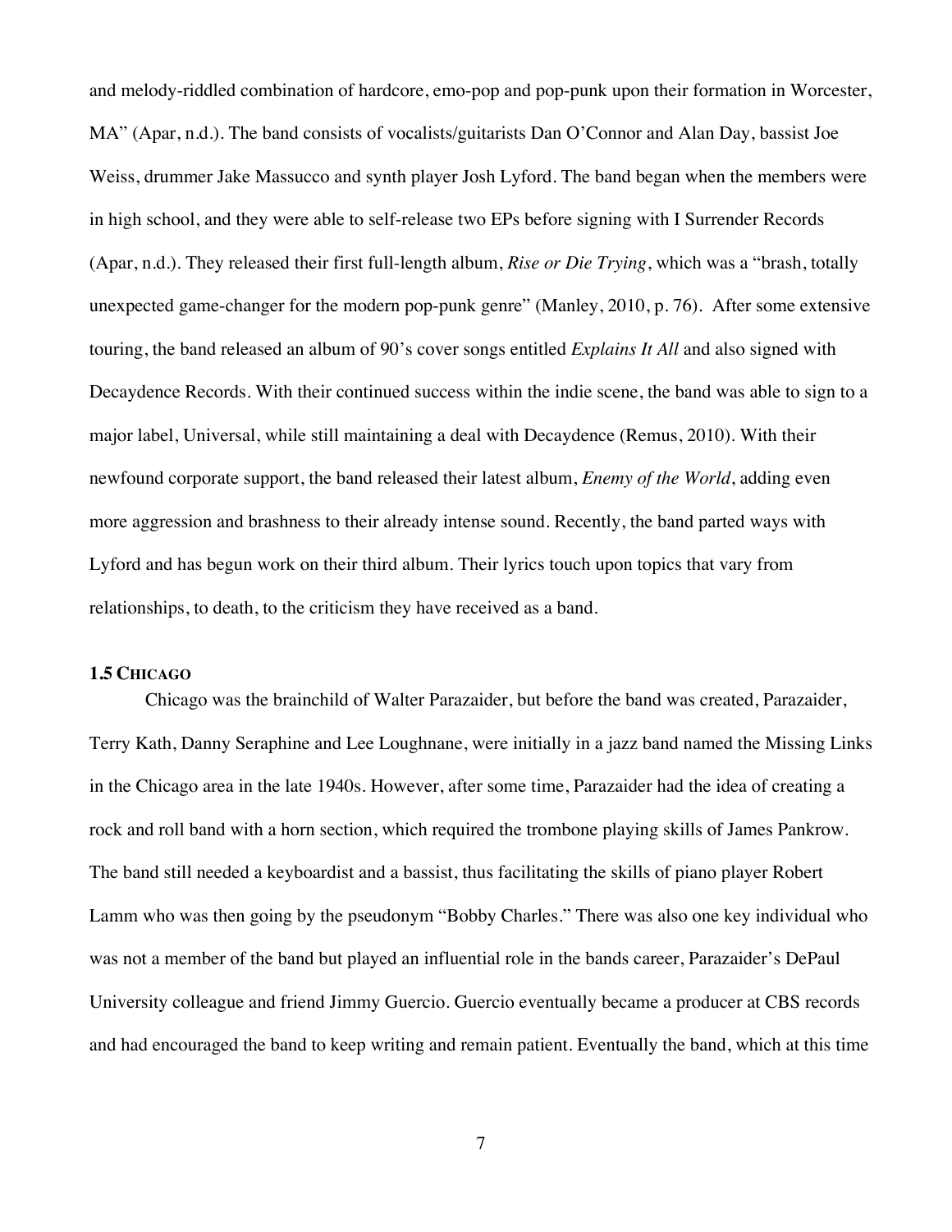and melody-riddled combination of hardcore, emo-pop and pop-punk upon their formation in Worcester, MA" (Apar, n.d.). The band consists of vocalists/guitarists Dan O'Connor and Alan Day, bassist Joe Weiss, drummer Jake Massucco and synth player Josh Lyford. The band began when the members were in high school, and they were able to self-release two EPs before signing with I Surrender Records (Apar, n.d.). They released their first full-length album, *Rise or Die Trying*, which was a "brash, totally unexpected game-changer for the modern pop-punk genre" (Manley, 2010, p. 76). After some extensive touring, the band released an album of 90's cover songs entitled *Explains It All* and also signed with Decaydence Records. With their continued success within the indie scene, the band was able to sign to a major label, Universal, while still maintaining a deal with Decaydence (Remus, 2010). With their newfound corporate support, the band released their latest album, *Enemy of the World*, adding even more aggression and brashness to their already intense sound. Recently, the band parted ways with Lyford and has begun work on their third album. Their lyrics touch upon topics that vary from relationships, to death, to the criticism they have received as a band.

### 1.5 Chicago

Chicago was the brainchild of Walter Parazaider, but before the band was created, Parazaider, Terry Kath, Danny Seraphine and Lee Loughnane, were initially in a jazz band named the Missing Links in the Chicago area in the late 1940s. However, after some time, Parazaider had the idea of creating a rock and roll band with a horn section, which required the trombone playing skills of James Pankrow. The band still needed a keyboardist and a bassist, thus facilitating the skills of piano player Robert Lamm who was then going by the pseudonym "Bobby Charles." There was also one key individual who was not a member of the band but played an influential role in the bands career, Parazaider's DePaul University colleague and friend Jimmy Guercio. Guercio eventually became a producer at CBS records and had encouraged the band to keep writing and remain patient. Eventually the band, which at this time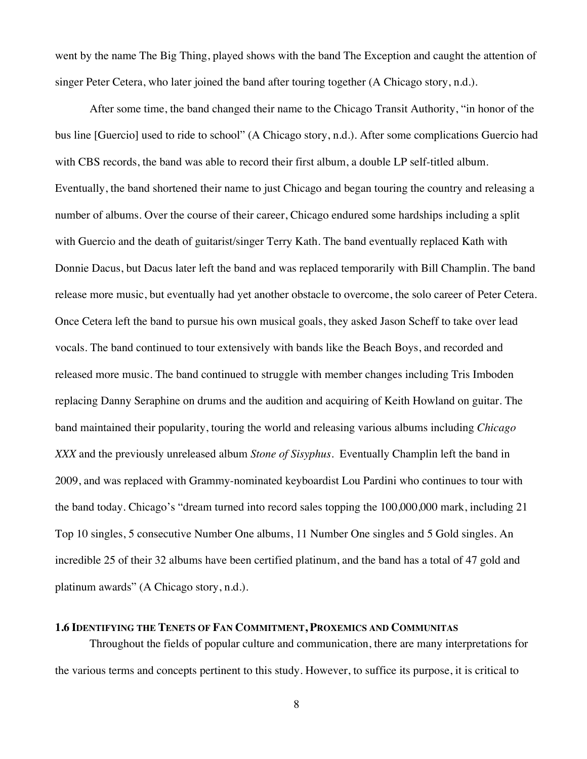went by the name The Big Thing, played shows with the band The Exception and caught the attention of singer Peter Cetera, who later joined the band after touring together (A Chicago story, n.d.).

After some time, the band changed their name to the Chicago Transit Authority, "in honor of the bus line [Guercio] used to ride to school" (A Chicago story, n.d.). After some complications Guercio had with CBS records, the band was able to record their first album, a double LP self-titled album. Eventually, the band shortened their name to just Chicago and began touring the country and releasing a number of albums. Over the course of their career, Chicago endured some hardships including a split with Guercio and the death of guitarist/singer Terry Kath. The band eventually replaced Kath with Donnie Dacus, but Dacus later left the band and was replaced temporarily with Bill Champlin. The band release more music, but eventually had yet another obstacle to overcome, the solo career of Peter Cetera. Once Cetera left the band to pursue his own musical goals, they asked Jason Scheff to take over lead vocals. The band continued to tour extensively with bands like the Beach Boys, and recorded and released more music. The band continued to struggle with member changes including Tris Imboden replacing Danny Seraphine on drums and the audition and acquiring of Keith Howland on guitar. The band maintained their popularity, touring the world and releasing various albums including *Chicago XXX* and the previously unreleased album *Stone of Sisyphus*. Eventually Champlin left the band in 2009, and was replaced with Grammy-nominated keyboardist Lou Pardini who continues to tour with the band today. Chicago's "dream turned into record sales topping the 100,000,000 mark, including 21 Top 10 singles, 5 consecutive Number One albums, 11 Number One singles and 5 Gold singles. An incredible 25 of their 32 albums have been certified platinum, and the band has a total of 47 gold and platinum awards" (A Chicago story, n.d.).

### 1.6 Identifying the Tenets of Fan Commitment, Proxemics and Communitas

Throughout the fields of popular culture and communication, there are many interpretations for the various terms and concepts pertinent to this study. However, to suffice its purpose, it is critical to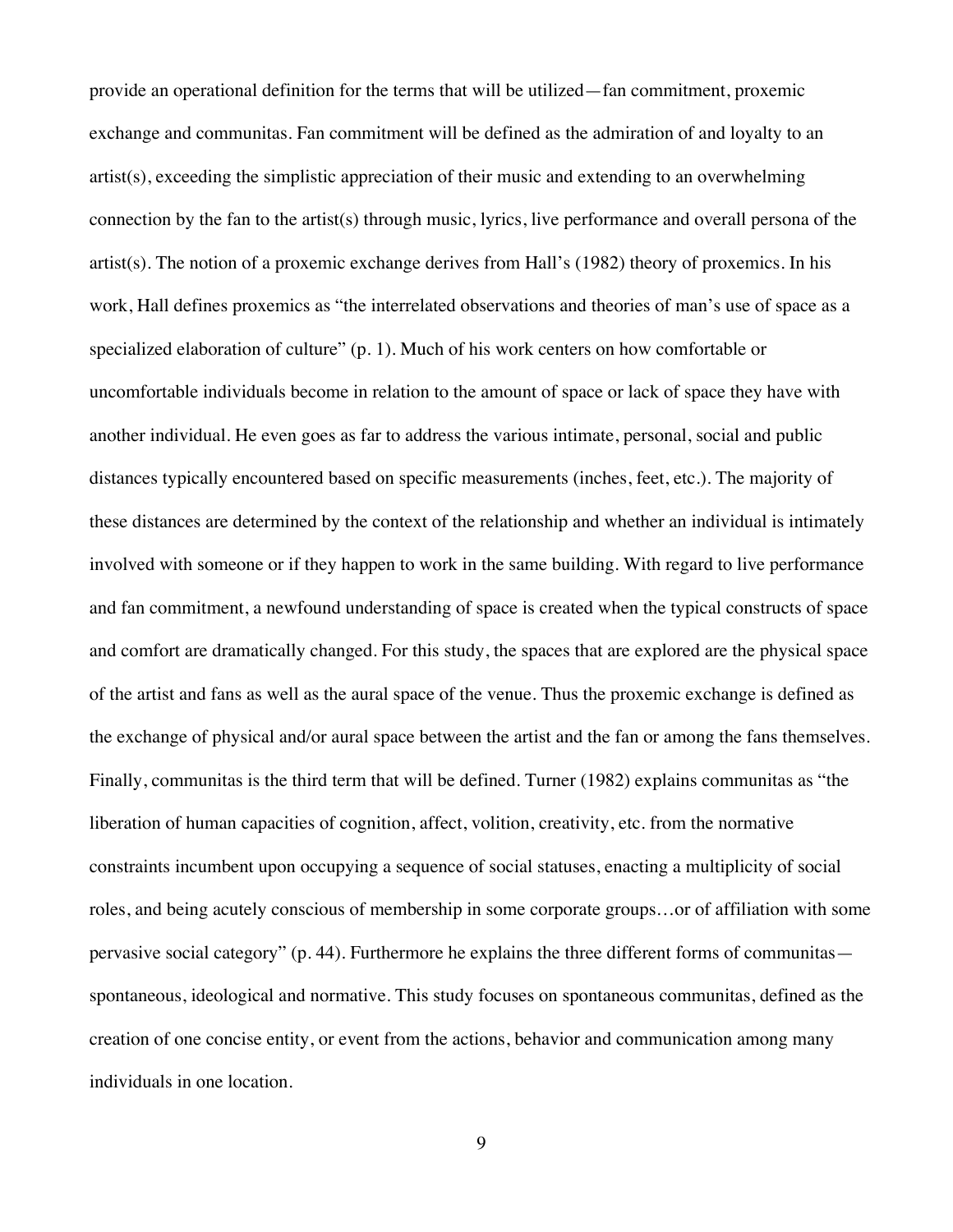provide an operational definition for the terms that will be utilized—fan commitment, proxemic exchange and communitas. Fan commitment will be defined as the admiration of and loyalty to an artist(s), exceeding the simplistic appreciation of their music and extending to an overwhelming connection by the fan to the artist(s) through music, lyrics, live performance and overall persona of the artist(s). The notion of a proxemic exchange derives from Hall's (1982) theory of proxemics. In his work, Hall defines proxemics as "the interrelated observations and theories of man's use of space as a specialized elaboration of culture" (p. 1). Much of his work centers on how comfortable or uncomfortable individuals become in relation to the amount of space or lack of space they have with another individual. He even goes as far to address the various intimate, personal, social and public distances typically encountered based on specific measurements (inches, feet, etc.). The majority of these distances are determined by the context of the relationship and whether an individual is intimately involved with someone or if they happen to work in the same building. With regard to live performance and fan commitment, a newfound understanding of space is created when the typical constructs of space and comfort are dramatically changed. For this study, the spaces that are explored are the physical space of the artist and fans as well as the aural space of the venue. Thus the proxemic exchange is defined as the exchange of physical and/or aural space between the artist and the fan or among the fans themselves. Finally, communitas is the third term that will be defined. Turner (1982) explains communitas as "the liberation of human capacities of cognition, affect, volition, creativity, etc. from the normative constraints incumbent upon occupying a sequence of social statuses, enacting a multiplicity of social roles, and being acutely conscious of membership in some corporate groups…or of affiliation with some pervasive social category" (p. 44). Furthermore he explains the three different forms of communitas—spontaneous, ideological and normative. This study focuses on spontaneous communitas, defined as the creation of one concise entity, or event from the actions, behavior and communication among many individuals in one location.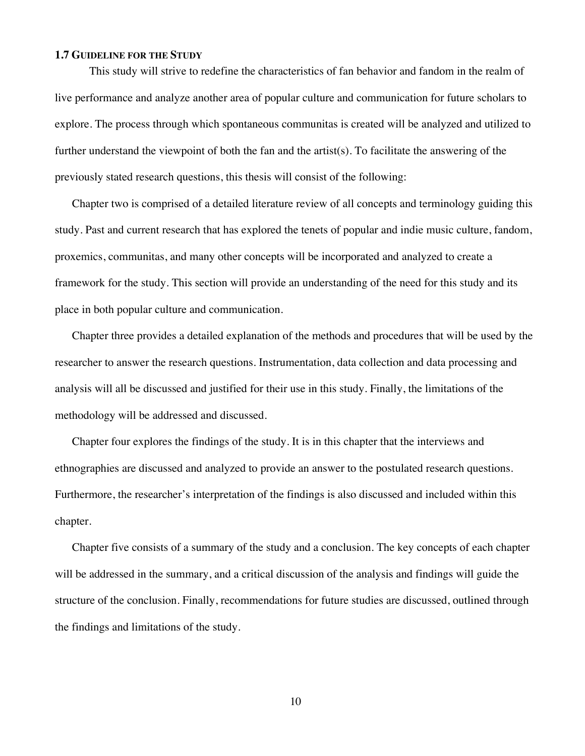### 1.7 Guideline for the Study

This study will strive to redefine the characteristics of fan behavior and fandom in the realm of live performance and analyze another area of popular culture and communication for future scholars to explore. The process through which spontaneous communitas is created will be analyzed and utilized to further understand the viewpoint of both the fan and the artist(s). To facilitate the answering of the previously stated research questions, this thesis will consist of the following:

Chapter two is comprised of a detailed literature review of all concepts and terminology guiding this study. Past and current research that has explored the tenets of popular and indie music culture, fandom, proxemics, communitas, and many other concepts will be incorporated and analyzed to create a framework for the study. This section will provide an understanding of the need for this study and its place in both popular culture and communication.

Chapter three provides a detailed explanation of the methods and procedures that will be used by the researcher to answer the research questions. Instrumentation, data collection and data processing and analysis will all be discussed and justified for their use in this study. Finally, the limitations of the methodology will be addressed and discussed.

Chapter four explores the findings of the study. It is in this chapter that the interviews and ethnographies are discussed and analyzed to provide an answer to the postulated research questions. Furthermore, the researcher's interpretation of the findings is also discussed and included within this chapter.

Chapter five consists of a summary of the study and a conclusion. The key concepts of each chapter will be addressed in the summary, and a critical discussion of the analysis and findings will guide the structure of the conclusion. Finally, recommendations for future studies are discussed, outlined through the findings and limitations of the study.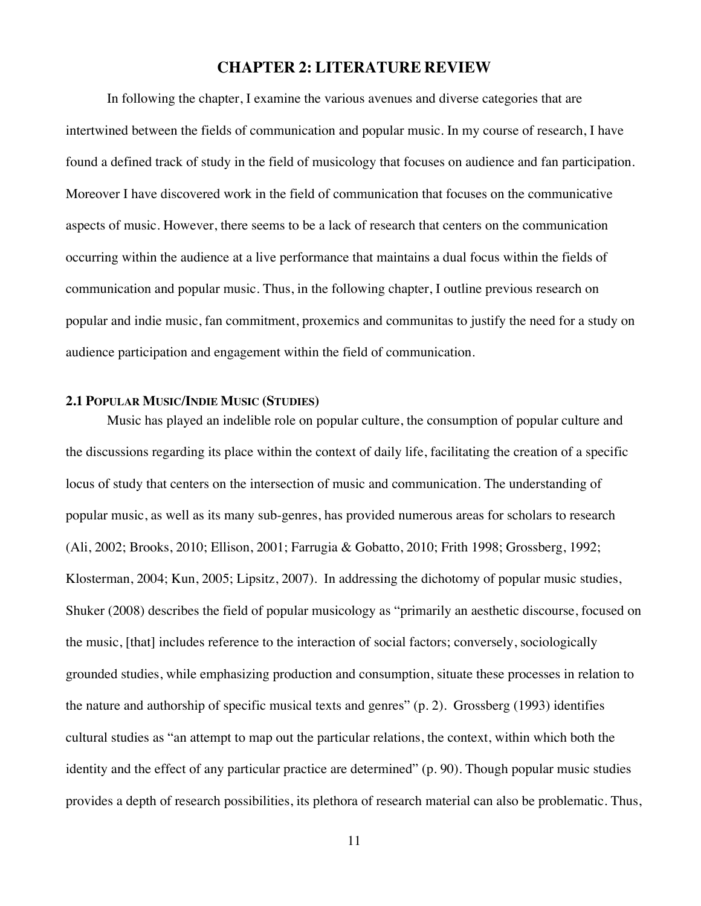# CHAPTER 2: LITERATURE REVIEW

In following the chapter, I examine the various avenues and diverse categories that are intertwined between the fields of communication and popular music. In my course of research, I have found a defined track of study in the field of musicology that focuses on audience and fan participation. Moreover I have discovered work in the field of communication that focuses on the communicative aspects of music. However, there seems to be a lack of research that centers on the communication occurring within the audience at a live performance that maintains a dual focus within the fields of communication and popular music. Thus, in the following chapter, I outline previous research on popular and indie music, fan commitment, proxemics and communitas to justify the need for a study on audience participation and engagement within the field of communication.

## 2.1 Popular Music/Indie Music (Studies)

Music has played an indelible role on popular culture, the consumption of popular culture and the discussions regarding its place within the context of daily life, facilitating the creation of a specific locus of study that centers on the intersection of music and communication. The understanding of popular music, as well as its many sub-genres, has provided numerous areas for scholars to research (Ali, 2002; Brooks, 2010; Ellison, 2001; Farrugia & Gobatto, 2010; Frith 1998; Grossberg, 1992; Klosterman, 2004; Kun, 2005; Lipsitz, 2007). In addressing the dichotomy of popular music studies, Shuker (2008) describes the field of popular musicology as "primarily an aesthetic discourse, focused on the music, [that] includes reference to the interaction of social factors; conversely, sociologically grounded studies, while emphasizing production and consumption, situate these processes in relation to the nature and authorship of specific musical texts and genres" (p. 2). Grossberg (1993) identifies cultural studies as "an attempt to map out the particular relations, the context, within which both the identity and the effect of any particular practice are determined" (p. 90). Though popular music studies provides a depth of research possibilities, its plethora of research material can also be problematic. Thus,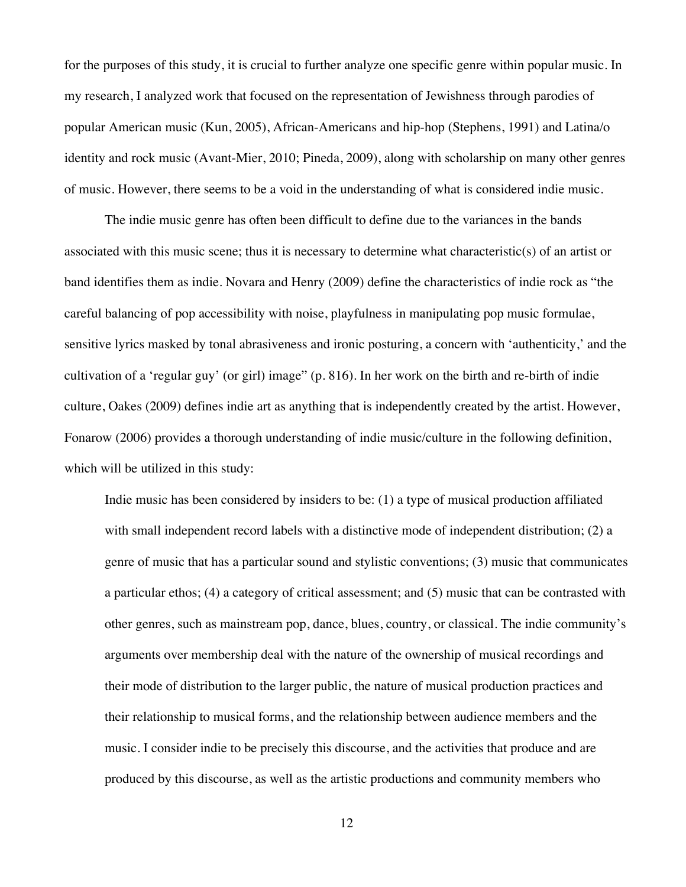for the purposes of this study, it is crucial to further analyze one specific genre within popular music. In my research, I analyzed work that focused on the representation of Jewishness through parodies of popular American music (Kun, 2005), African-Americans and hip-hop (Stephens, 1991) and Latina/o identity and rock music (Avant-Mier, 2010; Pineda, 2009), along with scholarship on many other genres of music. However, there seems to be a void in the understanding of what is considered indie music.

The indie music genre has often been difficult to define due to the variances in the bands associated with this music scene; thus it is necessary to determine what characteristic(s) of an artist or band identifies them as indie. Novara and Henry (2009) define the characteristics of indie rock as "the careful balancing of pop accessibility with noise, playfulness in manipulating pop music formulae, sensitive lyrics masked by tonal abrasiveness and ironic posturing, a concern with 'authenticity,' and the cultivation of a 'regular guy' (or girl) image" (p. 816). In her work on the birth and re-birth of indie culture, Oakes (2009) defines indie art as anything that is independently created by the artist. However, Fonarow (2006) provides a thorough understanding of indie music/culture in the following definition, which will be utilized in this study:

> Indie music has been considered by insiders to be: (1) a type of musical production affiliated with small independent record labels with a distinctive mode of independent distribution; (2) a genre of music that has a particular sound and stylistic conventions; (3) music that communicates a particular ethos; (4) a category of critical assessment; and (5) music that can be contrasted with other genres, such as mainstream pop, dance, blues, country, or classical. The indie community's arguments over membership deal with the nature of the ownership of musical recordings and their mode of distribution to the larger public, the nature of musical production practices and their relationship to musical forms, and the relationship between audience members and the music. I consider indie to be precisely this discourse, and the activities that produce and are produced by this discourse, as well as the artistic productions and community members who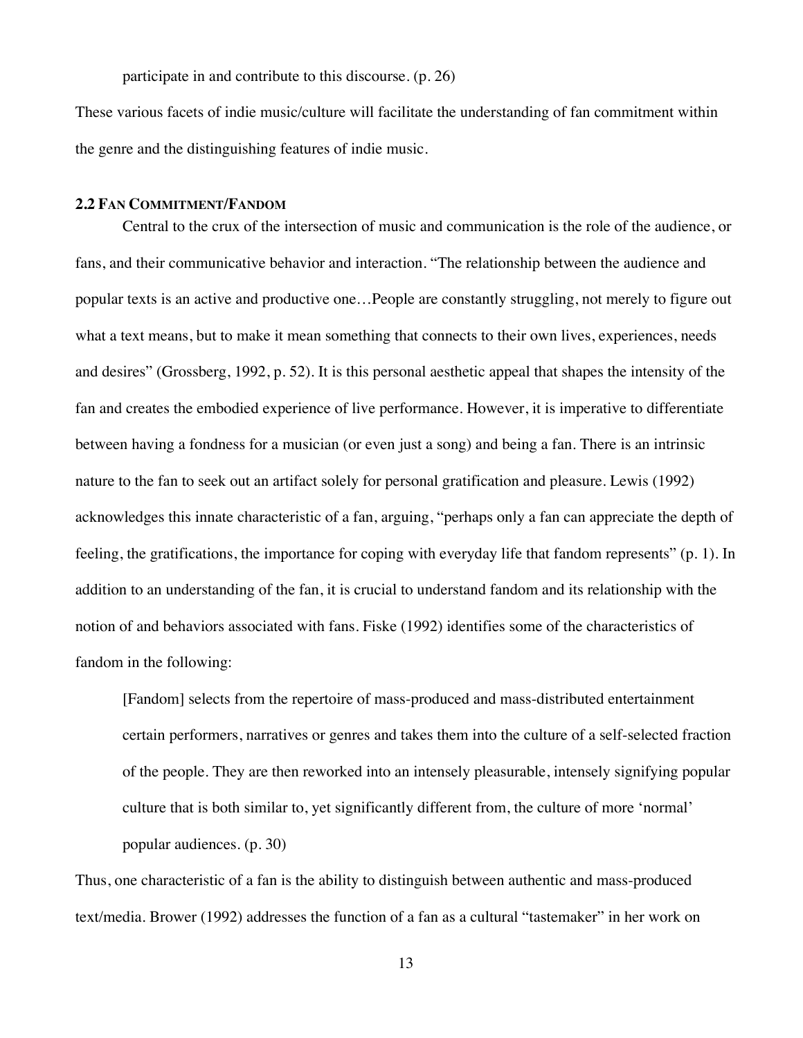participate in and contribute to this discourse. (p. 26)

These various facets of indie music/culture will facilitate the understanding of fan commitment within the genre and the distinguishing features of indie music.

## 2.2 Fan Commitment/Fandom

Central to the crux of the intersection of music and communication is the role of the audience, or fans, and their communicative behavior and interaction. "The relationship between the audience and popular texts is an active and productive one…People are constantly struggling, not merely to figure out what a text means, but to make it mean something that connects to their own lives, experiences, needs and desires" (Grossberg, 1992, p. 52). It is this personal aesthetic appeal that shapes the intensity of the fan and creates the embodied experience of live performance. However, it is imperative to differentiate between having a fondness for a musician (or even just a song) and being a fan. There is an intrinsic nature to the fan to seek out an artifact solely for personal gratification and pleasure. Lewis (1992) acknowledges this innate characteristic of a fan, arguing, "perhaps only a fan can appreciate the depth of feeling, the gratifications, the importance for coping with everyday life that fandom represents" (p. 1). In addition to an understanding of the fan, it is crucial to understand fandom and its relationship with the notion of and behaviors associated with fans. Fiske (1992) identifies some of the characteristics of fandom in the following:

> [Fandom] selects from the repertoire of mass-produced and mass-distributed entertainment certain performers, narratives or genres and takes them into the culture of a self-selected fraction of the people. They are then reworked into an intensely pleasurable, intensely signifying popular culture that is both similar to, yet significantly different from, the culture of more 'normal' popular audiences. (p. 30)

Thus, one characteristic of a fan is the ability to distinguish between authentic and mass-produced text/media. Brower (1992) addresses the function of a fan as a cultural "tastemaker" in her work on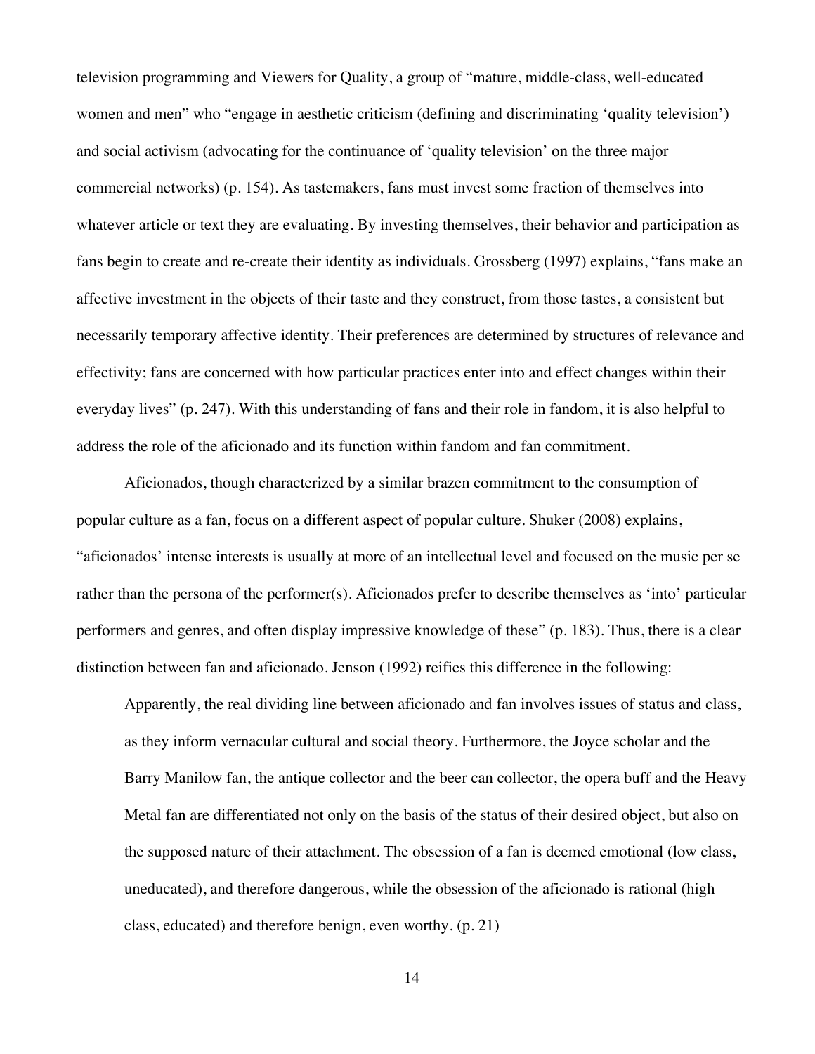television programming and Viewers for Quality, a group of "mature, middle-class, well-educated women and men" who "engage in aesthetic criticism (defining and discriminating 'quality television') and social activism (advocating for the continuance of 'quality television' on the three major commercial networks) (p. 154). As tastemakers, fans must invest some fraction of themselves into whatever article or text they are evaluating. By investing themselves, their behavior and participation as fans begin to create and re-create their identity as individuals. Grossberg (1997) explains, "fans make an affective investment in the objects of their taste and they construct, from those tastes, a consistent but necessarily temporary affective identity. Their preferences are determined by structures of relevance and effectivity; fans are concerned with how particular practices enter into and effect changes within their everyday lives" (p. 247). With this understanding of fans and their role in fandom, it is also helpful to address the role of the aficionado and its function within fandom and fan commitment.

Aficionados, though characterized by a similar brazen commitment to the consumption of popular culture as a fan, focus on a different aspect of popular culture. Shuker (2008) explains, "aficionados' intense interests is usually at more of an intellectual level and focused on the music per se rather than the persona of the performer(s). Aficionados prefer to describe themselves as 'into' particular performers and genres, and often display impressive knowledge of these" (p. 183). Thus, there is a clear distinction between fan and aficionado. Jenson (1992) reifies this difference in the following:

> Apparently, the real dividing line between aficionado and fan involves issues of status and class, as they inform vernacular cultural and social theory. Furthermore, the Joyce scholar and the Barry Manilow fan, the antique collector and the beer can collector, the opera buff and the Heavy Metal fan are differentiated not only on the basis of the status of their desired object, but also on the supposed nature of their attachment. The obsession of a fan is deemed emotional (low class, uneducated), and therefore dangerous, while the obsession of the aficionado is rational (high class, educated) and therefore benign, even worthy. (p. 21)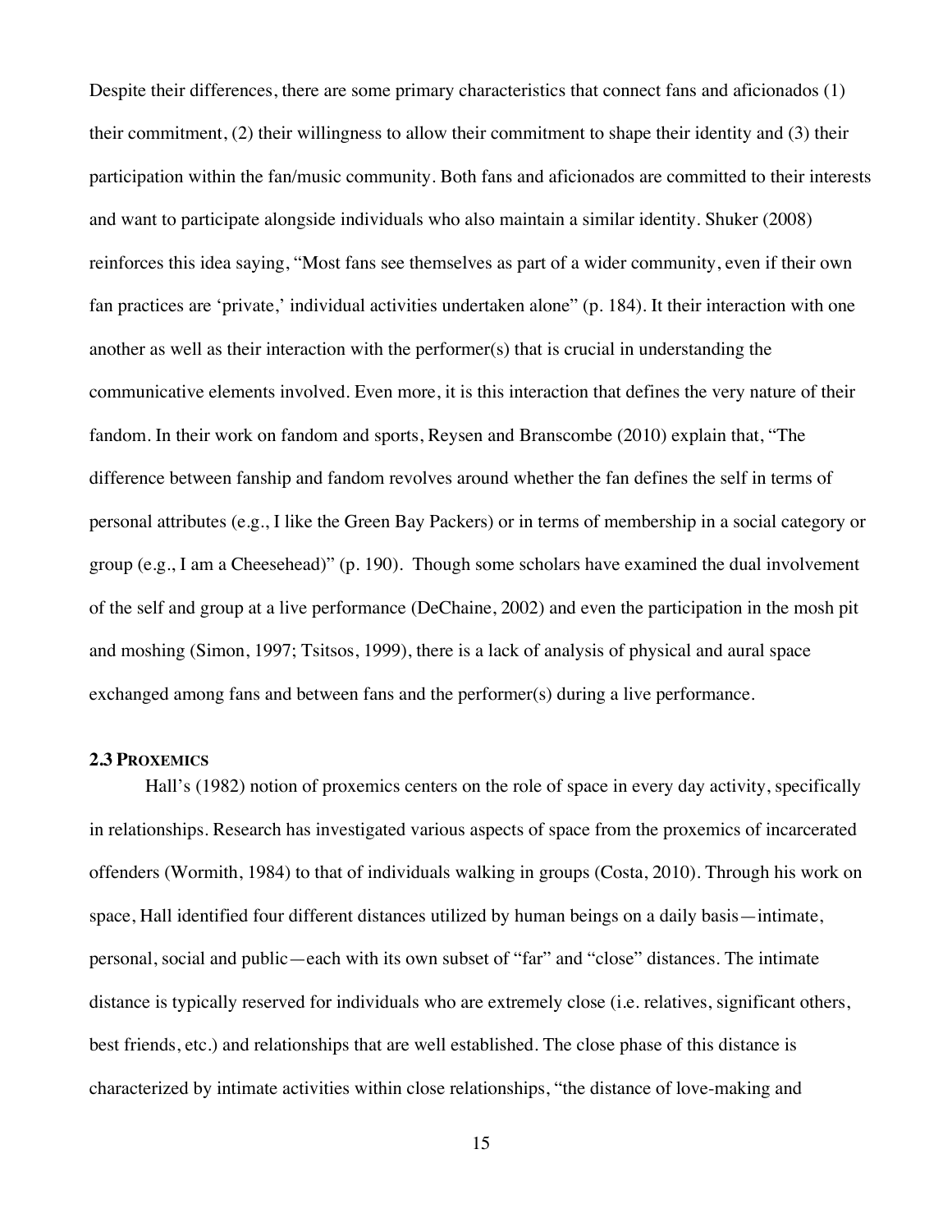Despite their differences, there are some primary characteristics that connect fans and aficionados (1) their commitment, (2) their willingness to allow their commitment to shape their identity and (3) their participation within the fan/music community. Both fans and aficionados are committed to their interests and want to participate alongside individuals who also maintain a similar identity. Shuker (2008) reinforces this idea saying, "Most fans see themselves as part of a wider community, even if their own fan practices are 'private,' individual activities undertaken alone" (p. 184). It their interaction with one another as well as their interaction with the performer(s) that is crucial in understanding the communicative elements involved. Even more, it is this interaction that defines the very nature of their fandom. In their work on fandom and sports, Reysen and Branscombe (2010) explain that, "The difference between fanship and fandom revolves around whether the fan defines the self in terms of personal attributes (e.g., I like the Green Bay Packers) or in terms of membership in a social category or group (e.g., I am a Cheesehead)" (p. 190). Though some scholars have examined the dual involvement of the self and group at a live performance (DeChaine, 2002) and even the participation in the mosh pit and moshing (Simon, 1997; Tsitsos, 1999), there is a lack of analysis of physical and aural space exchanged among fans and between fans and the performer(s) during a live performance.

### 2.3 Proxemics

Hall's (1982) notion of proxemics centers on the role of space in every day activity, specifically in relationships. Research has investigated various aspects of space from the proxemics of incarcerated offenders (Wormith, 1984) to that of individuals walking in groups (Costa, 2010). Through his work on space, Hall identified four different distances utilized by human beings on a daily basis—intimate, personal, social and public—each with its own subset of "far" and "close" distances. The intimate distance is typically reserved for individuals who are extremely close (i.e. relatives, significant others, best friends, etc.) and relationships that are well established. The close phase of this distance is characterized by intimate activities within close relationships, "the distance of love-making and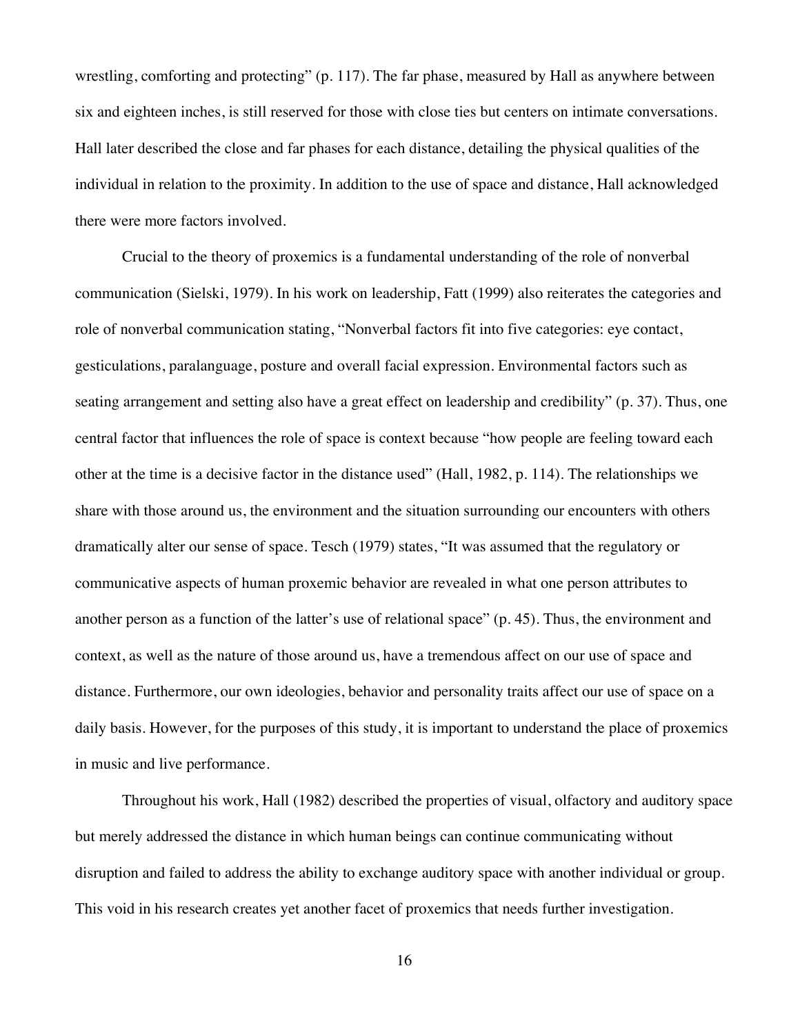wrestling, comforting and protecting" (p. 117). The far phase, measured by Hall as anywhere between six and eighteen inches, is still reserved for those with close ties but centers on intimate conversations. Hall later described the close and far phases for each distance, detailing the physical qualities of the individual in relation to the proximity. In addition to the use of space and distance, Hall acknowledged there were more factors involved.

Crucial to the theory of proxemics is a fundamental understanding of the role of nonverbal communication (Sielski, 1979). In his work on leadership, Fatt (1999) also reiterates the categories and role of nonverbal communication stating, "Nonverbal factors fit into five categories: eye contact, gesticulations, paralanguage, posture and overall facial expression. Environmental factors such as seating arrangement and setting also have a great effect on leadership and credibility" (p. 37). Thus, one central factor that influences the role of space is context because "how people are feeling toward each other at the time is a decisive factor in the distance used" (Hall, 1982, p. 114). The relationships we share with those around us, the environment and the situation surrounding our encounters with others dramatically alter our sense of space. Tesch (1979) states, "It was assumed that the regulatory or communicative aspects of human proxemic behavior are revealed in what one person attributes to another person as a function of the latter's use of relational space" (p. 45). Thus, the environment and context, as well as the nature of those around us, have a tremendous affect on our use of space and distance. Furthermore, our own ideologies, behavior and personality traits affect our use of space on a daily basis. However, for the purposes of this study, it is important to understand the place of proxemics in music and live performance.

Throughout his work, Hall (1982) described the properties of visual, olfactory and auditory space but merely addressed the distance in which human beings can continue communicating without disruption and failed to address the ability to exchange auditory space with another individual or group. This void in his research creates yet another facet of proxemics that needs further investigation.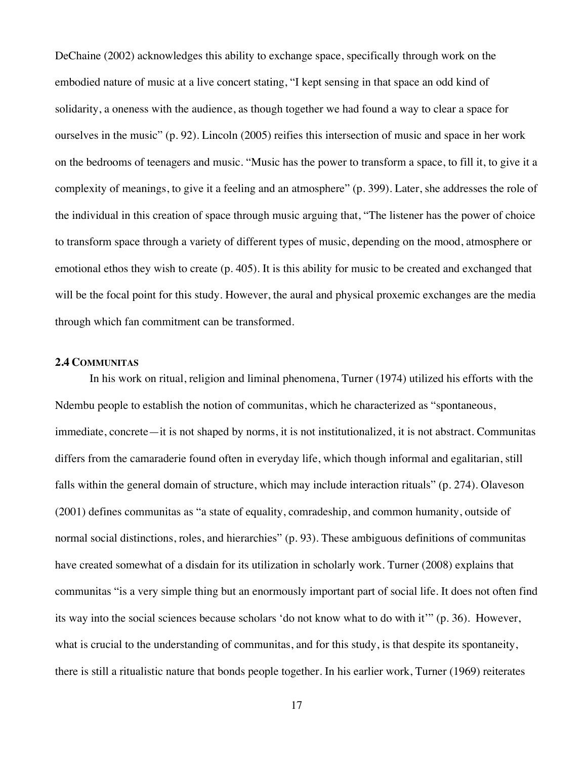DeChaine (2002) acknowledges this ability to exchange space, specifically through work on the embodied nature of music at a live concert stating, "I kept sensing in that space an odd kind of solidarity, a oneness with the audience, as though together we had found a way to clear a space for ourselves in the music" (p. 92). Lincoln (2005) reifies this intersection of music and space in her work on the bedrooms of teenagers and music. "Music has the power to transform a space, to fill it, to give it a complexity of meanings, to give it a feeling and an atmosphere" (p. 399). Later, she addresses the role of the individual in this creation of space through music arguing that, "The listener has the power of choice to transform space through a variety of different types of music, depending on the mood, atmosphere or emotional ethos they wish to create (p. 405). It is this ability for music to be created and exchanged that will be the focal point for this study. However, the aural and physical proxemic exchanges are the media through which fan commitment can be transformed.

### 2.4 Communitas

In his work on ritual, religion and liminal phenomena, Turner (1974) utilized his efforts with the Ndembu people to establish the notion of communitas, which he characterized as "spontaneous, immediate, concrete—it is not shaped by norms, it is not institutionalized, it is not abstract. Communitas differs from the camaraderie found often in everyday life, which though informal and egalitarian, still falls within the general domain of structure, which may include interaction rituals" (p. 274). Olaveson (2001) defines communitas as "a state of equality, comradeship, and common humanity, outside of normal social distinctions, roles, and hierarchies" (p. 93). These ambiguous definitions of communitas have created somewhat of a disdain for its utilization in scholarly work. Turner (2008) explains that communitas "is a very simple thing but an enormously important part of social life. It does not often find its way into the social sciences because scholars 'do not know what to do with it'" (p. 36). However, what is crucial to the understanding of communitas, and for this study, is that despite its spontaneity, there is still a ritualistic nature that bonds people together. In his earlier work, Turner (1969) reiterates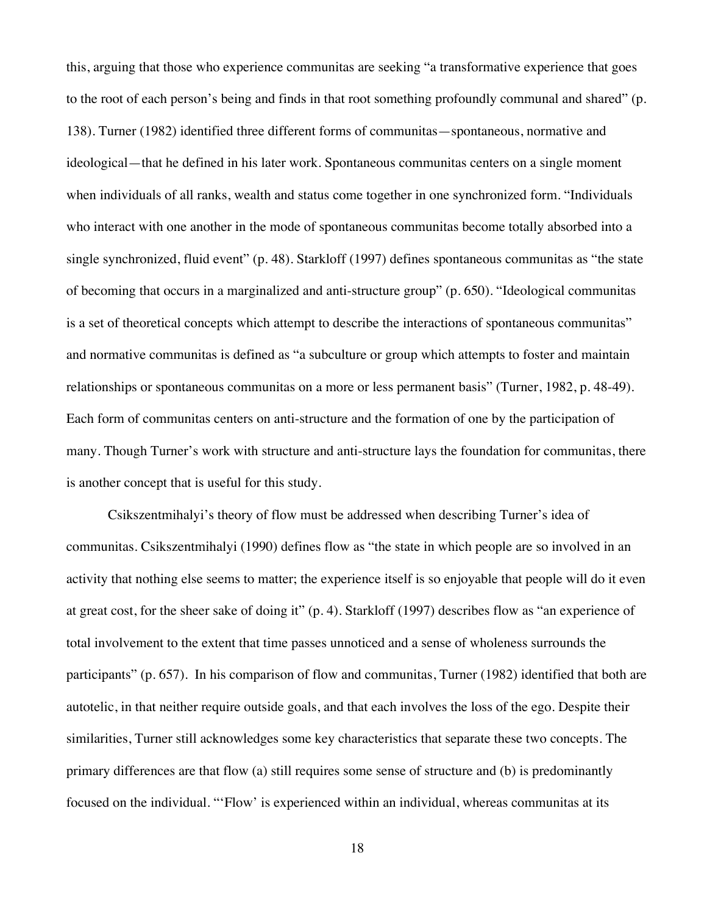this, arguing that those who experience communitas are seeking "a transformative experience that goes to the root of each person's being and finds in that root something profoundly communal and shared" (p. 138). Turner (1982) identified three different forms of communitas—spontaneous, normative and ideological—that he defined in his later work. Spontaneous communitas centers on a single moment when individuals of all ranks, wealth and status come together in one synchronized form. "Individuals who interact with one another in the mode of spontaneous communitas become totally absorbed into a single synchronized, fluid event" (p. 48). Starkloff (1997) defines spontaneous communitas as "the state of becoming that occurs in a marginalized and anti-structure group" (p. 650). "Ideological communitas is a set of theoretical concepts which attempt to describe the interactions of spontaneous communitas" and normative communitas is defined as "a subculture or group which attempts to foster and maintain relationships or spontaneous communitas on a more or less permanent basis" (Turner, 1982, p. 48-49). Each form of communitas centers on anti-structure and the formation of one by the participation of many. Though Turner's work with structure and anti-structure lays the foundation for communitas, there is another concept that is useful for this study.

Csikszentmihalyi's theory of flow must be addressed when describing Turner's idea of communitas. Csikszentmihalyi (1990) defines flow as "the state in which people are so involved in an activity that nothing else seems to matter; the experience itself is so enjoyable that people will do it even at great cost, for the sheer sake of doing it" (p. 4). Starkloff (1997) describes flow as "an experience of total involvement to the extent that time passes unnoticed and a sense of wholeness surrounds the participants" (p. 657). In his comparison of flow and communitas, Turner (1982) identified that both are autotelic, in that neither require outside goals, and that each involves the loss of the ego. Despite their similarities, Turner still acknowledges some key characteristics that separate these two concepts. The primary differences are that flow (a) still requires some sense of structure and (b) is predominantly focused on the individual. "'Flow' is experienced within an individual, whereas communitas at its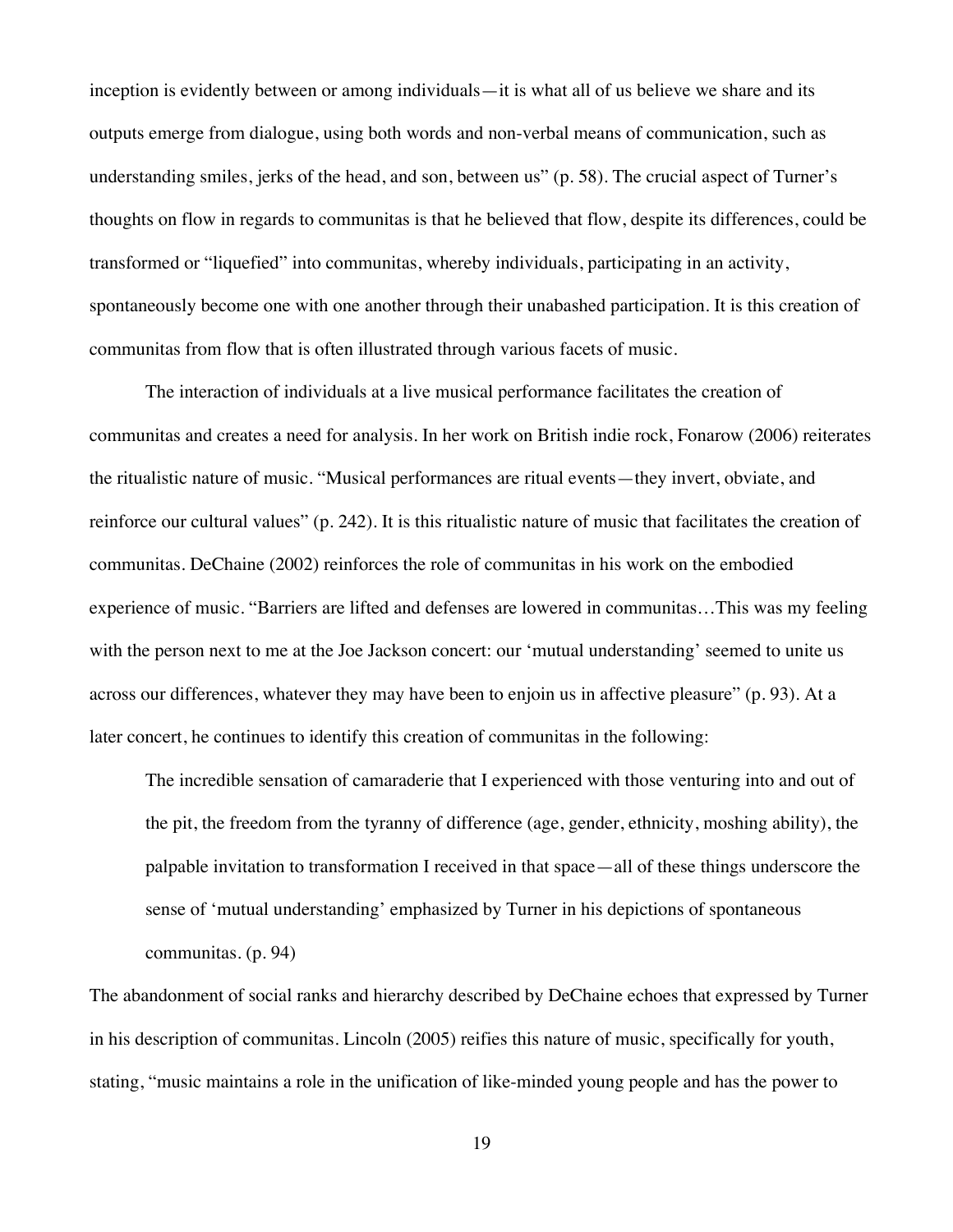inception is evidently between or among individuals—it is what all of us believe we share and its outputs emerge from dialogue, using both words and non-verbal means of communication, such as understanding smiles, jerks of the head, and son, between us" (p. 58). The crucial aspect of Turner's thoughts on flow in regards to communitas is that he believed that flow, despite its differences, could be transformed or "liquefied" into communitas, whereby individuals, participating in an activity, spontaneously become one with one another through their unabashed participation. It is this creation of communitas from flow that is often illustrated through various facets of music.

The interaction of individuals at a live musical performance facilitates the creation of communitas and creates a need for analysis. In her work on British indie rock, Fonarow (2006) reiterates the ritualistic nature of music. "Musical performances are ritual events—they invert, obviate, and reinforce our cultural values" (p. 242). It is this ritualistic nature of music that facilitates the creation of communitas. DeChaine (2002) reinforces the role of communitas in his work on the embodied experience of music. "Barriers are lifted and defenses are lowered in communitas…This was my feeling with the person next to me at the Joe Jackson concert: our 'mutual understanding' seemed to unite us across our differences, whatever they may have been to enjoin us in affective pleasure" (p. 93). At a later concert, he continues to identify this creation of communitas in the following:

> The incredible sensation of camaraderie that I experienced with those venturing into and out of the pit, the freedom from the tyranny of difference (age, gender, ethnicity, moshing ability), the palpable invitation to transformation I received in that space—all of these things underscore the sense of 'mutual understanding' emphasized by Turner in his depictions of spontaneous communitas. (p. 94)

The abandonment of social ranks and hierarchy described by DeChaine echoes that expressed by Turner in his description of communitas. Lincoln (2005) reifies this nature of music, specifically for youth, stating, "music maintains a role in the unification of like-minded young people and has the power to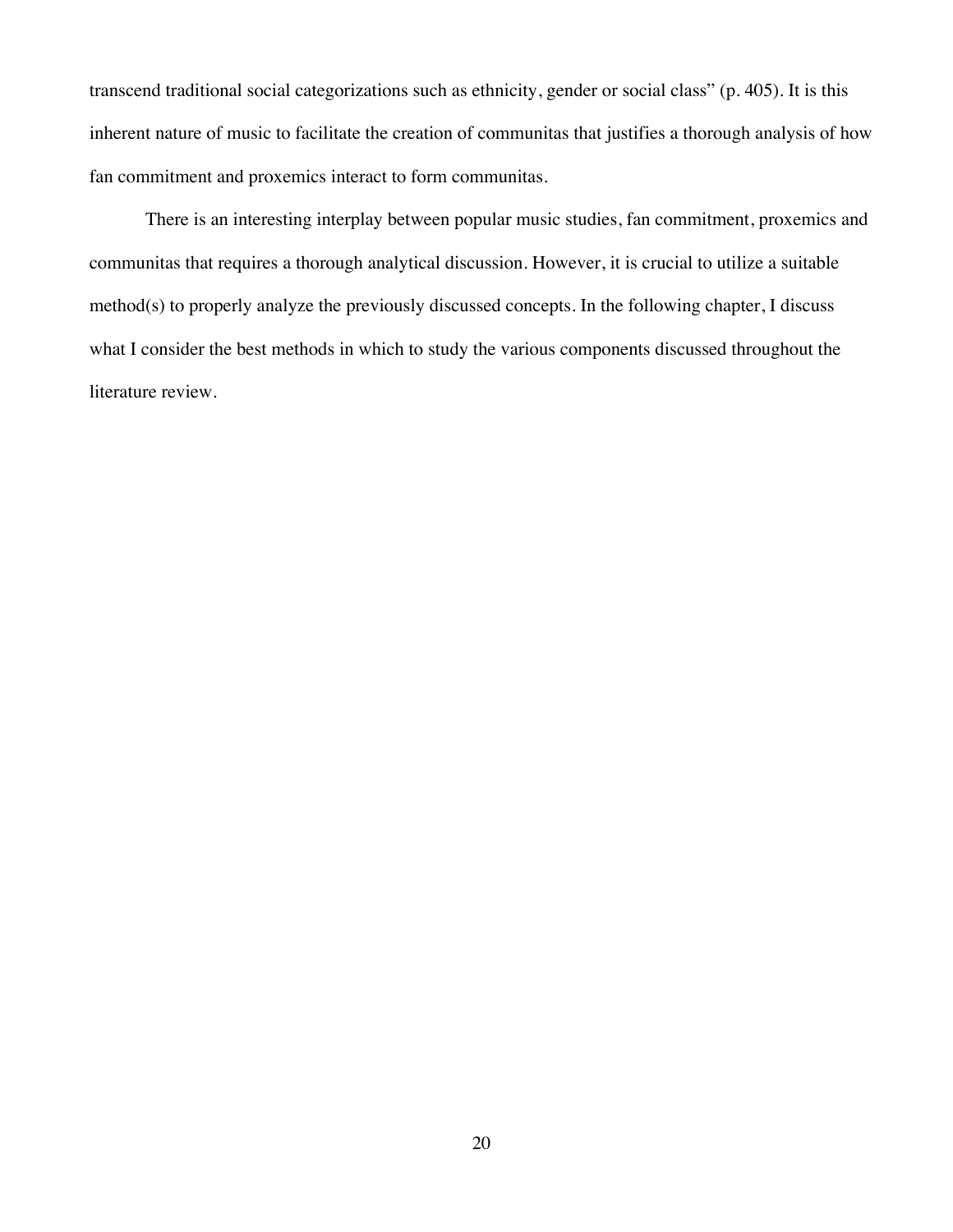transcend traditional social categorizations such as ethnicity, gender or social class" (p. 405). It is this inherent nature of music to facilitate the creation of communitas that justifies a thorough analysis of how fan commitment and proxemics interact to form communitas.

There is an interesting interplay between popular music studies, fan commitment, proxemics and communitas that requires a thorough analytical discussion. However, it is crucial to utilize a suitable method(s) to properly analyze the previously discussed concepts. In the following chapter, I discuss what I consider the best methods in which to study the various components discussed throughout the literature review.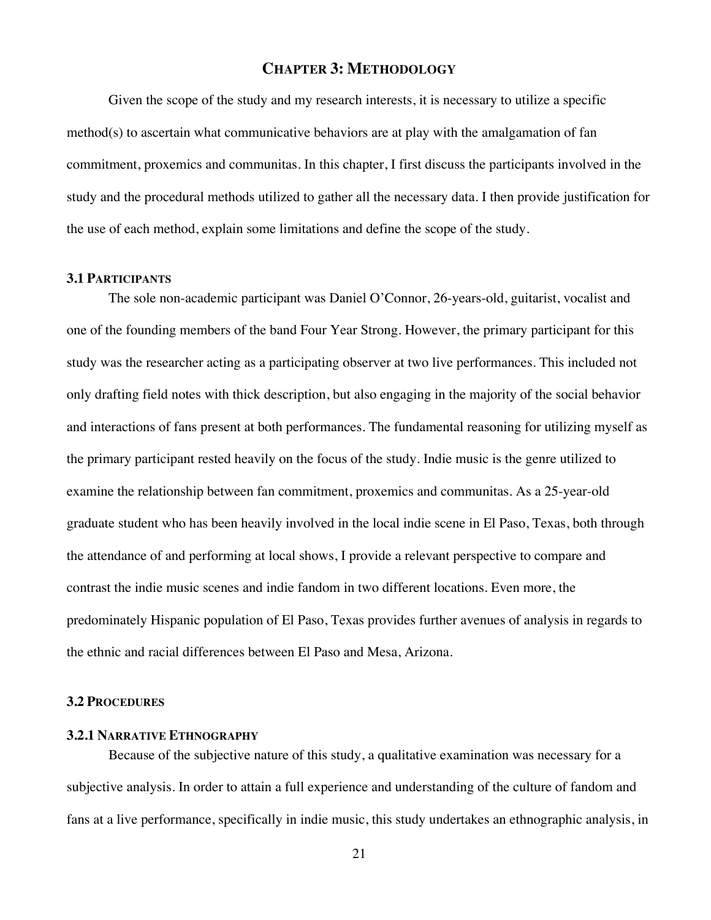# Chapter 3: Methodology

Given the scope of the study and my research interests, it is necessary to utilize a specific method(s) to ascertain what communicative behaviors are at play with the amalgamation of fan commitment, proxemics and communitas. In this chapter, I first discuss the participants involved in the study and the procedural methods utilized to gather all the necessary data. I then provide justification for the use of each method, explain some limitations and define the scope of the study.

## 3.1 Participants

The sole non-academic participant was Daniel O'Connor, 26-years-old, guitarist, vocalist and one of the founding members of the band Four Year Strong. However, the primary participant for this study was the researcher acting as a participating observer at two live performances. This included not only drafting field notes with thick description, but also engaging in the majority of the social behavior and interactions of fans present at both performances. The fundamental reasoning for utilizing myself as the primary participant rested heavily on the focus of the study. Indie music is the genre utilized to examine the relationship between fan commitment, proxemics and communitas. As a 25-year-old graduate student who has been heavily involved in the local indie scene in El Paso, Texas, both through the attendance of and performing at local shows, I provide a relevant perspective to compare and contrast the indie music scenes and indie fandom in two different locations. Even more, the predominately Hispanic population of El Paso, Texas provides further avenues of analysis in regards to the ethnic and racial differences between El Paso and Mesa, Arizona.

## 3.2 Procedures

### 3.2.1 Narrative Ethnography

Because of the subjective nature of this study, a qualitative examination was necessary for a subjective analysis. In order to attain a full experience and understanding of the culture of fandom and fans at a live performance, specifically in indie music, this study undertakes an ethnographic analysis, in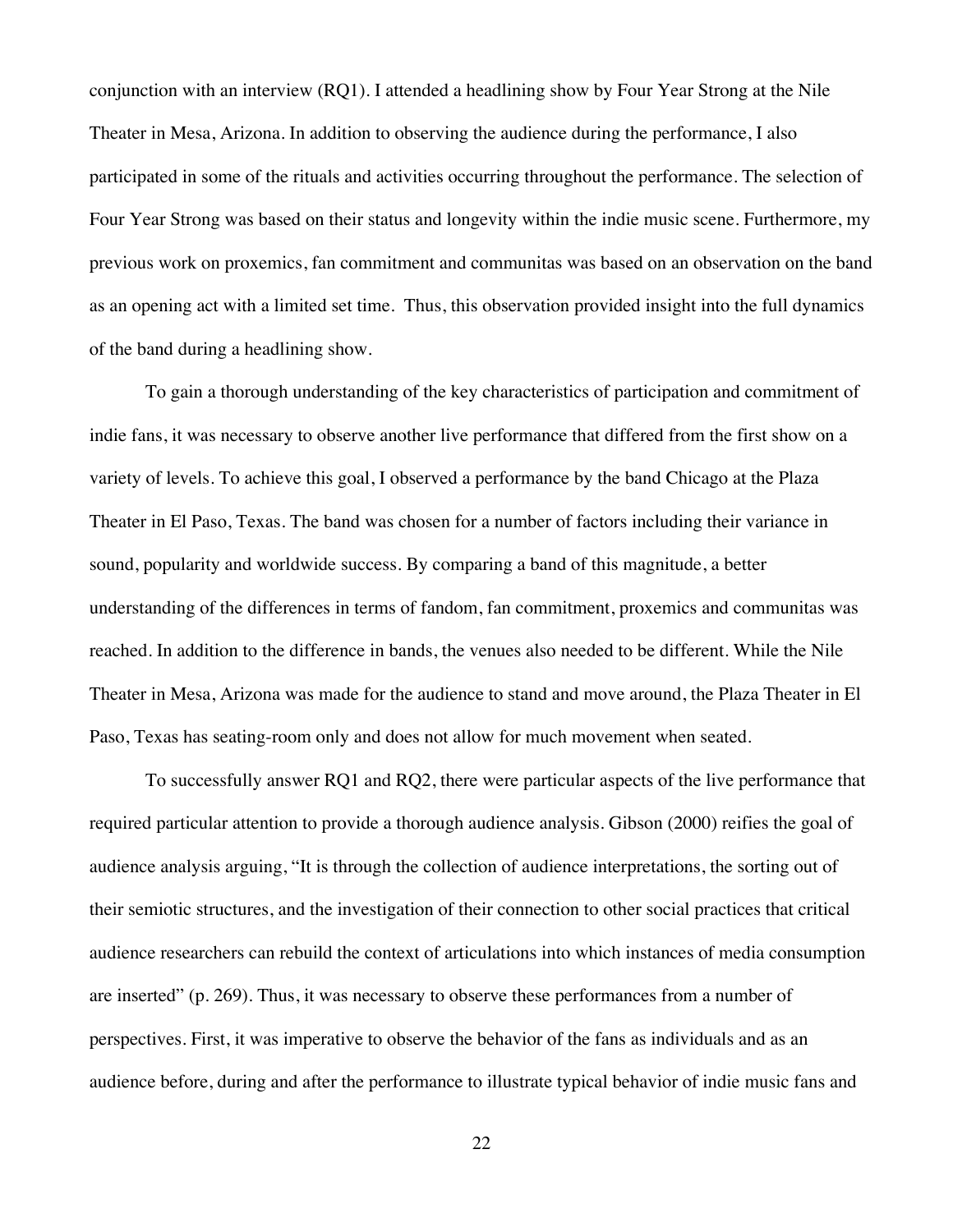conjunction with an interview (RQ1). I attended a headlining show by Four Year Strong at the Nile Theater in Mesa, Arizona. In addition to observing the audience during the performance, I also participated in some of the rituals and activities occurring throughout the performance. The selection of Four Year Strong was based on their status and longevity within the indie music scene. Furthermore, my previous work on proxemics, fan commitment and communitas was based on an observation on the band as an opening act with a limited set time. Thus, this observation provided insight into the full dynamics of the band during a headlining show.

To gain a thorough understanding of the key characteristics of participation and commitment of indie fans, it was necessary to observe another live performance that differed from the first show on a variety of levels. To achieve this goal, I observed a performance by the band Chicago at the Plaza Theater in El Paso, Texas. The band was chosen for a number of factors including their variance in sound, popularity and worldwide success. By comparing a band of this magnitude, a better understanding of the differences in terms of fandom, fan commitment, proxemics and communitas was reached. In addition to the difference in bands, the venues also needed to be different. While the Nile Theater in Mesa, Arizona was made for the audience to stand and move around, the Plaza Theater in El Paso, Texas has seating-room only and does not allow for much movement when seated.

To successfully answer RQ1 and RQ2, there were particular aspects of the live performance that required particular attention to provide a thorough audience analysis. Gibson (2000) reifies the goal of audience analysis arguing, "It is through the collection of audience interpretations, the sorting out of their semiotic structures, and the investigation of their connection to other social practices that critical audience researchers can rebuild the context of articulations into which instances of media consumption are inserted" (p. 269). Thus, it was necessary to observe these performances from a number of perspectives. First, it was imperative to observe the behavior of the fans as individuals and as an audience before, during and after the performance to illustrate typical behavior of indie music fans and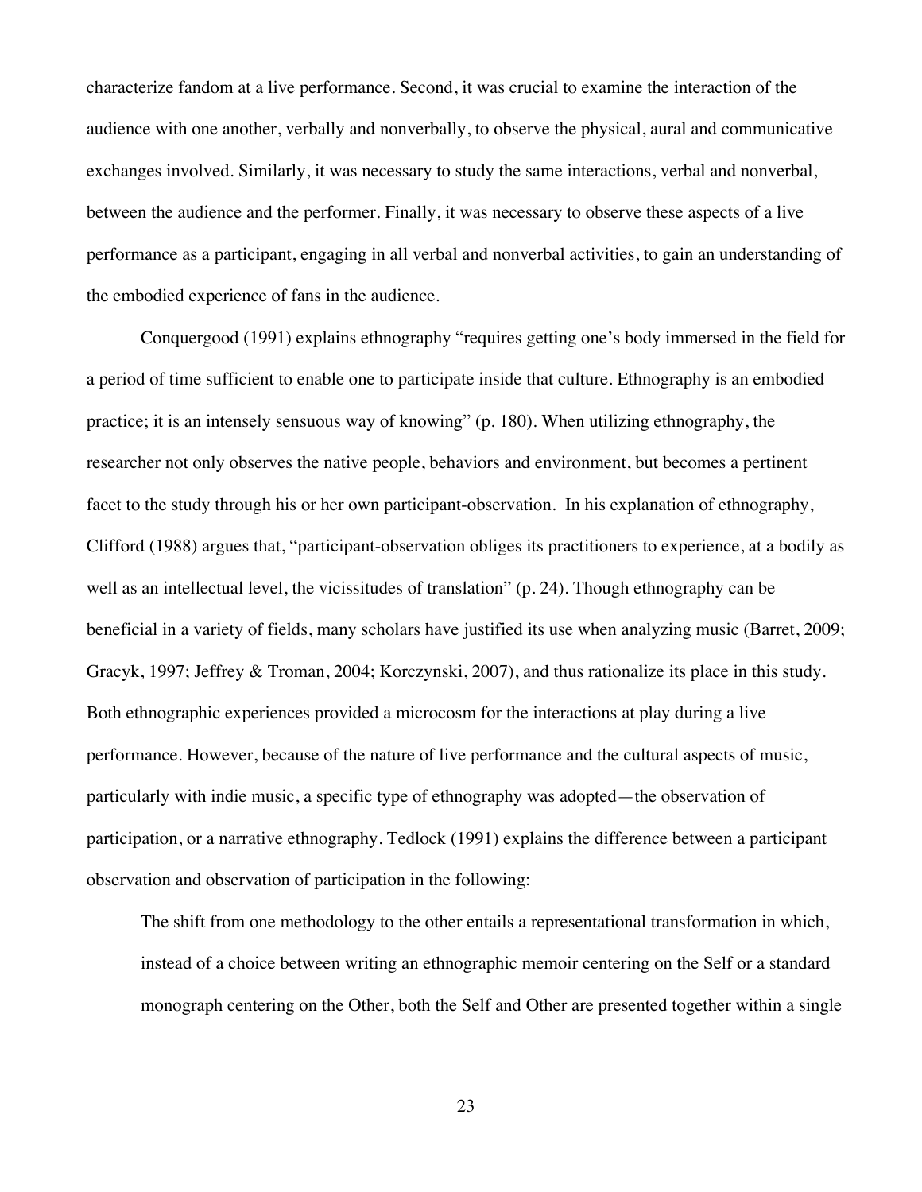characterize fandom at a live performance. Second, it was crucial to examine the interaction of the audience with one another, verbally and nonverbally, to observe the physical, aural and communicative exchanges involved. Similarly, it was necessary to study the same interactions, verbal and nonverbal, between the audience and the performer. Finally, it was necessary to observe these aspects of a live performance as a participant, engaging in all verbal and nonverbal activities, to gain an understanding of the embodied experience of fans in the audience.

Conquergood (1991) explains ethnography "requires getting one's body immersed in the field for a period of time sufficient to enable one to participate inside that culture. Ethnography is an embodied practice; it is an intensely sensuous way of knowing" (p. 180). When utilizing ethnography, the researcher not only observes the native people, behaviors and environment, but becomes a pertinent facet to the study through his or her own participant-observation. In his explanation of ethnography, Clifford (1988) argues that, "participant-observation obliges its practitioners to experience, at a bodily as well as an intellectual level, the vicissitudes of translation" (p. 24). Though ethnography can be beneficial in a variety of fields, many scholars have justified its use when analyzing music (Barret, 2009; Gracyk, 1997; Jeffrey & Troman, 2004; Korczynski, 2007), and thus rationalize its place in this study. Both ethnographic experiences provided a microcosm for the interactions at play during a live performance. However, because of the nature of live performance and the cultural aspects of music, particularly with indie music, a specific type of ethnography was adopted—the observation of participation, or a narrative ethnography. Tedlock (1991) explains the difference between a participant observation and observation of participation in the following:

> The shift from one methodology to the other entails a representational transformation in which, instead of a choice between writing an ethnographic memoir centering on the Self or a standard monograph centering on the Other, both the Self and Other are presented together within a single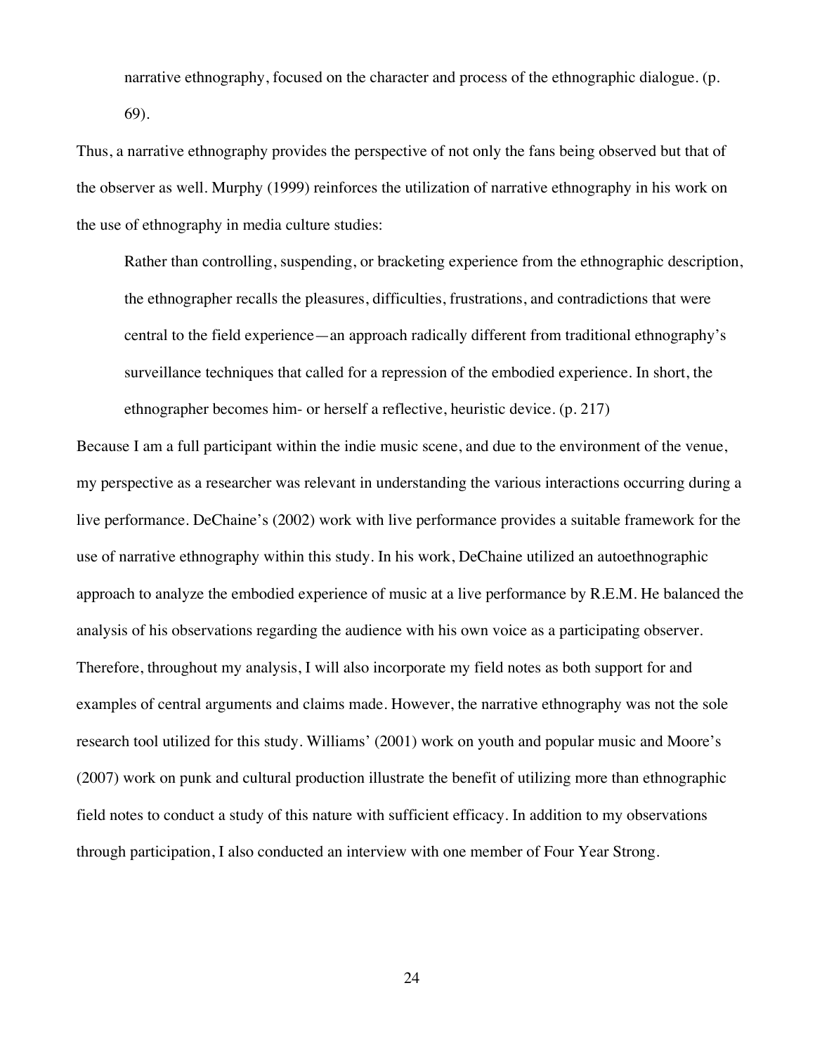> narrative ethnography, focused on the character and process of the ethnographic dialogue. (p. 69).

Thus, a narrative ethnography provides the perspective of not only the fans being observed but that of the observer as well. Murphy (1999) reinforces the utilization of narrative ethnography in his work on the use of ethnography in media culture studies:

> Rather than controlling, suspending, or bracketing experience from the ethnographic description, the ethnographer recalls the pleasures, difficulties, frustrations, and contradictions that were central to the field experience—an approach radically different from traditional ethnography's surveillance techniques that called for a repression of the embodied experience. In short, the ethnographer becomes him- or herself a reflective, heuristic device. (p. 217)

Because I am a full participant within the indie music scene, and due to the environment of the venue, my perspective as a researcher was relevant in understanding the various interactions occurring during a live performance. DeChaine's (2002) work with live performance provides a suitable framework for the use of narrative ethnography within this study. In his work, DeChaine utilized an autoethnographic approach to analyze the embodied experience of music at a live performance by R.E.M. He balanced the analysis of his observations regarding the audience with his own voice as a participating observer. Therefore, throughout my analysis, I will also incorporate my field notes as both support for and examples of central arguments and claims made. However, the narrative ethnography was not the sole research tool utilized for this study. Williams' (2001) work on youth and popular music and Moore's (2007) work on punk and cultural production illustrate the benefit of utilizing more than ethnographic field notes to conduct a study of this nature with sufficient efficacy. In addition to my observations through participation, I also conducted an interview with one member of Four Year Strong.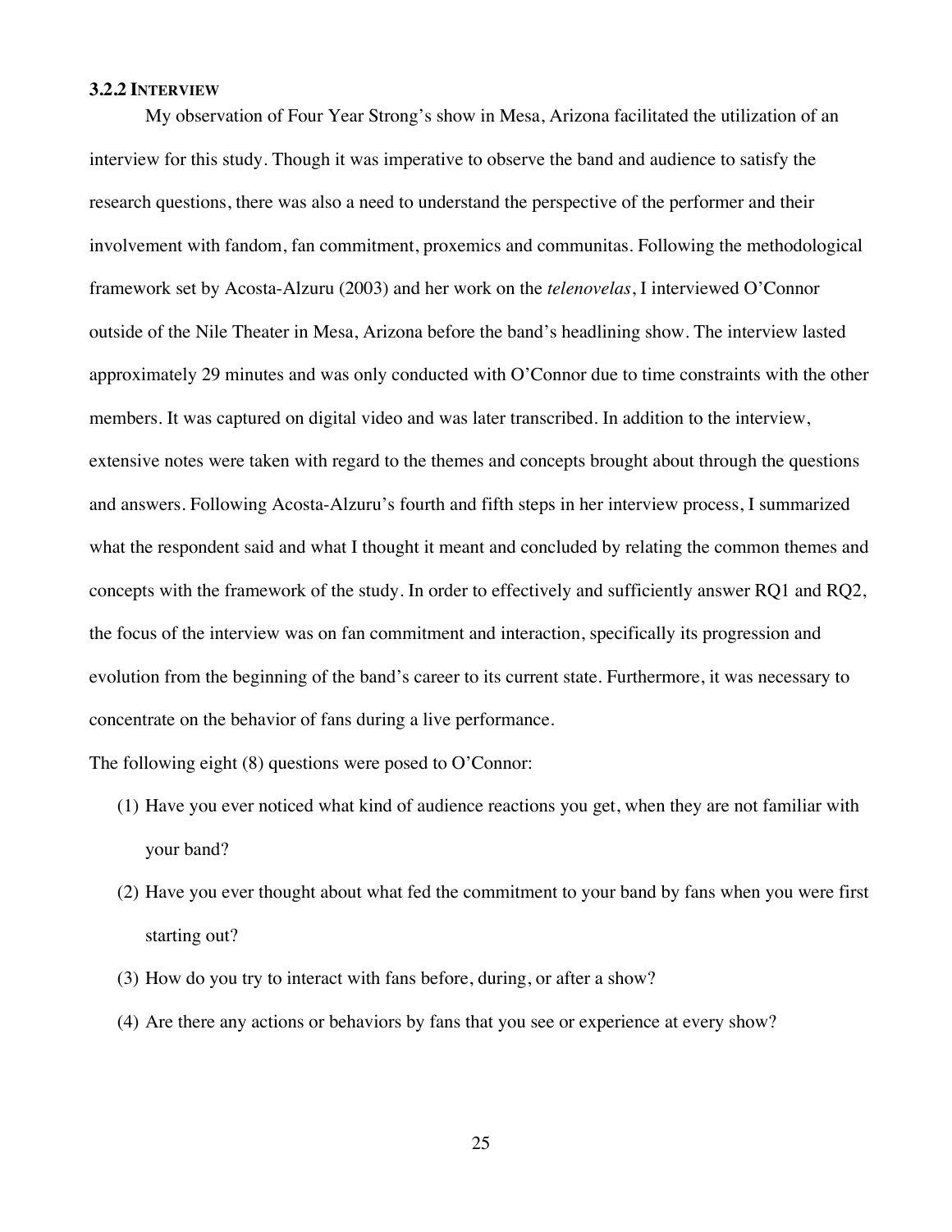### 3.2.2 INTERVIEW

My observation of Four Year Strong's show in Mesa, Arizona facilitated the utilization of an interview for this study. Though it was imperative to observe the band and audience to satisfy the research questions, there was also a need to understand the perspective of the performer and their involvement with fandom, fan commitment, proxemics and communitas. Following the methodological framework set by Acosta-Alzuru (2003) and her work on the *telenovelas*, I interviewed O'Connor outside of the Nile Theater in Mesa, Arizona before the band's headlining show. The interview lasted approximately 29 minutes and was only conducted with O'Connor due to time constraints with the other members. It was captured on digital video and was later transcribed. In addition to the interview, extensive notes were taken with regard to the themes and concepts brought about through the questions and answers. Following Acosta-Alzuru's fourth and fifth steps in her interview process, I summarized what the respondent said and what I thought it meant and concluded by relating the common themes and concepts with the framework of the study. In order to effectively and sufficiently answer RQ1 and RQ2, the focus of the interview was on fan commitment and interaction, specifically its progression and evolution from the beginning of the band's career to its current state. Furthermore, it was necessary to concentrate on the behavior of fans during a live performance.

The following eight (8) questions were posed to O'Connor:

(1) Have you ever noticed what kind of audience reactions you get, when they are not familiar with your band?

(2) Have you ever thought about what fed the commitment to your band by fans when you were first starting out?

(3) How do you try to interact with fans before, during, or after a show?

(4) Are there any actions or behaviors by fans that you see or experience at every show?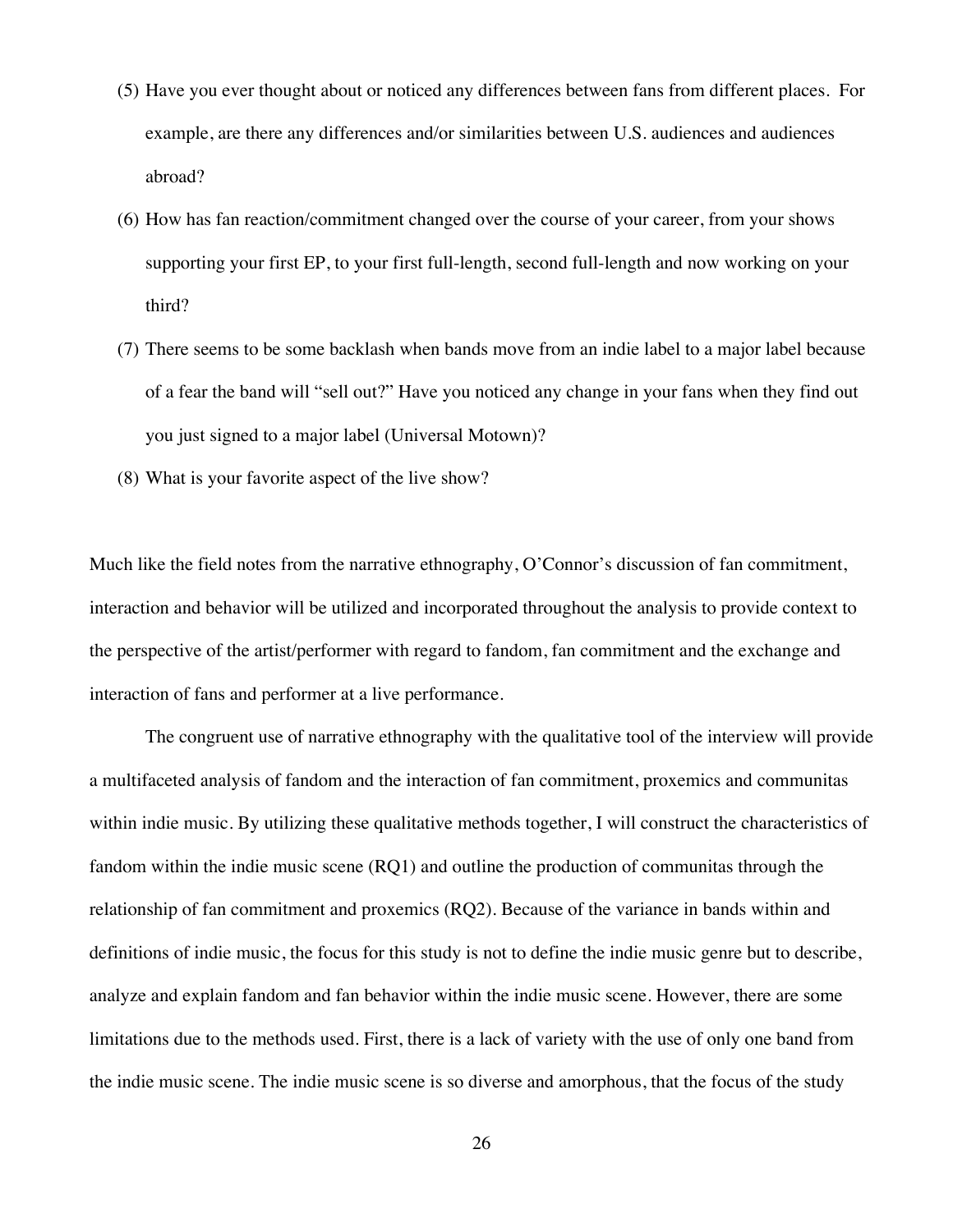(5) Have you ever thought about or noticed any differences between fans from different places. For example, are there any differences and/or similarities between U.S. audiences and audiences abroad?

(6) How has fan reaction/commitment changed over the course of your career, from your shows supporting your first EP, to your first full-length, second full-length and now working on your third?

(7) There seems to be some backlash when bands move from an indie label to a major label because of a fear the band will "sell out?" Have you noticed any change in your fans when they find out you just signed to a major label (Universal Motown)?

(8) What is your favorite aspect of the live show?

Much like the field notes from the narrative ethnography, O'Connor's discussion of fan commitment, interaction and behavior will be utilized and incorporated throughout the analysis to provide context to the perspective of the artist/performer with regard to fandom, fan commitment and the exchange and interaction of fans and performer at a live performance.

The congruent use of narrative ethnography with the qualitative tool of the interview will provide a multifaceted analysis of fandom and the interaction of fan commitment, proxemics and communitas within indie music. By utilizing these qualitative methods together, I will construct the characteristics of fandom within the indie music scene (RQ1) and outline the production of communitas through the relationship of fan commitment and proxemics (RQ2). Because of the variance in bands within and definitions of indie music, the focus for this study is not to define the indie music genre but to describe, analyze and explain fandom and fan behavior within the indie music scene. However, there are some limitations due to the methods used. First, there is a lack of variety with the use of only one band from the indie music scene. The indie music scene is so diverse and amorphous, that the focus of the study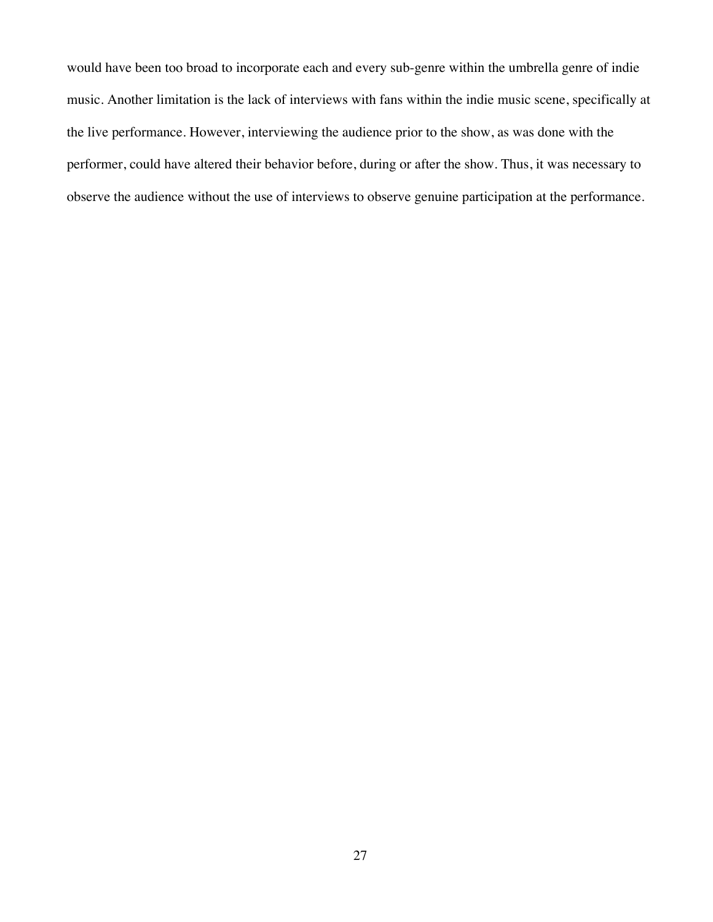would have been too broad to incorporate each and every sub-genre within the umbrella genre of indie music. Another limitation is the lack of interviews with fans within the indie music scene, specifically at the live performance. However, interviewing the audience prior to the show, as was done with the performer, could have altered their behavior before, during or after the show. Thus, it was necessary to observe the audience without the use of interviews to observe genuine participation at the performance.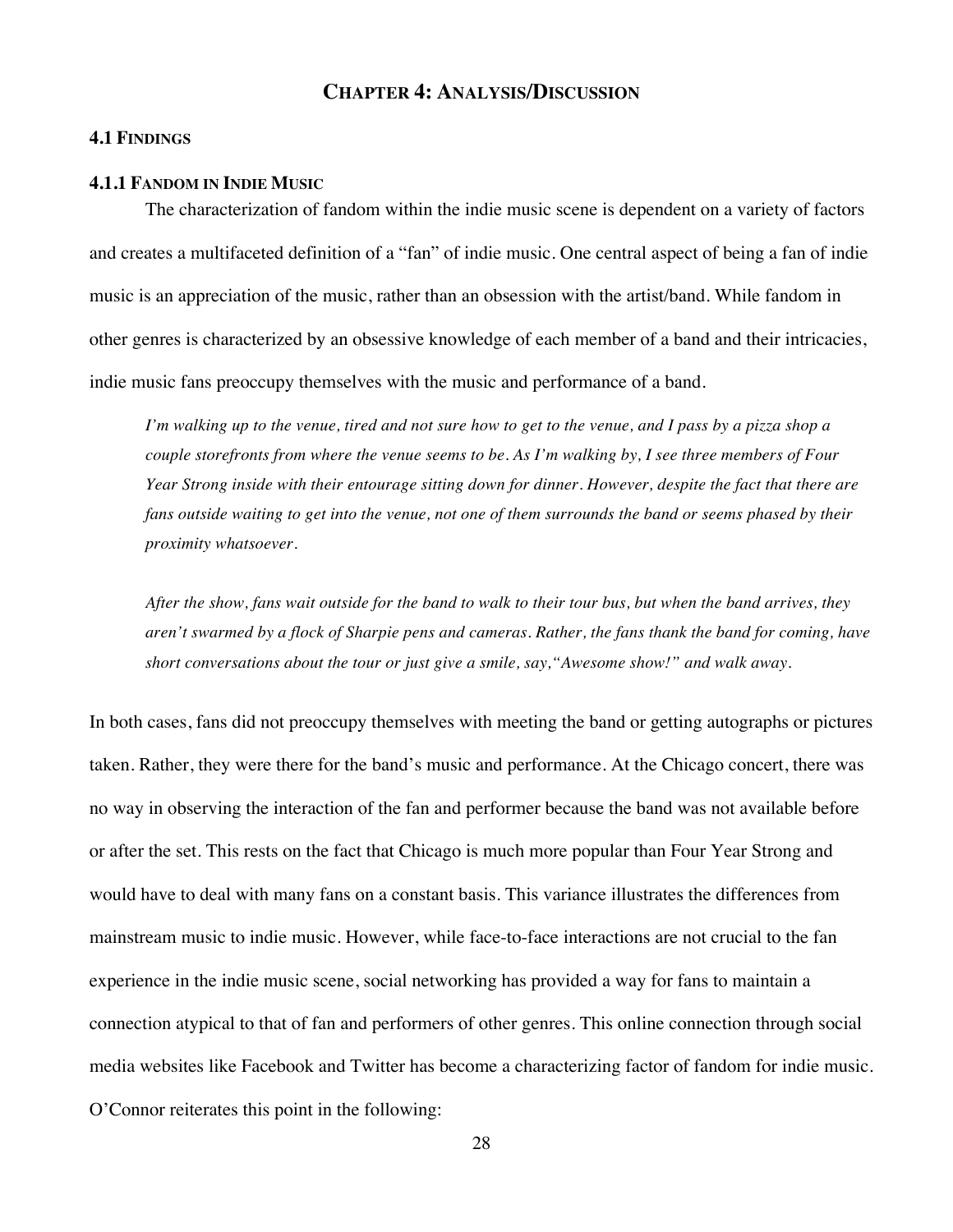## CHAPTER 4: ANALYSIS/DISCUSSION

### 4.1 FINDINGS

#### 4.1.1 FANDOM IN INDIE MUSIC

The characterization of fandom within the indie music scene is dependent on a variety of factors and creates a multifaceted definition of a "fan" of indie music. One central aspect of being a fan of indie music is an appreciation of the music, rather than an obsession with the artist/band. While fandom in other genres is characterized by an obsessive knowledge of each member of a band and their intricacies, indie music fans preoccupy themselves with the music and performance of a band.

> *I'm walking up to the venue, tired and not sure how to get to the venue, and I pass by a pizza shop a couple storefronts from where the venue seems to be. As I'm walking by, I see three members of Four Year Strong inside with their entourage sitting down for dinner. However, despite the fact that there are fans outside waiting to get into the venue, not one of them surrounds the band or seems phased by their proximity whatsoever.*
>
> *After the show, fans wait outside for the band to walk to their tour bus, but when the band arrives, they aren't swarmed by a flock of Sharpie pens and cameras. Rather, the fans thank the band for coming, have short conversations about the tour or just give a smile, say, "Awesome show!" and walk away.*

In both cases, fans did not preoccupy themselves with meeting the band or getting autographs or pictures taken. Rather, they were there for the band's music and performance. At the Chicago concert, there was no way in observing the interaction of the fan and performer because the band was not available before or after the set. This rests on the fact that Chicago is much more popular than Four Year Strong and would have to deal with many fans on a constant basis. This variance illustrates the differences from mainstream music to indie music. However, while face-to-face interactions are not crucial to the fan experience in the indie music scene, social networking has provided a way for fans to maintain a connection atypical to that of fan and performers of other genres. This online connection through social media websites like Facebook and Twitter has become a characterizing factor of fandom for indie music. O'Connor reiterates this point in the following: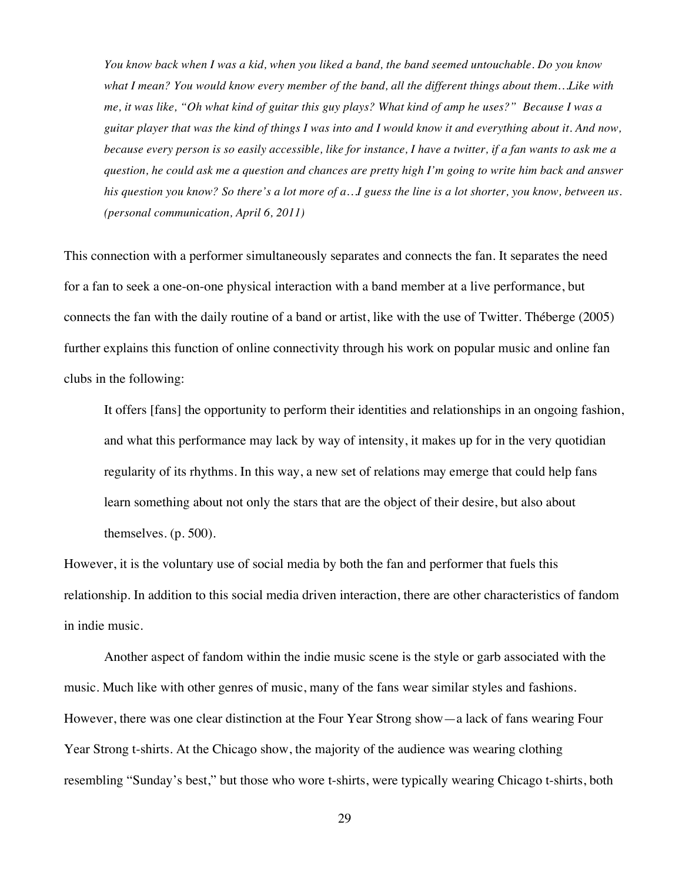> *You know back when I was a kid, when you liked a band, the band seemed untouchable. Do you know what I mean? You would know every member of the band, all the different things about them…Like with me, it was like, "Oh what kind of guitar this guy plays? What kind of amp he uses?" Because I was a guitar player that was the kind of things I was into and I would know it and everything about it. And now, because every person is so easily accessible, like for instance, I have a twitter, if a fan wants to ask me a question, he could ask me a question and chances are pretty high I'm going to write him back and answer his question you know? So there's a lot more of a…I guess the line is a lot shorter, you know, between us. (personal communication, April 6, 2011)*

This connection with a performer simultaneously separates and connects the fan. It separates the need for a fan to seek a one-on-one physical interaction with a band member at a live performance, but connects the fan with the daily routine of a band or artist, like with the use of Twitter. Théberge (2005) further explains this function of online connectivity through his work on popular music and online fan clubs in the following:

> It offers [fans] the opportunity to perform their identities and relationships in an ongoing fashion, and what this performance may lack by way of intensity, it makes up for in the very quotidian regularity of its rhythms. In this way, a new set of relations may emerge that could help fans learn something about not only the stars that are the object of their desire, but also about themselves. (p. 500).

However, it is the voluntary use of social media by both the fan and performer that fuels this relationship. In addition to this social media driven interaction, there are other characteristics of fandom in indie music.

Another aspect of fandom within the indie music scene is the style or garb associated with the music. Much like with other genres of music, many of the fans wear similar styles and fashions. However, there was one clear distinction at the Four Year Strong show—a lack of fans wearing Four Year Strong t-shirts. At the Chicago show, the majority of the audience was wearing clothing resembling "Sunday's best," but those who wore t-shirts, were typically wearing Chicago t-shirts, both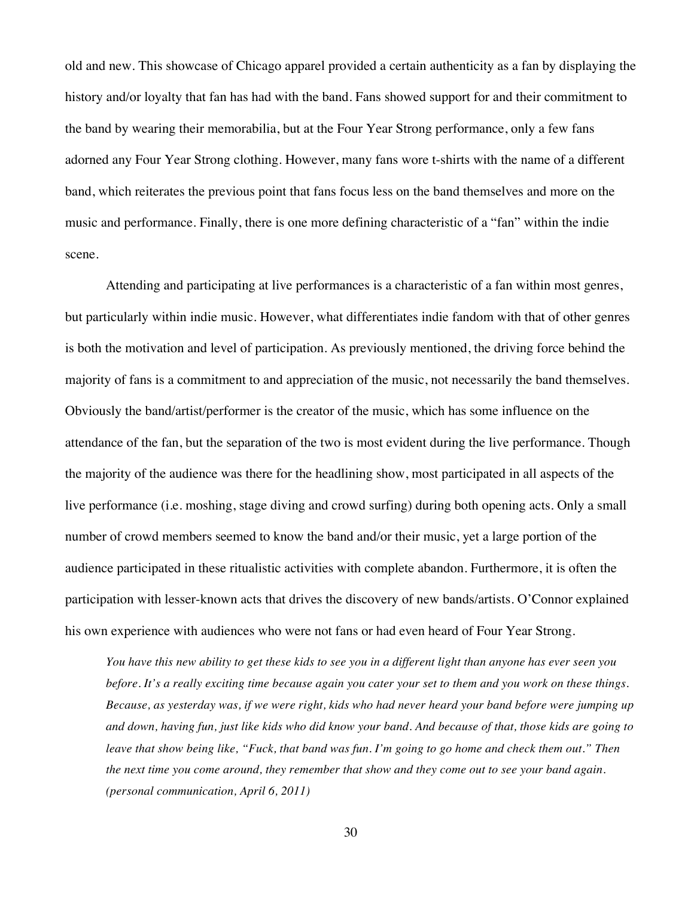old and new. This showcase of Chicago apparel provided a certain authenticity as a fan by displaying the history and/or loyalty that fan has had with the band. Fans showed support for and their commitment to the band by wearing their memorabilia, but at the Four Year Strong performance, only a few fans adorned any Four Year Strong clothing. However, many fans wore t-shirts with the name of a different band, which reiterates the previous point that fans focus less on the band themselves and more on the music and performance. Finally, there is one more defining characteristic of a "fan" within the indie scene.

Attending and participating at live performances is a characteristic of a fan within most genres, but particularly within indie music. However, what differentiates indie fandom with that of other genres is both the motivation and level of participation. As previously mentioned, the driving force behind the majority of fans is a commitment to and appreciation of the music, not necessarily the band themselves. Obviously the band/artist/performer is the creator of the music, which has some influence on the attendance of the fan, but the separation of the two is most evident during the live performance. Though the majority of the audience was there for the headlining show, most participated in all aspects of the live performance (i.e. moshing, stage diving and crowd surfing) during both opening acts. Only a small number of crowd members seemed to know the band and/or their music, yet a large portion of the audience participated in these ritualistic activities with complete abandon. Furthermore, it is often the participation with lesser-known acts that drives the discovery of new bands/artists. O'Connor explained his own experience with audiences who were not fans or had even heard of Four Year Strong.

> *You have this new ability to get these kids to see you in a different light than anyone has ever seen you before. It's a really exciting time because again you cater your set to them and you work on these things. Because, as yesterday was, if we were right, kids who had never heard your band before were jumping up and down, having fun, just like kids who did know your band. And because of that, those kids are going to leave that show being like, "Fuck, that band was fun. I'm going to go home and check them out." Then the next time you come around, they remember that show and they come out to see your band again. (personal communication, April 6, 2011)*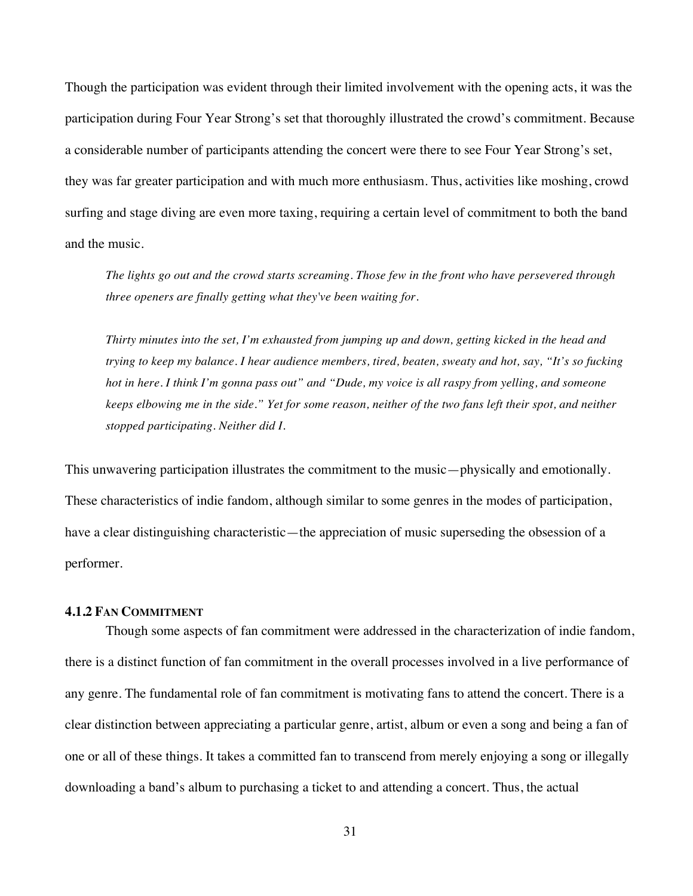Though the participation was evident through their limited involvement with the opening acts, it was the participation during Four Year Strong's set that thoroughly illustrated the crowd's commitment. Because a considerable number of participants attending the concert were there to see Four Year Strong's set, they was far greater participation and with much more enthusiasm. Thus, activities like moshing, crowd surfing and stage diving are even more taxing, requiring a certain level of commitment to both the band and the music.

> *The lights go out and the crowd starts screaming. Those few in the front who have persevered through three openers are finally getting what they've been waiting for.*
>
> *Thirty minutes into the set, I'm exhausted from jumping up and down, getting kicked in the head and trying to keep my balance. I hear audience members, tired, beaten, sweaty and hot, say, "It's so fucking hot in here. I think I'm gonna pass out" and "Dude, my voice is all raspy from yelling, and someone keeps elbowing me in the side." Yet for some reason, neither of the two fans left their spot, and neither stopped participating. Neither did I.*

This unwavering participation illustrates the commitment to the music—physically and emotionally. These characteristics of indie fandom, although similar to some genres in the modes of participation, have a clear distinguishing characteristic—the appreciation of music superseding the obsession of a performer.

#### 4.1.2 Fan Commitment

Though some aspects of fan commitment were addressed in the characterization of indie fandom, there is a distinct function of fan commitment in the overall processes involved in a live performance of any genre. The fundamental role of fan commitment is motivating fans to attend the concert. There is a clear distinction between appreciating a particular genre, artist, album or even a song and being a fan of one or all of these things. It takes a committed fan to transcend from merely enjoying a song or illegally downloading a band's album to purchasing a ticket to and attending a concert. Thus, the actual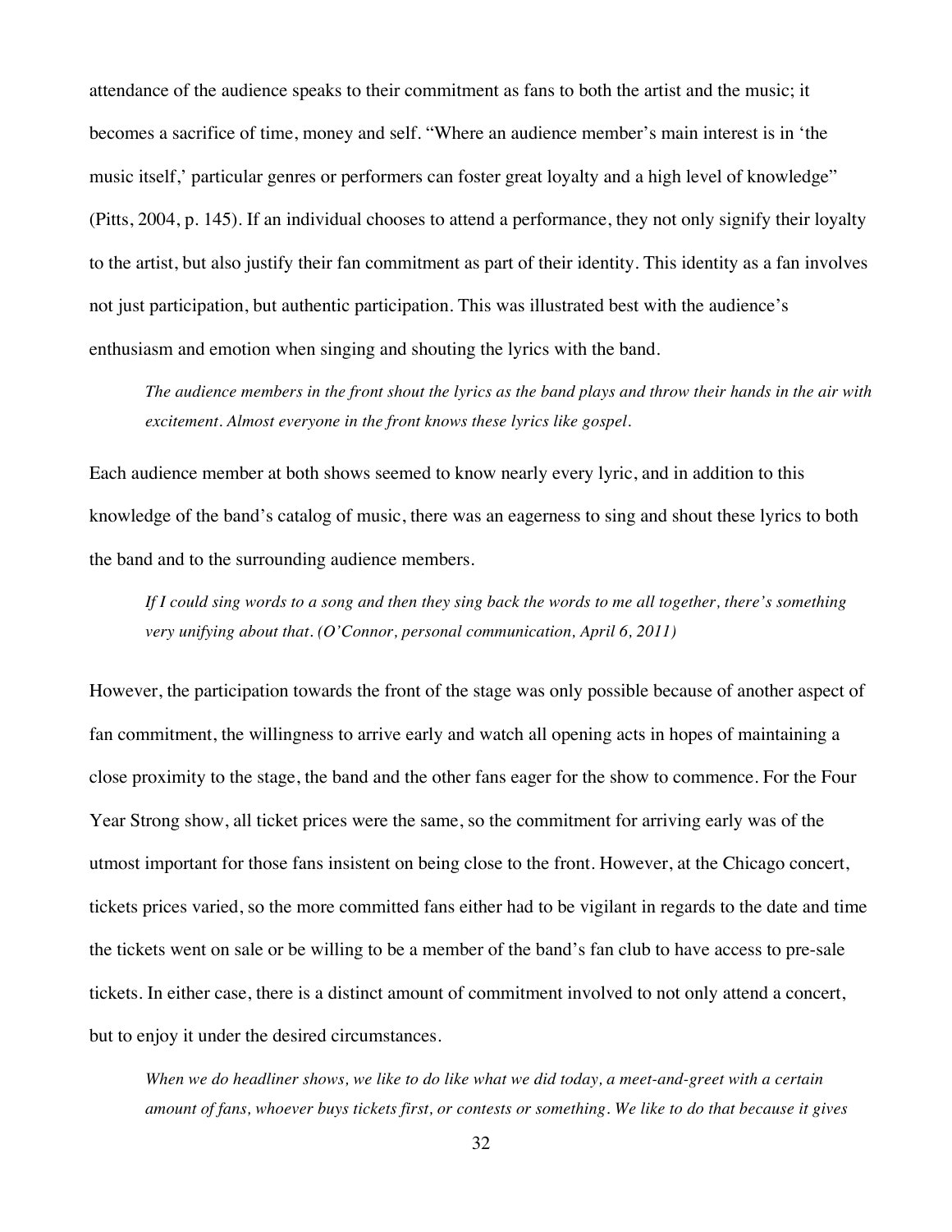attendance of the audience speaks to their commitment as fans to both the artist and the music; it becomes a sacrifice of time, money and self. "Where an audience member's main interest is in 'the music itself,' particular genres or performers can foster great loyalty and a high level of knowledge" (Pitts, 2004, p. 145). If an individual chooses to attend a performance, they not only signify their loyalty to the artist, but also justify their fan commitment as part of their identity. This identity as a fan involves not just participation, but authentic participation. This was illustrated best with the audience's enthusiasm and emotion when singing and shouting the lyrics with the band.

> *The audience members in the front shout the lyrics as the band plays and throw their hands in the air with excitement. Almost everyone in the front knows these lyrics like gospel.*

Each audience member at both shows seemed to know nearly every lyric, and in addition to this knowledge of the band's catalog of music, there was an eagerness to sing and shout these lyrics to both the band and to the surrounding audience members.

> *If I could sing words to a song and then they sing back the words to me all together, there's something very unifying about that. (O'Connor, personal communication, April 6, 2011)*

However, the participation towards the front of the stage was only possible because of another aspect of fan commitment, the willingness to arrive early and watch all opening acts in hopes of maintaining a close proximity to the stage, the band and the other fans eager for the show to commence. For the Four Year Strong show, all ticket prices were the same, so the commitment for arriving early was of the utmost important for those fans insistent on being close to the front. However, at the Chicago concert, tickets prices varied, so the more committed fans either had to be vigilant in regards to the date and time the tickets went on sale or be willing to be a member of the band's fan club to have access to pre-sale tickets. In either case, there is a distinct amount of commitment involved to not only attend a concert, but to enjoy it under the desired circumstances.

> *When we do headliner shows, we like to do like what we did today, a meet-and-greet with a certain amount of fans, whoever buys tickets first, or contests or something. We like to do that because it gives*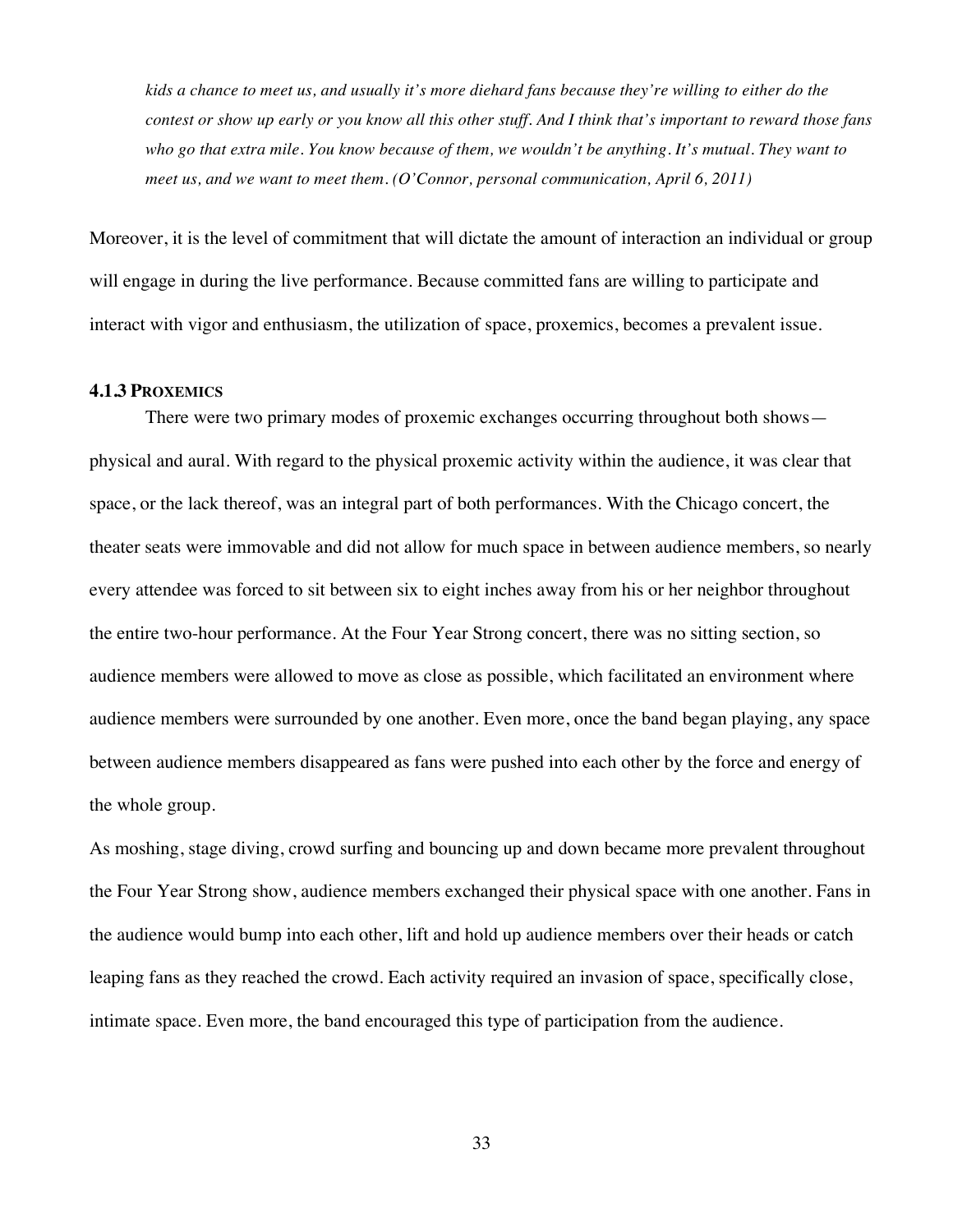*kids a chance to meet us, and usually it's more diehard fans because they're willing to either do the contest or show up early or you know all this other stuff. And I think that's important to reward those fans who go that extra mile. You know because of them, we wouldn't be anything. It's mutual. They want to meet us, and we want to meet them. (O'Connor, personal communication, April 6, 2011)*

Moreover, it is the level of commitment that will dictate the amount of interaction an individual or group will engage in during the live performance. Because committed fans are willing to participate and interact with vigor and enthusiasm, the utilization of space, proxemics, becomes a prevalent issue.

### 4.1.3 PROXEMICS

There were two primary modes of proxemic exchanges occurring throughout both shows—physical and aural. With regard to the physical proxemic activity within the audience, it was clear that space, or the lack thereof, was an integral part of both performances. With the Chicago concert, the theater seats were immovable and did not allow for much space in between audience members, so nearly every attendee was forced to sit between six to eight inches away from his or her neighbor throughout the entire two-hour performance. At the Four Year Strong concert, there was no sitting section, so audience members were allowed to move as close as possible, which facilitated an environment where audience members were surrounded by one another. Even more, once the band began playing, any space between audience members disappeared as fans were pushed into each other by the force and energy of the whole group.

As moshing, stage diving, crowd surfing and bouncing up and down became more prevalent throughout the Four Year Strong show, audience members exchanged their physical space with one another. Fans in the audience would bump into each other, lift and hold up audience members over their heads or catch leaping fans as they reached the crowd. Each activity required an invasion of space, specifically close, intimate space. Even more, the band encouraged this type of participation from the audience.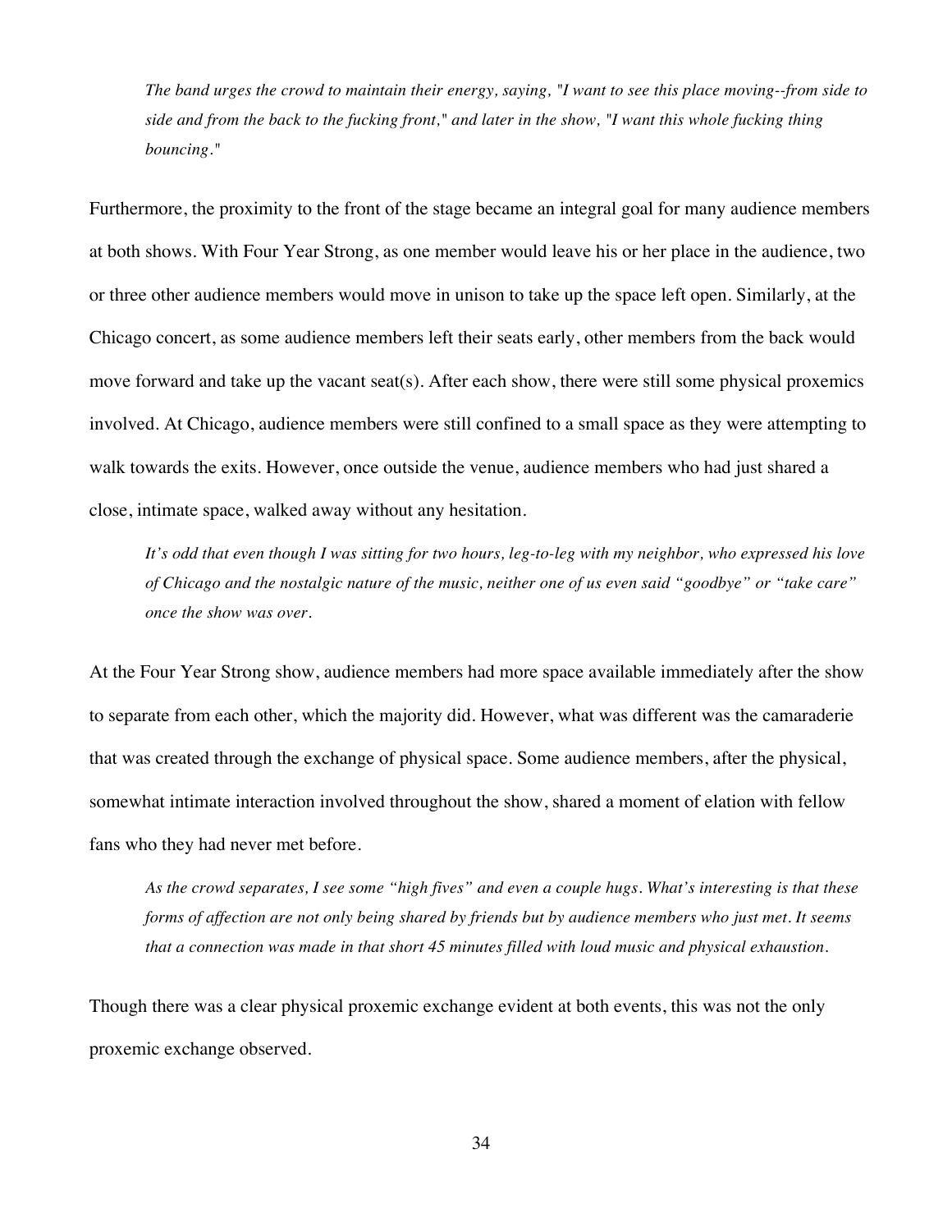> *The band urges the crowd to maintain their energy, saying, "I want to see this place moving--from side to side and from the back to the fucking front," and later in the show, "I want this whole fucking thing bouncing."*

Furthermore, the proximity to the front of the stage became an integral goal for many audience members at both shows. With Four Year Strong, as one member would leave his or her place in the audience, two or three other audience members would move in unison to take up the space left open. Similarly, at the Chicago concert, as some audience members left their seats early, other members from the back would move forward and take up the vacant seat(s). After each show, there were still some physical proxemics involved. At Chicago, audience members were still confined to a small space as they were attempting to walk towards the exits. However, once outside the venue, audience members who had just shared a close, intimate space, walked away without any hesitation.

> *It's odd that even though I was sitting for two hours, leg-to-leg with my neighbor, who expressed his love of Chicago and the nostalgic nature of the music, neither one of us even said "goodbye" or "take care" once the show was over.*

At the Four Year Strong show, audience members had more space available immediately after the show to separate from each other, which the majority did. However, what was different was the camaraderie that was created through the exchange of physical space. Some audience members, after the physical, somewhat intimate interaction involved throughout the show, shared a moment of elation with fellow fans who they had never met before.

> *As the crowd separates, I see some "high fives" and even a couple hugs. What's interesting is that these forms of affection are not only being shared by friends but by audience members who just met. It seems that a connection was made in that short 45 minutes filled with loud music and physical exhaustion.*

Though there was a clear physical proxemic exchange evident at both events, this was not the only proxemic exchange observed.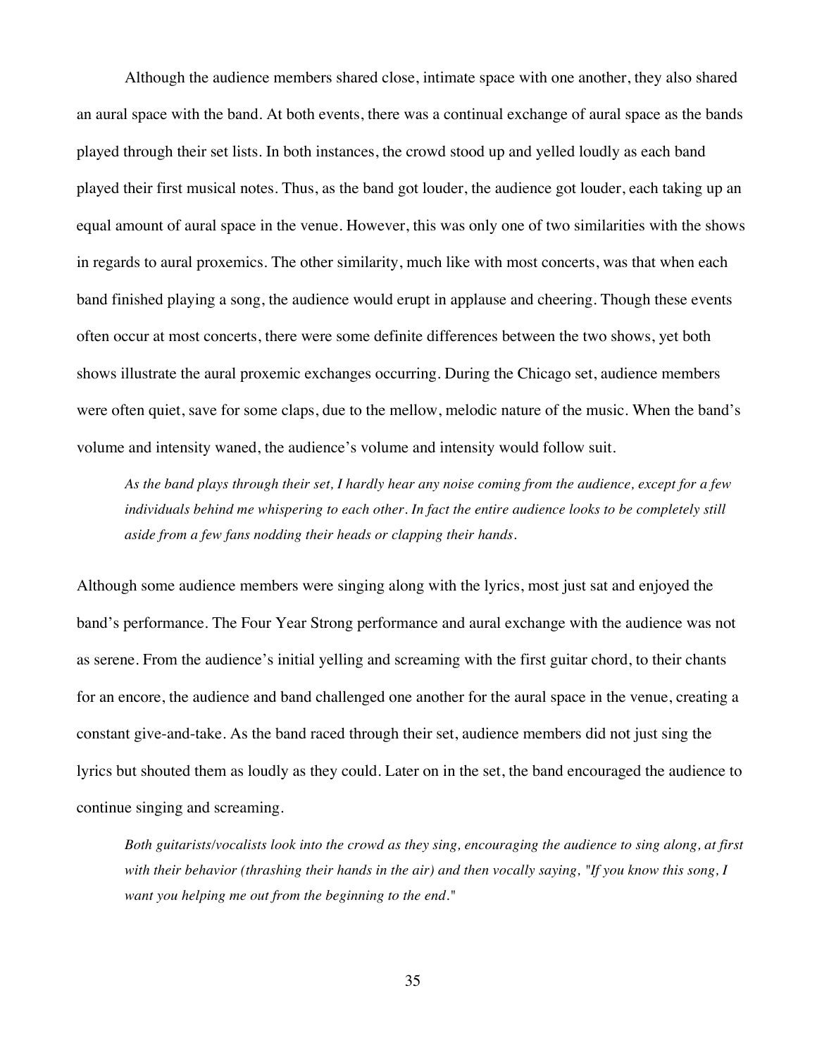Although the audience members shared close, intimate space with one another, they also shared an aural space with the band. At both events, there was a continual exchange of aural space as the bands played through their set lists. In both instances, the crowd stood up and yelled loudly as each band played their first musical notes. Thus, as the band got louder, the audience got louder, each taking up an equal amount of aural space in the venue. However, this was only one of two similarities with the shows in regards to aural proxemics. The other similarity, much like with most concerts, was that when each band finished playing a song, the audience would erupt in applause and cheering. Though these events often occur at most concerts, there were some definite differences between the two shows, yet both shows illustrate the aural proxemic exchanges occurring. During the Chicago set, audience members were often quiet, save for some claps, due to the mellow, melodic nature of the music. When the band's volume and intensity waned, the audience's volume and intensity would follow suit.

> *As the band plays through their set, I hardly hear any noise coming from the audience, except for a few individuals behind me whispering to each other. In fact the entire audience looks to be completely still aside from a few fans nodding their heads or clapping their hands.*

Although some audience members were singing along with the lyrics, most just sat and enjoyed the band's performance. The Four Year Strong performance and aural exchange with the audience was not as serene. From the audience's initial yelling and screaming with the first guitar chord, to their chants for an encore, the audience and band challenged one another for the aural space in the venue, creating a constant give-and-take. As the band raced through their set, audience members did not just sing the lyrics but shouted them as loudly as they could. Later on in the set, the band encouraged the audience to continue singing and screaming.

> *Both guitarists/vocalists look into the crowd as they sing, encouraging the audience to sing along, at first with their behavior (thrashing their hands in the air) and then vocally saying, "If you know this song, I want you helping me out from the beginning to the end."*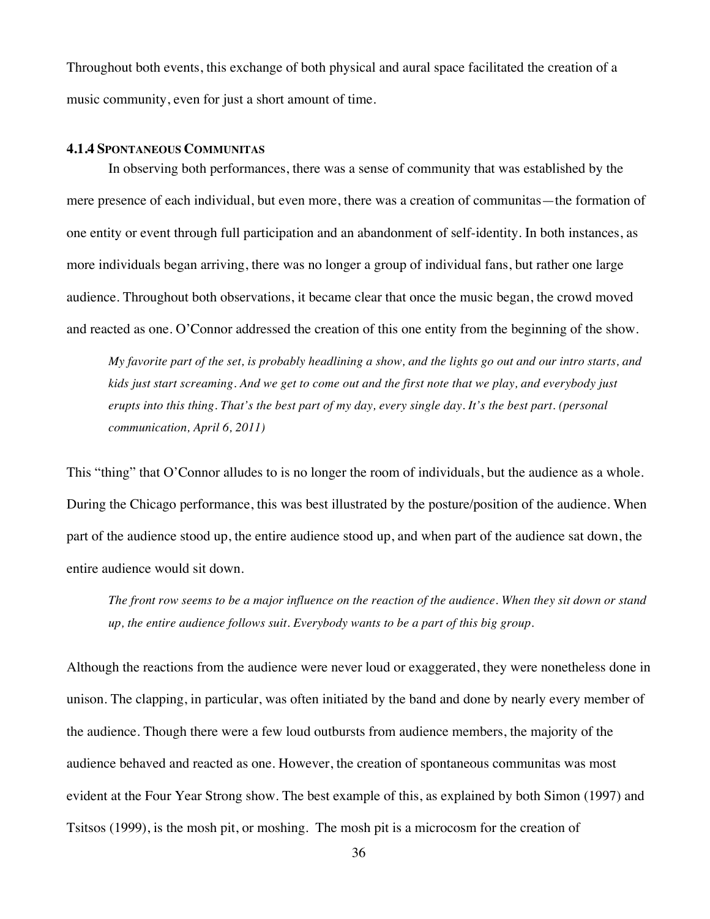Throughout both events, this exchange of both physical and aural space facilitated the creation of a music community, even for just a short amount of time.

#### 4.1.4 Spontaneous Communitas

In observing both performances, there was a sense of community that was established by the mere presence of each individual, but even more, there was a creation of communitas—the formation of one entity or event through full participation and an abandonment of self-identity. In both instances, as more individuals began arriving, there was no longer a group of individual fans, but rather one large audience. Throughout both observations, it became clear that once the music began, the crowd moved and reacted as one. O'Connor addressed the creation of this one entity from the beginning of the show.

> *My favorite part of the set, is probably headlining a show, and the lights go out and our intro starts, and kids just start screaming. And we get to come out and the first note that we play, and everybody just erupts into this thing. That's the best part of my day, every single day. It's the best part. (personal communication, April 6, 2011)*

This "thing" that O'Connor alludes to is no longer the room of individuals, but the audience as a whole. During the Chicago performance, this was best illustrated by the posture/position of the audience. When part of the audience stood up, the entire audience stood up, and when part of the audience sat down, the entire audience would sit down.

> *The front row seems to be a major influence on the reaction of the audience. When they sit down or stand up, the entire audience follows suit. Everybody wants to be a part of this big group.*

Although the reactions from the audience were never loud or exaggerated, they were nonetheless done in unison. The clapping, in particular, was often initiated by the band and done by nearly every member of the audience. Though there were a few loud outbursts from audience members, the majority of the audience behaved and reacted as one. However, the creation of spontaneous communitas was most evident at the Four Year Strong show. The best example of this, as explained by both Simon (1997) and Tsitsos (1999), is the mosh pit, or moshing. The mosh pit is a microcosm for the creation of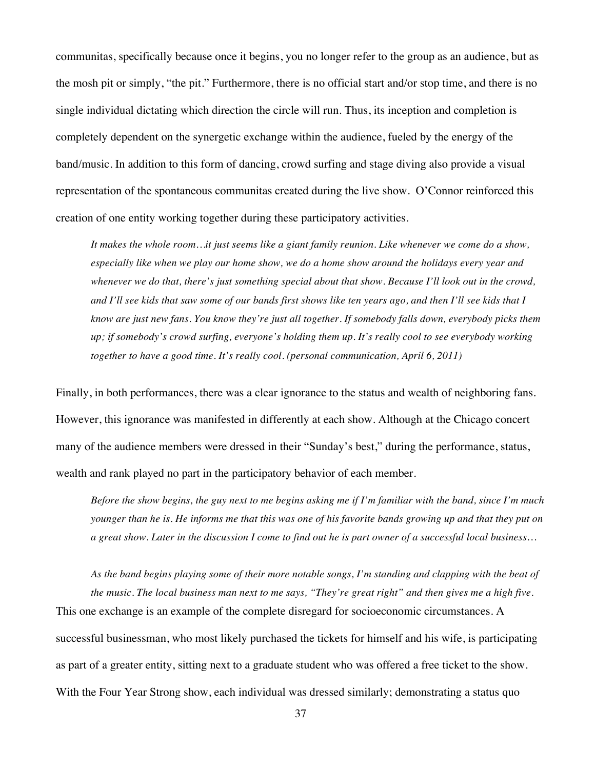communitas, specifically because once it begins, you no longer refer to the group as an audience, but as the mosh pit or simply, "the pit." Furthermore, there is no official start and/or stop time, and there is no single individual dictating which direction the circle will run. Thus, its inception and completion is completely dependent on the synergetic exchange within the audience, fueled by the energy of the band/music. In addition to this form of dancing, crowd surfing and stage diving also provide a visual representation of the spontaneous communitas created during the live show. O'Connor reinforced this creation of one entity working together during these participatory activities.

> *It makes the whole room…it just seems like a giant family reunion. Like whenever we come do a show, especially like when we play our home show, we do a home show around the holidays every year and whenever we do that, there's just something special about that show. Because I'll look out in the crowd, and I'll see kids that saw some of our bands first shows like ten years ago, and then I'll see kids that I know are just new fans. You know they're just all together. If somebody falls down, everybody picks them up; if somebody's crowd surfing, everyone's holding them up. It's really cool to see everybody working together to have a good time. It's really cool. (personal communication, April 6, 2011)*

Finally, in both performances, there was a clear ignorance to the status and wealth of neighboring fans. However, this ignorance was manifested in differently at each show. Although at the Chicago concert many of the audience members were dressed in their "Sunday's best," during the performance, status, wealth and rank played no part in the participatory behavior of each member.

> *Before the show begins, the guy next to me begins asking me if I'm familiar with the band, since I'm much younger than he is. He informs me that this was one of his favorite bands growing up and that they put on a great show. Later in the discussion I come to find out he is part owner of a successful local business…*
>
> *As the band begins playing some of their more notable songs, I'm standing and clapping with the beat of the music. The local business man next to me says, "They're great right" and then gives me a high five.*

This one exchange is an example of the complete disregard for socioeconomic circumstances. A successful businessman, who most likely purchased the tickets for himself and his wife, is participating as part of a greater entity, sitting next to a graduate student who was offered a free ticket to the show. With the Four Year Strong show, each individual was dressed similarly; demonstrating a status quo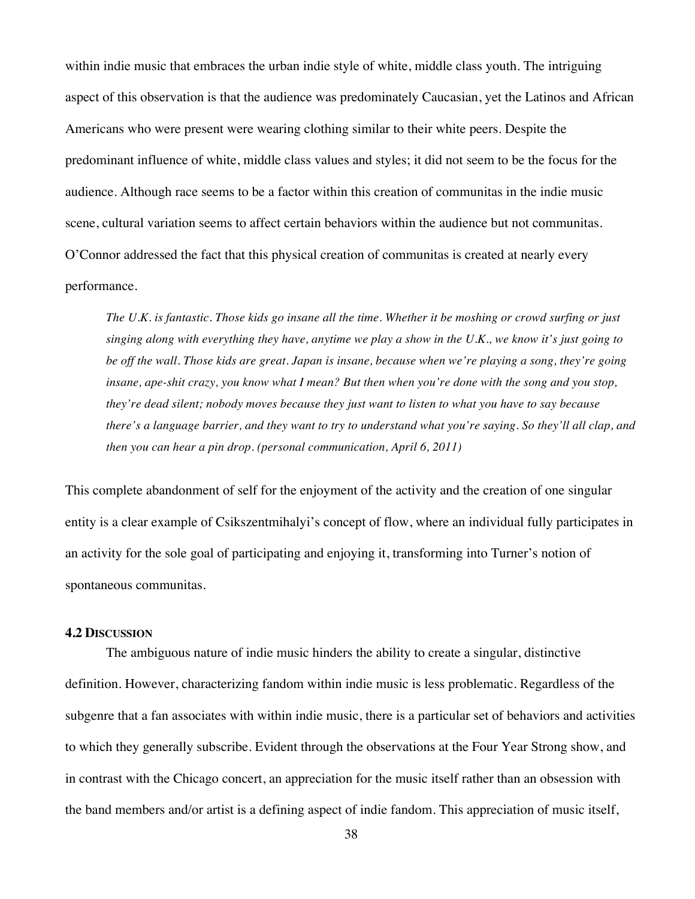within indie music that embraces the urban indie style of white, middle class youth. The intriguing aspect of this observation is that the audience was predominately Caucasian, yet the Latinos and African Americans who were present were wearing clothing similar to their white peers. Despite the predominant influence of white, middle class values and styles; it did not seem to be the focus for the audience. Although race seems to be a factor within this creation of communitas in the indie music scene, cultural variation seems to affect certain behaviors within the audience but not communitas. O'Connor addressed the fact that this physical creation of communitas is created at nearly every performance.

> *The U.K. is fantastic. Those kids go insane all the time. Whether it be moshing or crowd surfing or just singing along with everything they have, anytime we play a show in the U.K., we know it's just going to be off the wall. Those kids are great. Japan is insane, because when we're playing a song, they're going insane, ape-shit crazy, you know what I mean? But then when you're done with the song and you stop, they're dead silent; nobody moves because they just want to listen to what you have to say because there's a language barrier, and they want to try to understand what you're saying. So they'll all clap, and then you can hear a pin drop. (personal communication, April 6, 2011)*

This complete abandonment of self for the enjoyment of the activity and the creation of one singular entity is a clear example of Csikszentmihalyi's concept of flow, where an individual fully participates in an activity for the sole goal of participating and enjoying it, transforming into Turner's notion of spontaneous communitas.

### 4.2 Discussion

The ambiguous nature of indie music hinders the ability to create a singular, distinctive definition. However, characterizing fandom within indie music is less problematic. Regardless of the subgenre that a fan associates with within indie music, there is a particular set of behaviors and activities to which they generally subscribe. Evident through the observations at the Four Year Strong show, and in contrast with the Chicago concert, an appreciation for the music itself rather than an obsession with the band members and/or artist is a defining aspect of indie fandom. This appreciation of music itself,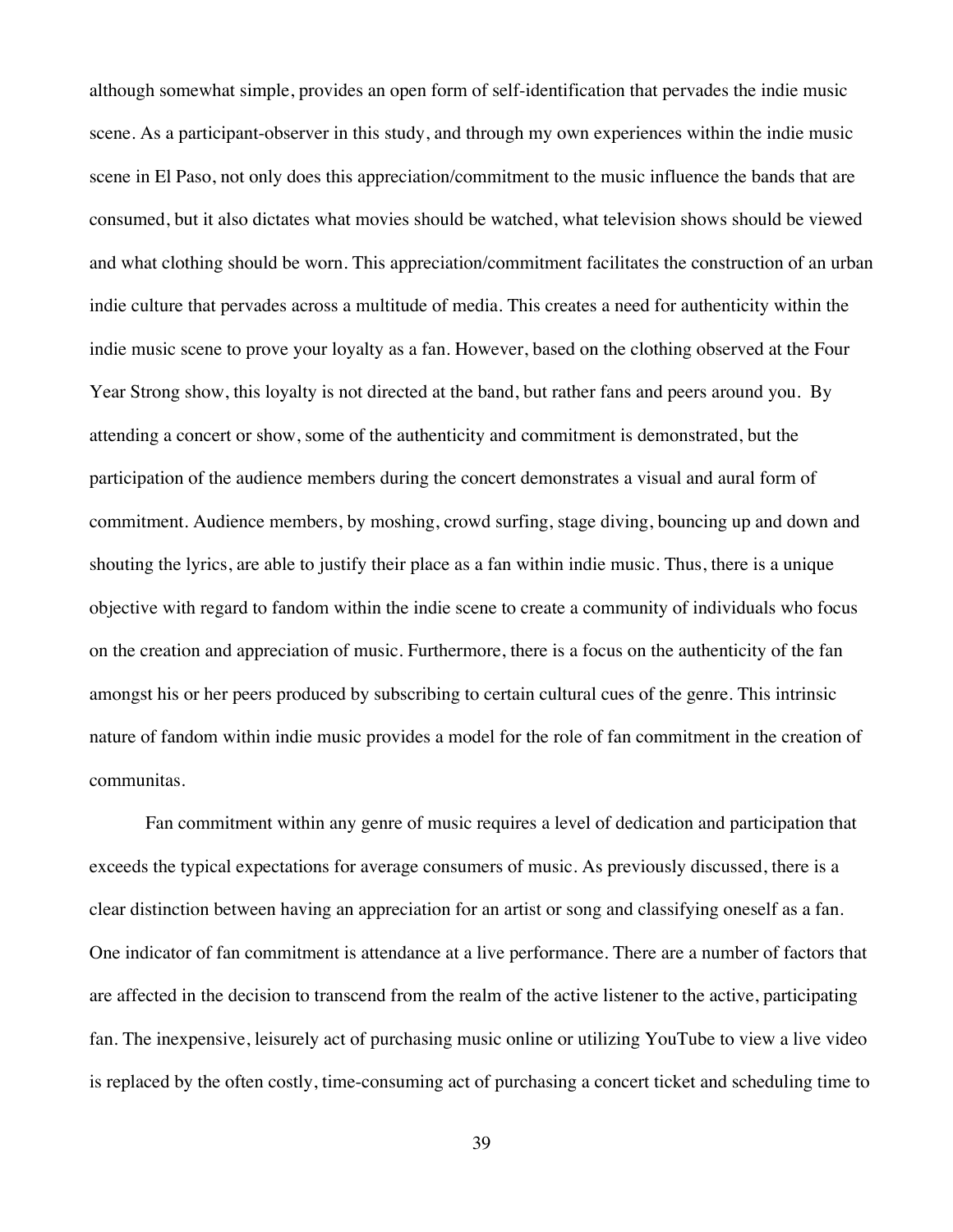although somewhat simple, provides an open form of self-identification that pervades the indie music scene. As a participant-observer in this study, and through my own experiences within the indie music scene in El Paso, not only does this appreciation/commitment to the music influence the bands that are consumed, but it also dictates what movies should be watched, what television shows should be viewed and what clothing should be worn. This appreciation/commitment facilitates the construction of an urban indie culture that pervades across a multitude of media. This creates a need for authenticity within the indie music scene to prove your loyalty as a fan. However, based on the clothing observed at the Four Year Strong show, this loyalty is not directed at the band, but rather fans and peers around you. By attending a concert or show, some of the authenticity and commitment is demonstrated, but the participation of the audience members during the concert demonstrates a visual and aural form of commitment. Audience members, by moshing, crowd surfing, stage diving, bouncing up and down and shouting the lyrics, are able to justify their place as a fan within indie music. Thus, there is a unique objective with regard to fandom within the indie scene to create a community of individuals who focus on the creation and appreciation of music. Furthermore, there is a focus on the authenticity of the fan amongst his or her peers produced by subscribing to certain cultural cues of the genre. This intrinsic nature of fandom within indie music provides a model for the role of fan commitment in the creation of communitas.

Fan commitment within any genre of music requires a level of dedication and participation that exceeds the typical expectations for average consumers of music. As previously discussed, there is a clear distinction between having an appreciation for an artist or song and classifying oneself as a fan. One indicator of fan commitment is attendance at a live performance. There are a number of factors that are affected in the decision to transcend from the realm of the active listener to the active, participating fan. The inexpensive, leisurely act of purchasing music online or utilizing YouTube to view a live video is replaced by the often costly, time-consuming act of purchasing a concert ticket and scheduling time to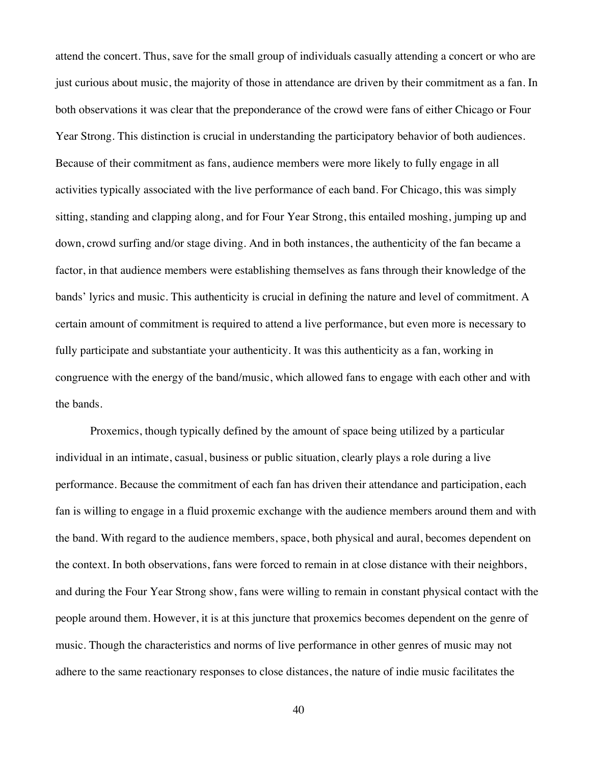attend the concert. Thus, save for the small group of individuals casually attending a concert or who are just curious about music, the majority of those in attendance are driven by their commitment as a fan. In both observations it was clear that the preponderance of the crowd were fans of either Chicago or Four Year Strong. This distinction is crucial in understanding the participatory behavior of both audiences. Because of their commitment as fans, audience members were more likely to fully engage in all activities typically associated with the live performance of each band. For Chicago, this was simply sitting, standing and clapping along, and for Four Year Strong, this entailed moshing, jumping up and down, crowd surfing and/or stage diving. And in both instances, the authenticity of the fan became a factor, in that audience members were establishing themselves as fans through their knowledge of the bands' lyrics and music. This authenticity is crucial in defining the nature and level of commitment. A certain amount of commitment is required to attend a live performance, but even more is necessary to fully participate and substantiate your authenticity. It was this authenticity as a fan, working in congruence with the energy of the band/music, which allowed fans to engage with each other and with the bands.

Proxemics, though typically defined by the amount of space being utilized by a particular individual in an intimate, casual, business or public situation, clearly plays a role during a live performance. Because the commitment of each fan has driven their attendance and participation, each fan is willing to engage in a fluid proxemic exchange with the audience members around them and with the band. With regard to the audience members, space, both physical and aural, becomes dependent on the context. In both observations, fans were forced to remain in at close distance with their neighbors, and during the Four Year Strong show, fans were willing to remain in constant physical contact with the people around them. However, it is at this juncture that proxemics becomes dependent on the genre of music. Though the characteristics and norms of live performance in other genres of music may not adhere to the same reactionary responses to close distances, the nature of indie music facilitates the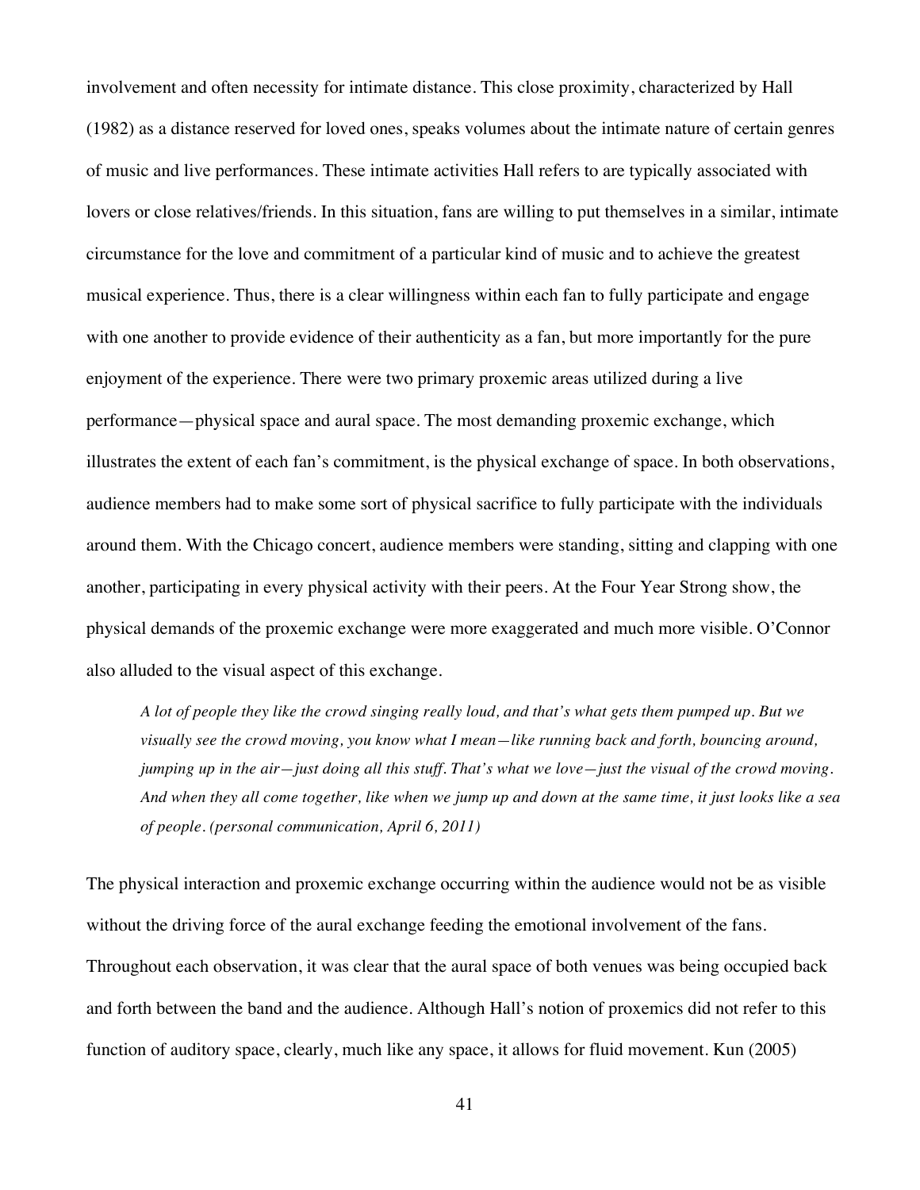involvement and often necessity for intimate distance. This close proximity, characterized by Hall (1982) as a distance reserved for loved ones, speaks volumes about the intimate nature of certain genres of music and live performances. These intimate activities Hall refers to are typically associated with lovers or close relatives/friends. In this situation, fans are willing to put themselves in a similar, intimate circumstance for the love and commitment of a particular kind of music and to achieve the greatest musical experience. Thus, there is a clear willingness within each fan to fully participate and engage with one another to provide evidence of their authenticity as a fan, but more importantly for the pure enjoyment of the experience. There were two primary proxemic areas utilized during a live performance—physical space and aural space. The most demanding proxemic exchange, which illustrates the extent of each fan's commitment, is the physical exchange of space. In both observations, audience members had to make some sort of physical sacrifice to fully participate with the individuals around them. With the Chicago concert, audience members were standing, sitting and clapping with one another, participating in every physical activity with their peers. At the Four Year Strong show, the physical demands of the proxemic exchange were more exaggerated and much more visible. O'Connor also alluded to the visual aspect of this exchange.

> *A lot of people they like the crowd singing really loud, and that's what gets them pumped up. But we visually see the crowd moving, you know what I mean—like running back and forth, bouncing around, jumping up in the air—just doing all this stuff. That's what we love—just the visual of the crowd moving. And when they all come together, like when we jump up and down at the same time, it just looks like a sea of people. (personal communication, April 6, 2011)*

The physical interaction and proxemic exchange occurring within the audience would not be as visible without the driving force of the aural exchange feeding the emotional involvement of the fans. Throughout each observation, it was clear that the aural space of both venues was being occupied back and forth between the band and the audience. Although Hall's notion of proxemics did not refer to this function of auditory space, clearly, much like any space, it allows for fluid movement. Kun (2005)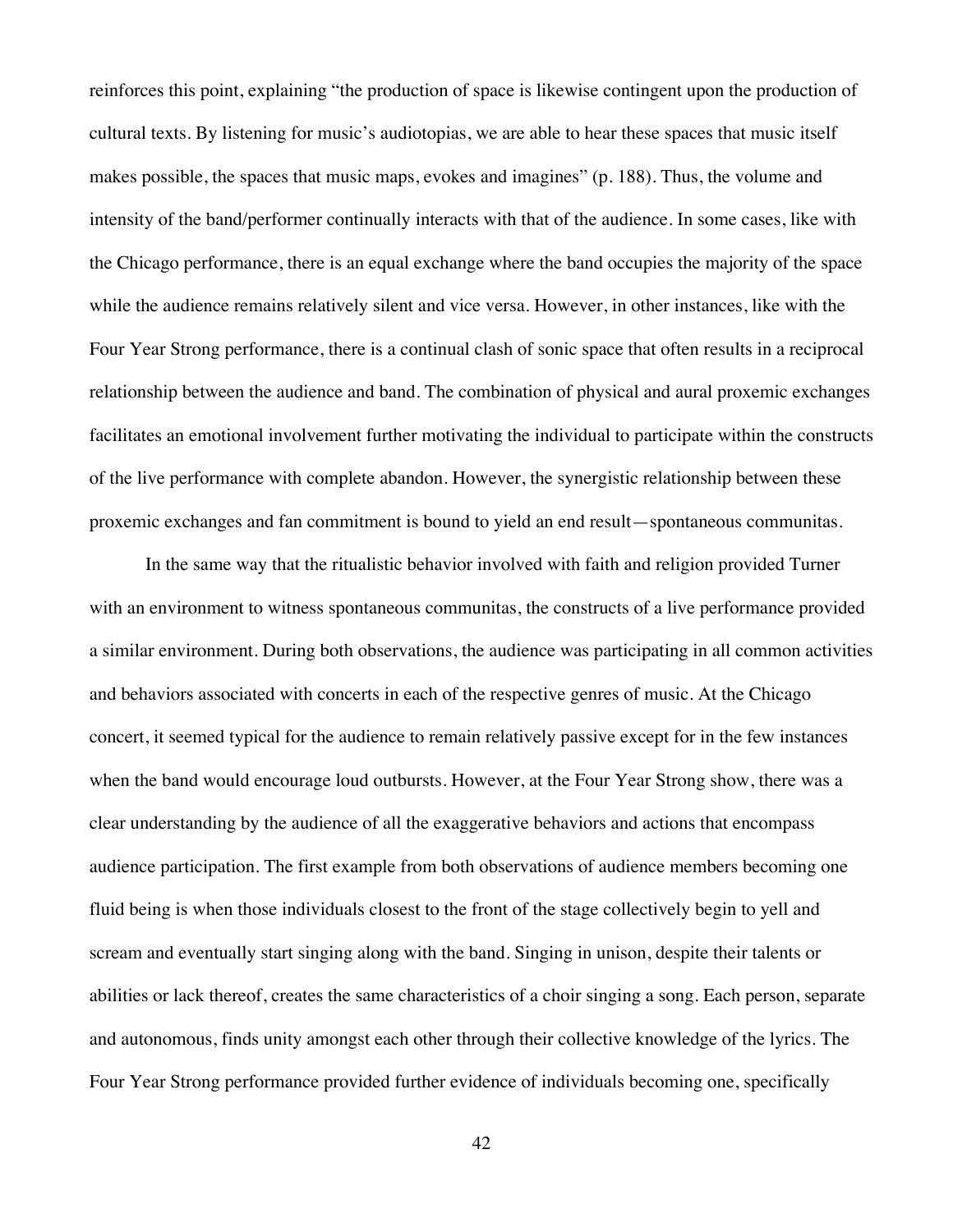reinforces this point, explaining “the production of space is likewise contingent upon the production of cultural texts. By listening for music’s audiotopias, we are able to hear these spaces that music itself makes possible, the spaces that music maps, evokes and imagines” (p. 188). Thus, the volume and intensity of the band/performer continually interacts with that of the audience. In some cases, like with the Chicago performance, there is an equal exchange where the band occupies the majority of the space while the audience remains relatively silent and vice versa. However, in other instances, like with the Four Year Strong performance, there is a continual clash of sonic space that often results in a reciprocal relationship between the audience and band. The combination of physical and aural proxemic exchanges facilitates an emotional involvement further motivating the individual to participate within the constructs of the live performance with complete abandon. However, the synergistic relationship between these proxemic exchanges and fan commitment is bound to yield an end result—spontaneous communitas.

In the same way that the ritualistic behavior involved with faith and religion provided Turner with an environment to witness spontaneous communitas, the constructs of a live performance provided a similar environment. During both observations, the audience was participating in all common activities and behaviors associated with concerts in each of the respective genres of music. At the Chicago concert, it seemed typical for the audience to remain relatively passive except for in the few instances when the band would encourage loud outbursts. However, at the Four Year Strong show, there was a clear understanding by the audience of all the exaggerative behaviors and actions that encompass audience participation. The first example from both observations of audience members becoming one fluid being is when those individuals closest to the front of the stage collectively begin to yell and scream and eventually start singing along with the band. Singing in unison, despite their talents or abilities or lack thereof, creates the same characteristics of a choir singing a song. Each person, separate and autonomous, finds unity amongst each other through their collective knowledge of the lyrics. The Four Year Strong performance provided further evidence of individuals becoming one, specifically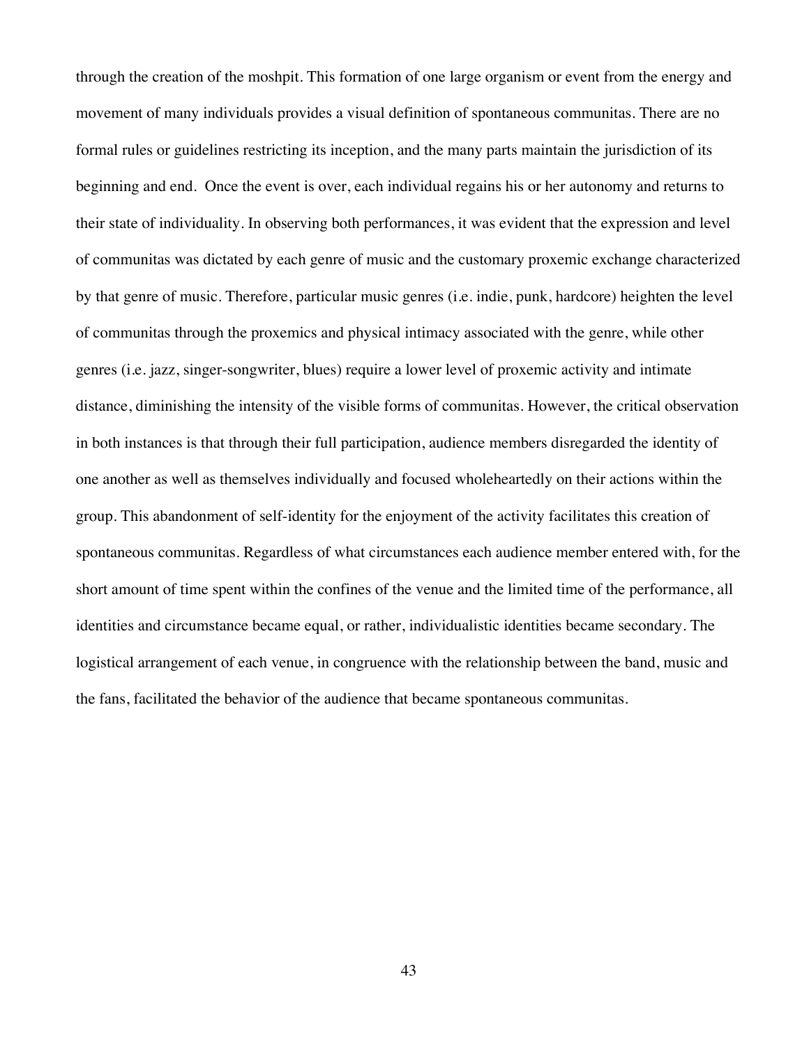through the creation of the moshpit. This formation of one large organism or event from the energy and movement of many individuals provides a visual definition of spontaneous communitas. There are no formal rules or guidelines restricting its inception, and the many parts maintain the jurisdiction of its beginning and end. Once the event is over, each individual regains his or her autonomy and returns to their state of individuality. In observing both performances, it was evident that the expression and level of communitas was dictated by each genre of music and the customary proxemic exchange characterized by that genre of music. Therefore, particular music genres (i.e. indie, punk, hardcore) heighten the level of communitas through the proxemics and physical intimacy associated with the genre, while other genres (i.e. jazz, singer-songwriter, blues) require a lower level of proxemic activity and intimate distance, diminishing the intensity of the visible forms of communitas. However, the critical observation in both instances is that through their full participation, audience members disregarded the identity of one another as well as themselves individually and focused wholeheartedly on their actions within the group. This abandonment of self-identity for the enjoyment of the activity facilitates this creation of spontaneous communitas. Regardless of what circumstances each audience member entered with, for the short amount of time spent within the confines of the venue and the limited time of the performance, all identities and circumstance became equal, or rather, individualistic identities became secondary. The logistical arrangement of each venue, in congruence with the relationship between the band, music and the fans, facilitated the behavior of the audience that became spontaneous communitas.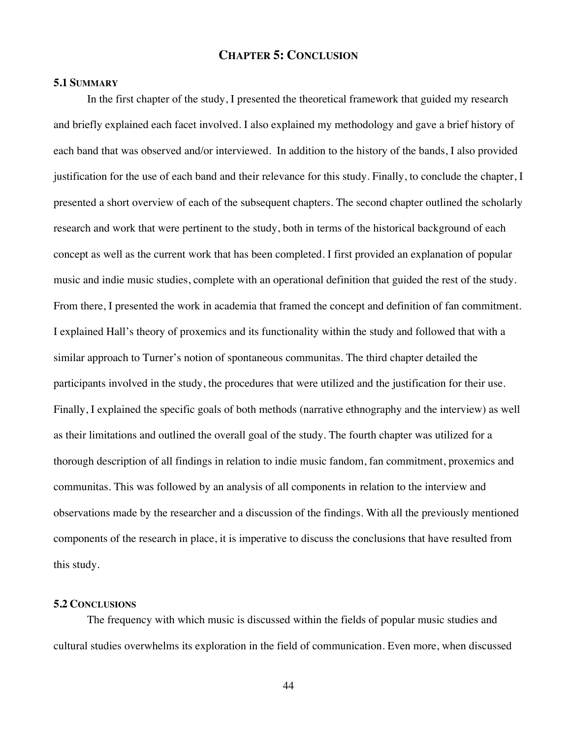# CHAPTER 5: CONCLUSION

## 5.1 SUMMARY

In the first chapter of the study, I presented the theoretical framework that guided my research and briefly explained each facet involved. I also explained my methodology and gave a brief history of each band that was observed and/or interviewed. In addition to the history of the bands, I also provided justification for the use of each band and their relevance for this study. Finally, to conclude the chapter, I presented a short overview of each of the subsequent chapters. The second chapter outlined the scholarly research and work that were pertinent to the study, both in terms of the historical background of each concept as well as the current work that has been completed. I first provided an explanation of popular music and indie music studies, complete with an operational definition that guided the rest of the study. From there, I presented the work in academia that framed the concept and definition of fan commitment. I explained Hall's theory of proxemics and its functionality within the study and followed that with a similar approach to Turner's notion of spontaneous communitas. The third chapter detailed the participants involved in the study, the procedures that were utilized and the justification for their use. Finally, I explained the specific goals of both methods (narrative ethnography and the interview) as well as their limitations and outlined the overall goal of the study. The fourth chapter was utilized for a thorough description of all findings in relation to indie music fandom, fan commitment, proxemics and communitas. This was followed by an analysis of all components in relation to the interview and observations made by the researcher and a discussion of the findings. With all the previously mentioned components of the research in place, it is imperative to discuss the conclusions that have resulted from this study.

## 5.2 CONCLUSIONS

The frequency with which music is discussed within the fields of popular music studies and cultural studies overwhelms its exploration in the field of communication. Even more, when discussed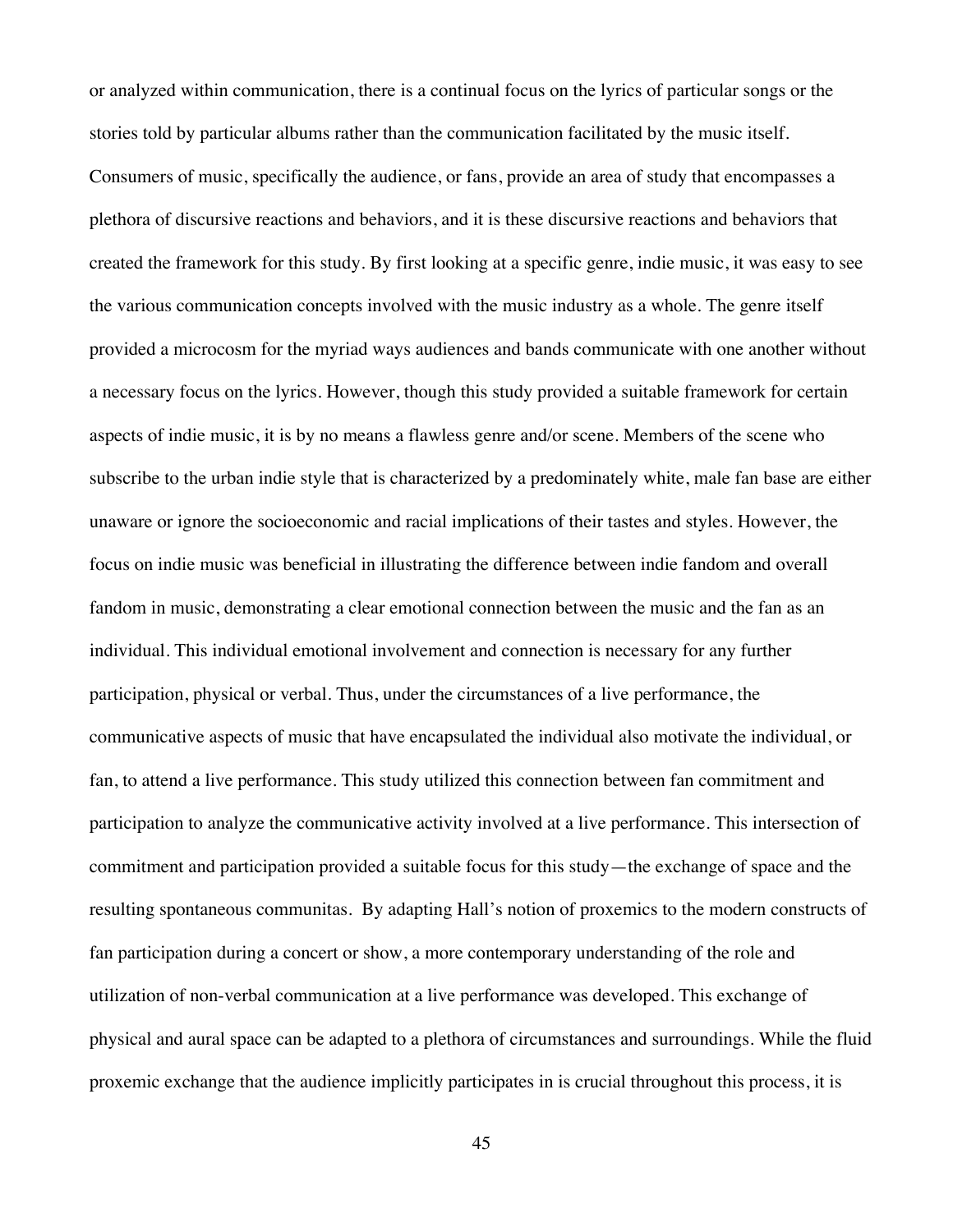or analyzed within communication, there is a continual focus on the lyrics of particular songs or the stories told by particular albums rather than the communication facilitated by the music itself. Consumers of music, specifically the audience, or fans, provide an area of study that encompasses a plethora of discursive reactions and behaviors, and it is these discursive reactions and behaviors that created the framework for this study. By first looking at a specific genre, indie music, it was easy to see the various communication concepts involved with the music industry as a whole. The genre itself provided a microcosm for the myriad ways audiences and bands communicate with one another without a necessary focus on the lyrics. However, though this study provided a suitable framework for certain aspects of indie music, it is by no means a flawless genre and/or scene. Members of the scene who subscribe to the urban indie style that is characterized by a predominately white, male fan base are either unaware or ignore the socioeconomic and racial implications of their tastes and styles. However, the focus on indie music was beneficial in illustrating the difference between indie fandom and overall fandom in music, demonstrating a clear emotional connection between the music and the fan as an individual. This individual emotional involvement and connection is necessary for any further participation, physical or verbal. Thus, under the circumstances of a live performance, the communicative aspects of music that have encapsulated the individual also motivate the individual, or fan, to attend a live performance. This study utilized this connection between fan commitment and participation to analyze the communicative activity involved at a live performance. This intersection of commitment and participation provided a suitable focus for this study—the exchange of space and the resulting spontaneous communitas. By adapting Hall's notion of proxemics to the modern constructs of fan participation during a concert or show, a more contemporary understanding of the role and utilization of non-verbal communication at a live performance was developed. This exchange of physical and aural space can be adapted to a plethora of circumstances and surroundings. While the fluid proxemic exchange that the audience implicitly participates in is crucial throughout this process, it is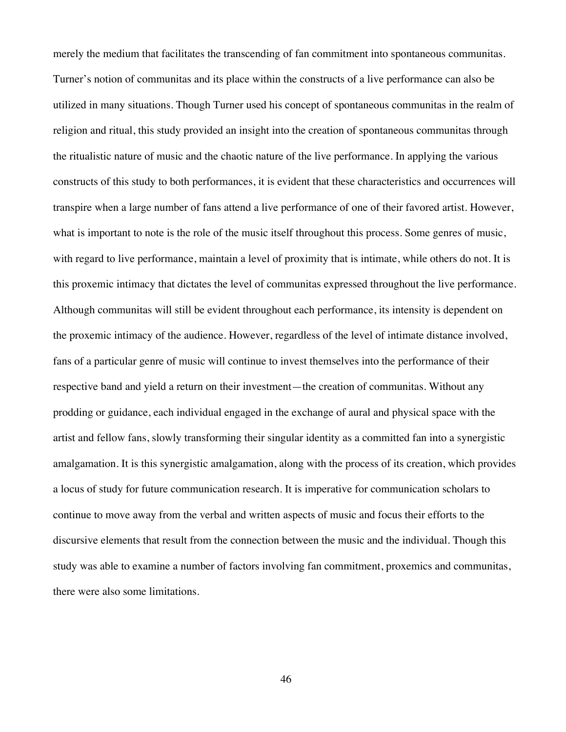merely the medium that facilitates the transcending of fan commitment into spontaneous communitas. Turner's notion of communitas and its place within the constructs of a live performance can also be utilized in many situations. Though Turner used his concept of spontaneous communitas in the realm of religion and ritual, this study provided an insight into the creation of spontaneous communitas through the ritualistic nature of music and the chaotic nature of the live performance. In applying the various constructs of this study to both performances, it is evident that these characteristics and occurrences will transpire when a large number of fans attend a live performance of one of their favored artist. However, what is important to note is the role of the music itself throughout this process. Some genres of music, with regard to live performance, maintain a level of proximity that is intimate, while others do not. It is this proxemic intimacy that dictates the level of communitas expressed throughout the live performance. Although communitas will still be evident throughout each performance, its intensity is dependent on the proxemic intimacy of the audience. However, regardless of the level of intimate distance involved, fans of a particular genre of music will continue to invest themselves into the performance of their respective band and yield a return on their investment—the creation of communitas. Without any prodding or guidance, each individual engaged in the exchange of aural and physical space with the artist and fellow fans, slowly transforming their singular identity as a committed fan into a synergistic amalgamation. It is this synergistic amalgamation, along with the process of its creation, which provides a locus of study for future communication research. It is imperative for communication scholars to continue to move away from the verbal and written aspects of music and focus their efforts to the discursive elements that result from the connection between the music and the individual. Though this study was able to examine a number of factors involving fan commitment, proxemics and communitas, there were also some limitations.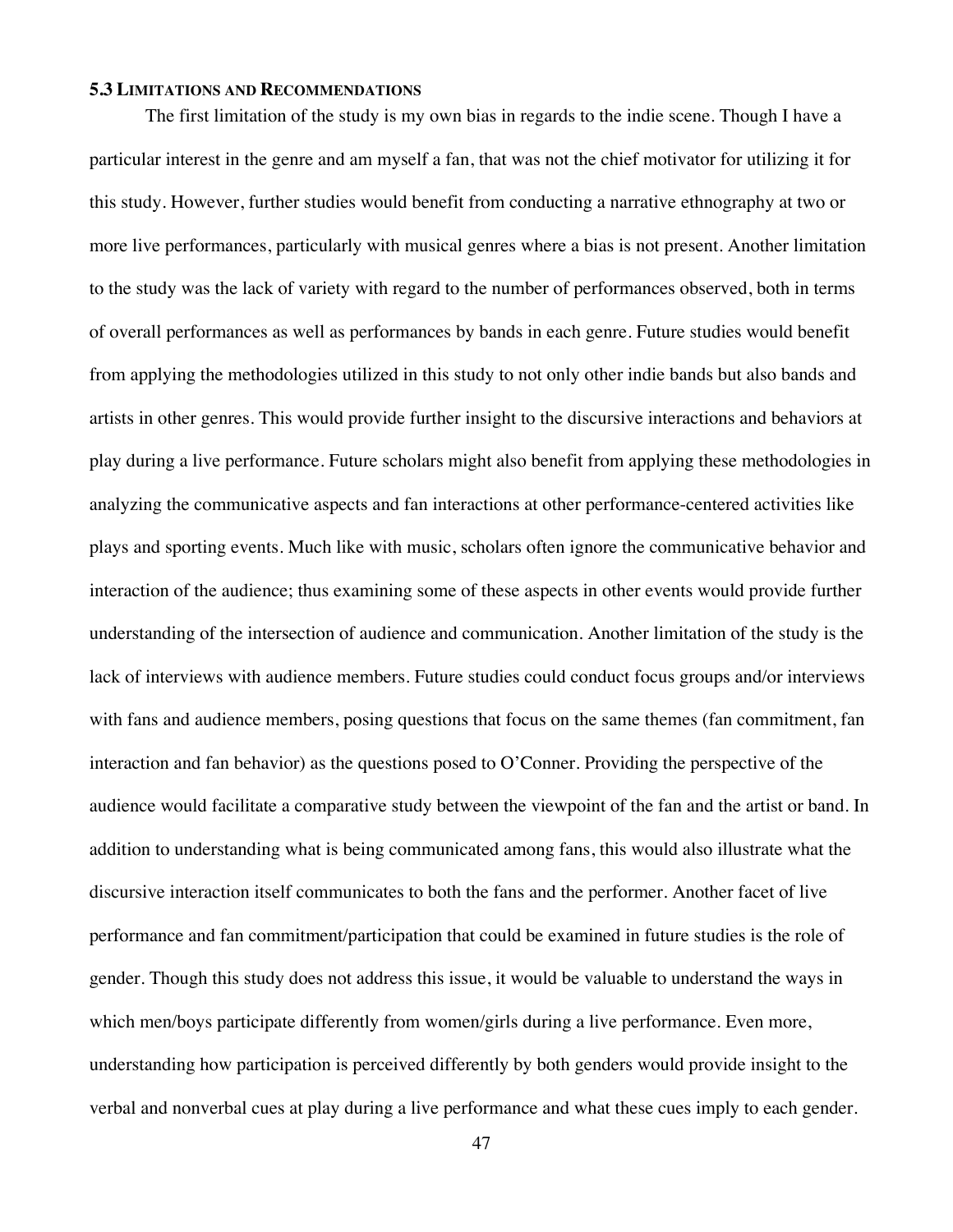### 5.3 Limitations and Recommendations

The first limitation of the study is my own bias in regards to the indie scene. Though I have a particular interest in the genre and am myself a fan, that was not the chief motivator for utilizing it for this study. However, further studies would benefit from conducting a narrative ethnography at two or more live performances, particularly with musical genres where a bias is not present. Another limitation to the study was the lack of variety with regard to the number of performances observed, both in terms of overall performances as well as performances by bands in each genre. Future studies would benefit from applying the methodologies utilized in this study to not only other indie bands but also bands and artists in other genres. This would provide further insight to the discursive interactions and behaviors at play during a live performance. Future scholars might also benefit from applying these methodologies in analyzing the communicative aspects and fan interactions at other performance-centered activities like plays and sporting events. Much like with music, scholars often ignore the communicative behavior and interaction of the audience; thus examining some of these aspects in other events would provide further understanding of the intersection of audience and communication. Another limitation of the study is the lack of interviews with audience members. Future studies could conduct focus groups and/or interviews with fans and audience members, posing questions that focus on the same themes (fan commitment, fan interaction and fan behavior) as the questions posed to O'Conner. Providing the perspective of the audience would facilitate a comparative study between the viewpoint of the fan and the artist or band. In addition to understanding what is being communicated among fans, this would also illustrate what the discursive interaction itself communicates to both the fans and the performer. Another facet of live performance and fan commitment/participation that could be examined in future studies is the role of gender. Though this study does not address this issue, it would be valuable to understand the ways in which men/boys participate differently from women/girls during a live performance. Even more, understanding how participation is perceived differently by both genders would provide insight to the verbal and nonverbal cues at play during a live performance and what these cues imply to each gender.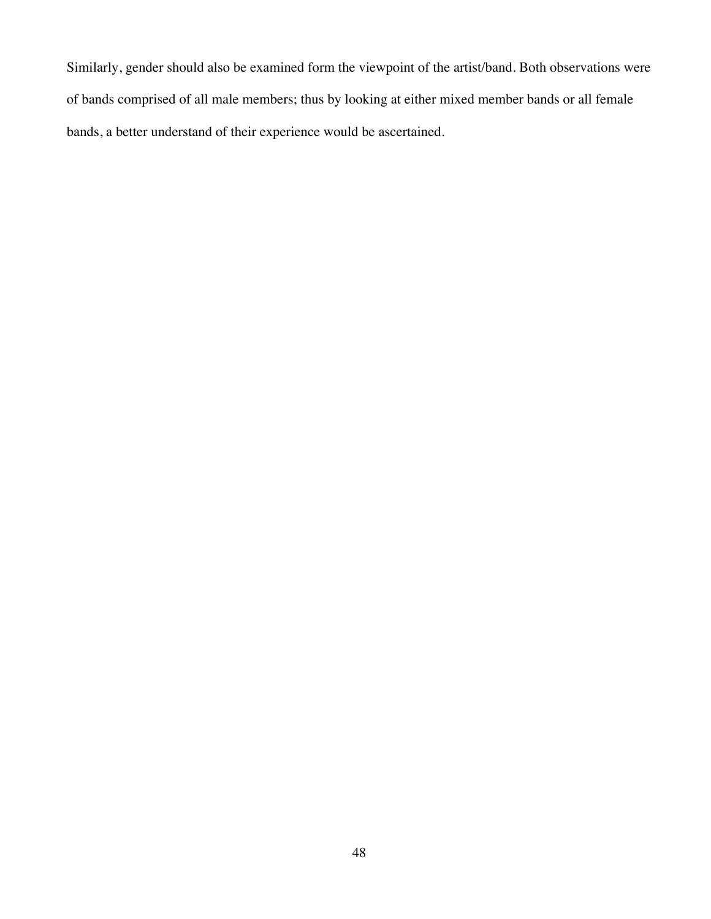Similarly, gender should also be examined form the viewpoint of the artist/band. Both observations were of bands comprised of all male members; thus by looking at either mixed member bands or all female bands, a better understand of their experience would be ascertained.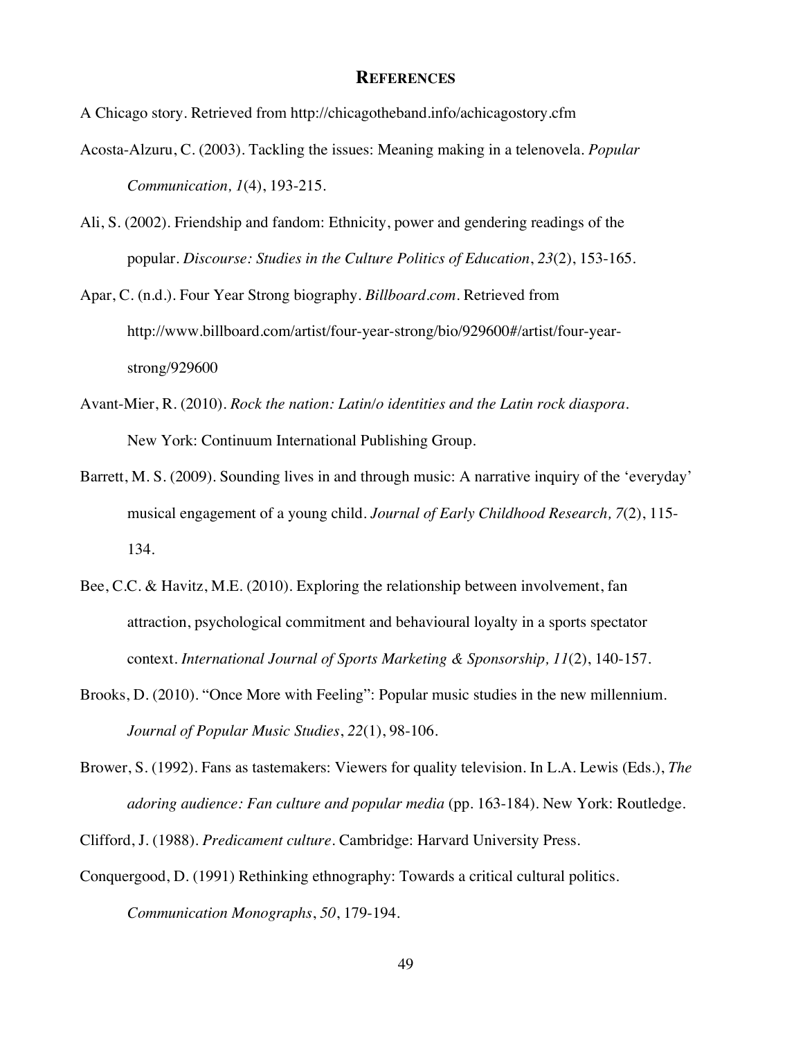## REFERENCES

A Chicago story. Retrieved from http://chicagotheband.info/achicagostory.cfm

Acosta-Alzuru, C. (2003). Tackling the issues: Meaning making in a telenovela. *Popular Communication, 1*(4), 193-215.

Ali, S. (2002). Friendship and fandom: Ethnicity, power and gendering readings of the popular. *Discourse: Studies in the Culture Politics of Education*, *23*(2), 153-165.

Apar, C. (n.d.). Four Year Strong biography. *Billboard.com*. Retrieved from http://www.billboard.com/artist/four-year-strong/bio/929600#/artist/four-year-strong/929600

Avant-Mier, R. (2010). *Rock the nation: Latin/o identities and the Latin rock diaspora*. New York: Continuum International Publishing Group.

Barrett, M. S. (2009). Sounding lives in and through music: A narrative inquiry of the 'everyday' musical engagement of a young child. *Journal of Early Childhood Research, 7*(2), 115-134.

Bee, C.C. & Havitz, M.E. (2010). Exploring the relationship between involvement, fan attraction, psychological commitment and behavioural loyalty in a sports spectator context. *International Journal of Sports Marketing & Sponsorship, 11*(2), 140-157.

Brooks, D. (2010). "Once More with Feeling": Popular music studies in the new millennium. *Journal of Popular Music Studies*, *22*(1), 98-106.

Brower, S. (1992). Fans as tastemakers: Viewers for quality television. In L.A. Lewis (Eds.), *The adoring audience: Fan culture and popular media* (pp. 163-184). New York: Routledge.

Clifford, J. (1988). *Predicament culture*. Cambridge: Harvard University Press.

Conquergood, D. (1991) Rethinking ethnography: Towards a critical cultural politics. *Communication Monographs*, *50*, 179-194.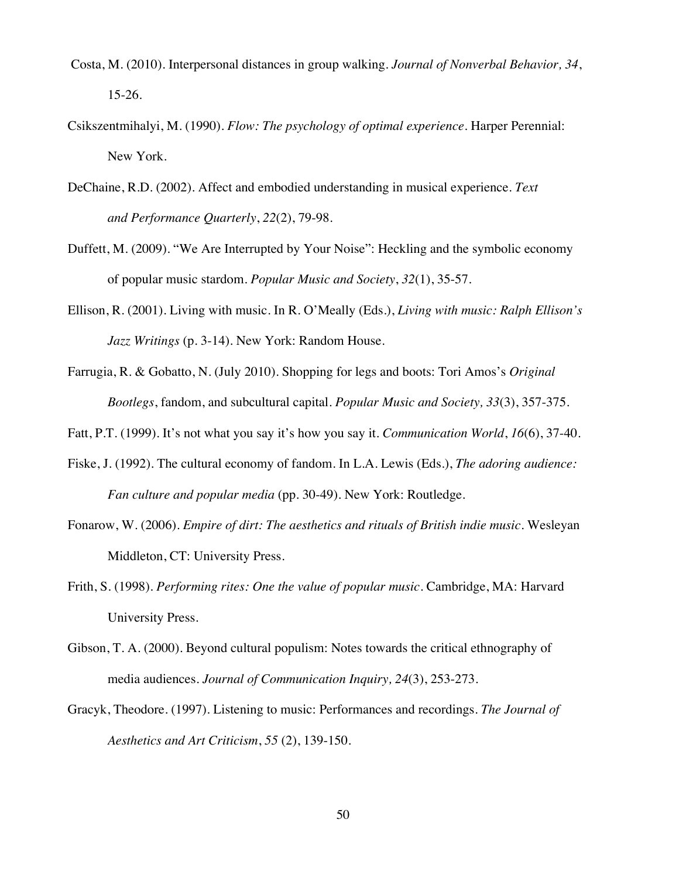Costa, M. (2010). Interpersonal distances in group walking. *Journal of Nonverbal Behavior, 34*, 15-26.

Csikszentmihalyi, M. (1990). *Flow: The psychology of optimal experience*. Harper Perennial: New York.

DeChaine, R.D. (2002). Affect and embodied understanding in musical experience. *Text and Performance Quarterly*, *22*(2), 79-98.

Duffett, M. (2009). "We Are Interrupted by Your Noise": Heckling and the symbolic economy of popular music stardom. *Popular Music and Society*, *32*(1), 35-57.

Ellison, R. (2001). Living with music. In R. O'Meally (Eds.), *Living with music: Ralph Ellison's Jazz Writings* (p. 3-14). New York: Random House.

Farrugia, R. & Gobatto, N. (July 2010). Shopping for legs and boots: Tori Amos's *Original Bootlegs*, fandom, and subcultural capital. *Popular Music and Society, 33*(3), 357-375.

Fatt, P.T. (1999). It's not what you say it's how you say it. *Communication World*, *16*(6), 37-40.

Fiske, J. (1992). The cultural economy of fandom. In L.A. Lewis (Eds.), *The adoring audience: Fan culture and popular media* (pp. 30-49). New York: Routledge.

Fonarow, W. (2006). *Empire of dirt: The aesthetics and rituals of British indie music*. Wesleyan Middleton, CT: University Press.

Frith, S. (1998). *Performing rites: One the value of popular music*. Cambridge, MA: Harvard University Press.

Gibson, T. A. (2000). Beyond cultural populism: Notes towards the critical ethnography of media audiences. *Journal of Communication Inquiry, 24*(3), 253-273.

Gracyk, Theodore. (1997). Listening to music: Performances and recordings. *The Journal of Aesthetics and Art Criticism*, *55* (2), 139-150.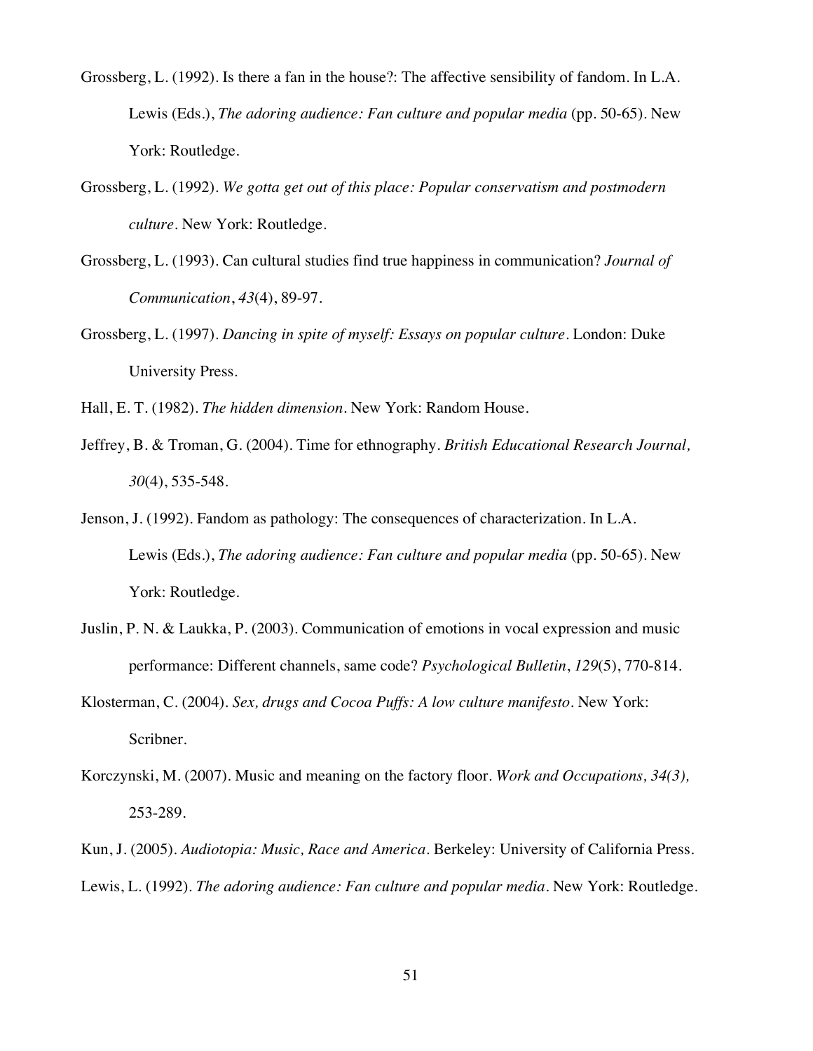Grossberg, L. (1992). Is there a fan in the house?: The affective sensibility of fandom. In L.A. Lewis (Eds.), *The adoring audience: Fan culture and popular media* (pp. 50-65). New York: Routledge.

Grossberg, L. (1992). *We gotta get out of this place: Popular conservatism and postmodern culture*. New York: Routledge.

Grossberg, L. (1993). Can cultural studies find true happiness in communication? *Journal of Communication*, *43*(4), 89-97.

Grossberg, L. (1997). *Dancing in spite of myself: Essays on popular culture*. London: Duke University Press.

Hall, E. T. (1982). *The hidden dimension*. New York: Random House.

Jeffrey, B. & Troman, G. (2004). Time for ethnography. *British Educational Research Journal, 30*(4), 535-548.

Jenson, J. (1992). Fandom as pathology: The consequences of characterization. In L.A. Lewis (Eds.), *The adoring audience: Fan culture and popular media* (pp. 50-65). New York: Routledge.

Juslin, P. N. & Laukka, P. (2003). Communication of emotions in vocal expression and music performance: Different channels, same code? *Psychological Bulletin*, *129*(5), 770-814.

Klosterman, C. (2004). *Sex, drugs and Cocoa Puffs: A low culture manifesto*. New York: Scribner.

Korczynski, M. (2007). Music and meaning on the factory floor. *Work and Occupations, 34(3),* 253-289.

Kun, J. (2005). *Audiotopia: Music, Race and America*. Berkeley: University of California Press.

Lewis, L. (1992). *The adoring audience: Fan culture and popular media*. New York: Routledge.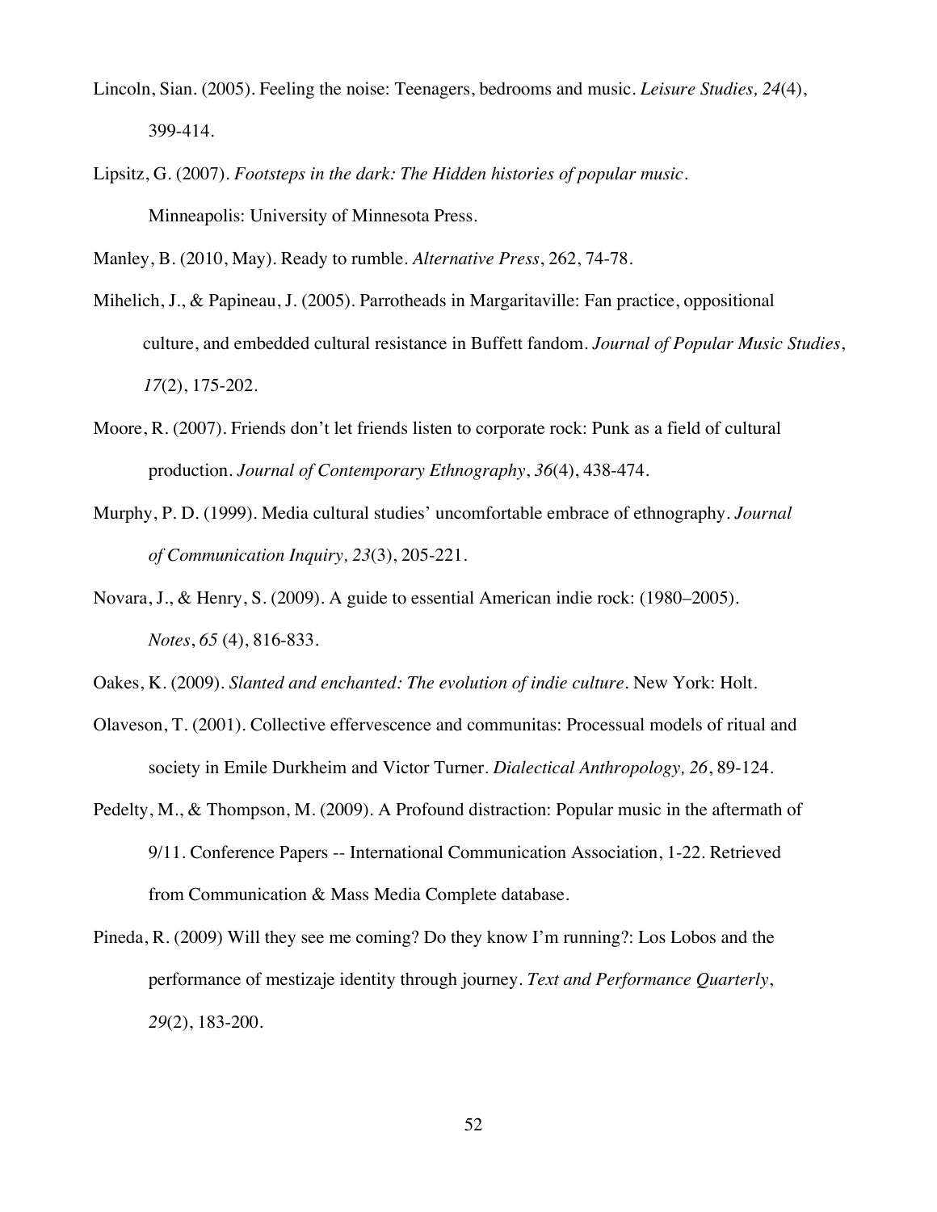Lincoln, Sian. (2005). Feeling the noise: Teenagers, bedrooms and music. *Leisure Studies, 24*(4), 399-414.

Lipsitz, G. (2007). *Footsteps in the dark: The Hidden histories of popular music*. Minneapolis: University of Minnesota Press.

Manley, B. (2010, May). Ready to rumble. *Alternative Press*, 262, 74-78.

Mihelich, J., & Papineau, J. (2005). Parrotheads in Margaritaville: Fan practice, oppositional culture, and embedded cultural resistance in Buffett fandom. *Journal of Popular Music Studies*, *17*(2), 175-202.

Moore, R. (2007). Friends don't let friends listen to corporate rock: Punk as a field of cultural production. *Journal of Contemporary Ethnography*, *36*(4), 438-474.

Murphy, P. D. (1999). Media cultural studies' uncomfortable embrace of ethnography. *Journal of Communication Inquiry, 23*(3), 205-221.

Novara, J., & Henry, S. (2009). A guide to essential American indie rock: (1980–2005). *Notes*, *65* (4), 816-833.

Oakes, K. (2009). *Slanted and enchanted: The evolution of indie culture*. New York: Holt.

Olaveson, T. (2001). Collective effervescence and communitas: Processual models of ritual and society in Emile Durkheim and Victor Turner. *Dialectical Anthropology, 26*, 89-124.

Pedelty, M., & Thompson, M. (2009). A Profound distraction: Popular music in the aftermath of 9/11. Conference Papers -- International Communication Association, 1-22. Retrieved from Communication & Mass Media Complete database.

Pineda, R. (2009) Will they see me coming? Do they know I'm running?: Los Lobos and the performance of mestizaje identity through journey. *Text and Performance Quarterly*, *29*(2), 183-200.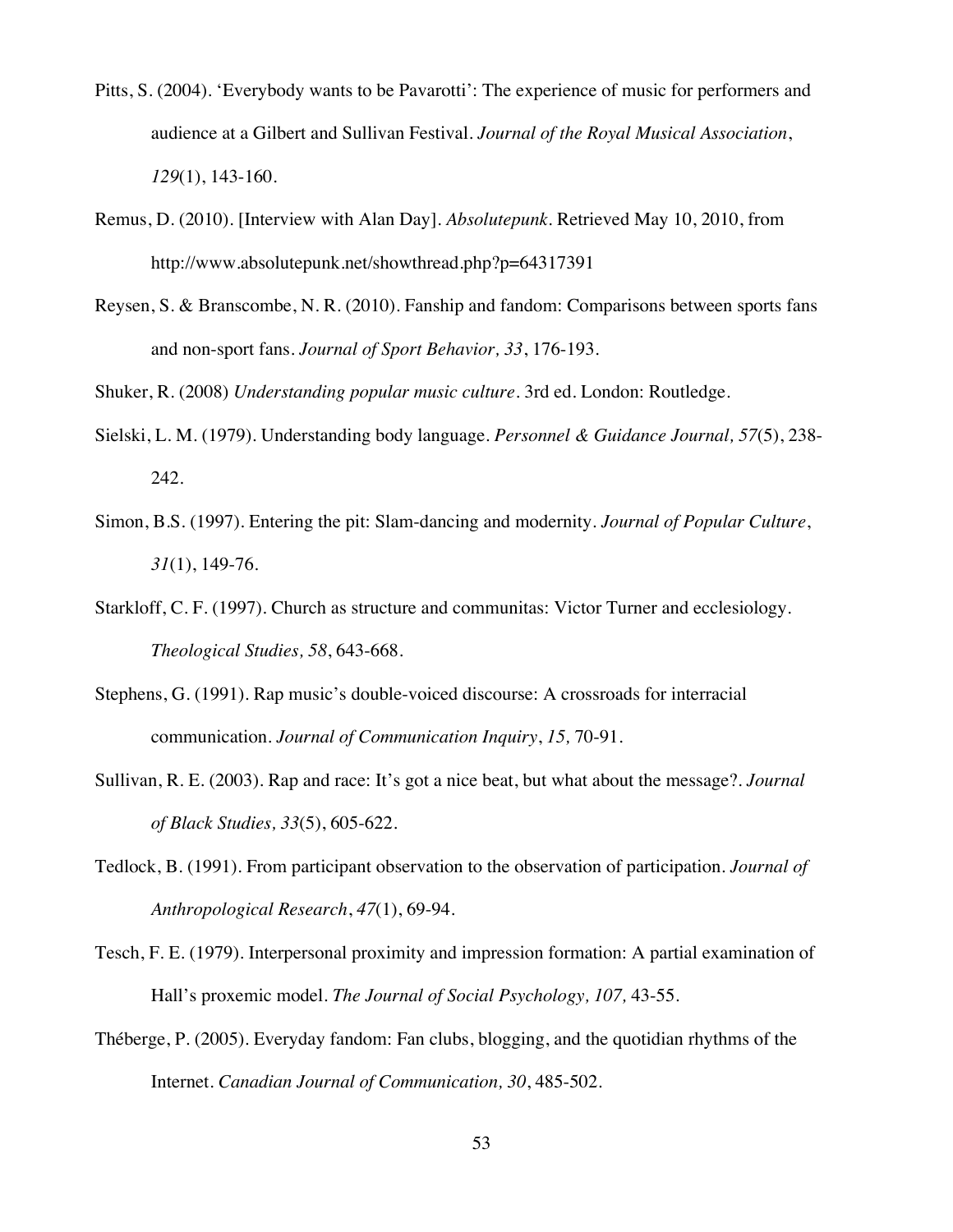Pitts, S. (2004). 'Everybody wants to be Pavarotti': The experience of music for performers and audience at a Gilbert and Sullivan Festival. *Journal of the Royal Musical Association*, *129*(1), 143-160.

Remus, D. (2010). [Interview with Alan Day]. *Absolutepunk*. Retrieved May 10, 2010, from http://www.absolutepunk.net/showthread.php?p=64317391

Reysen, S. & Branscombe, N. R. (2010). Fanship and fandom: Comparisons between sports fans and non-sport fans. *Journal of Sport Behavior, 33*, 176-193.

Shuker, R. (2008) *Understanding popular music culture*. 3rd ed. London: Routledge.

Sielski, L. M. (1979). Understanding body language. *Personnel & Guidance Journal, 57*(5), 238-242.

Simon, B.S. (1997). Entering the pit: Slam-dancing and modernity. *Journal of Popular Culture*, *31*(1), 149-76.

Starkloff, C. F. (1997). Church as structure and communitas: Victor Turner and ecclesiology. *Theological Studies, 58*, 643-668.

Stephens, G. (1991). Rap music's double-voiced discourse: A crossroads for interracial communication. *Journal of Communication Inquiry*, *15,* 70-91.

Sullivan, R. E. (2003). Rap and race: It's got a nice beat, but what about the message?. *Journal of Black Studies, 33*(5), 605-622.

Tedlock, B. (1991). From participant observation to the observation of participation. *Journal of Anthropological Research*, *47*(1), 69-94.

Tesch, F. E. (1979). Interpersonal proximity and impression formation: A partial examination of Hall's proxemic model. *The Journal of Social Psychology, 107,* 43-55.

Théberge, P. (2005). Everyday fandom: Fan clubs, blogging, and the quotidian rhythms of the Internet. *Canadian Journal of Communication, 30*, 485-502.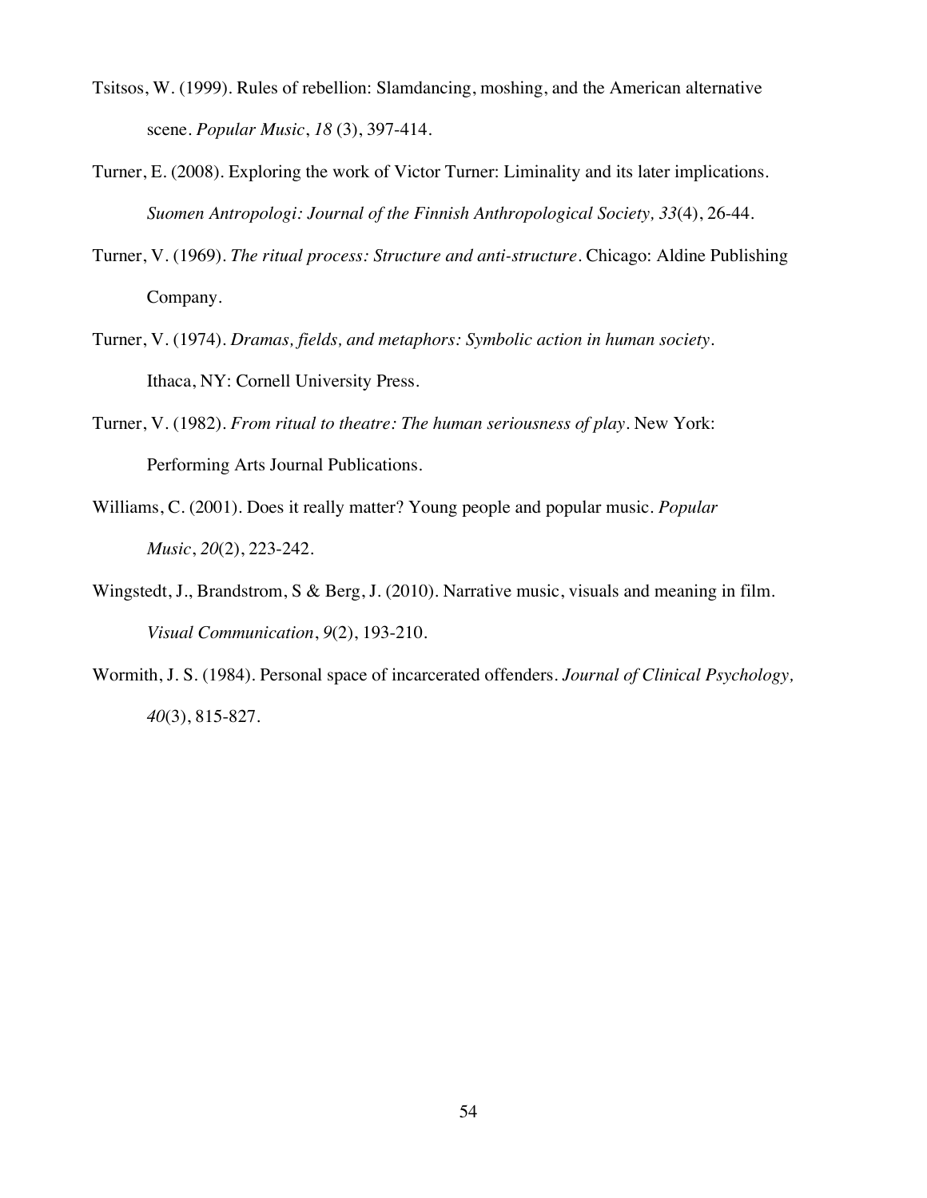Tsitsos, W. (1999). Rules of rebellion: Slamdancing, moshing, and the American alternative scene. *Popular Music*, *18* (3), 397-414.

Turner, E. (2008). Exploring the work of Victor Turner: Liminality and its later implications. *Suomen Antropologi: Journal of the Finnish Anthropological Society, 33*(4), 26-44.

Turner, V. (1969). *The ritual process: Structure and anti-structure*. Chicago: Aldine Publishing Company.

Turner, V. (1974). *Dramas, fields, and metaphors: Symbolic action in human society*. Ithaca, NY: Cornell University Press.

Turner, V. (1982). *From ritual to theatre: The human seriousness of play*. New York: Performing Arts Journal Publications.

Williams, C. (2001). Does it really matter? Young people and popular music. *Popular Music*, *20*(2), 223-242.

Wingstedt, J., Brandstrom, S & Berg, J. (2010). Narrative music, visuals and meaning in film. *Visual Communication*, *9*(2), 193-210.

Wormith, J. S. (1984). Personal space of incarcerated offenders. *Journal of Clinical Psychology, 40*(3), 815-827.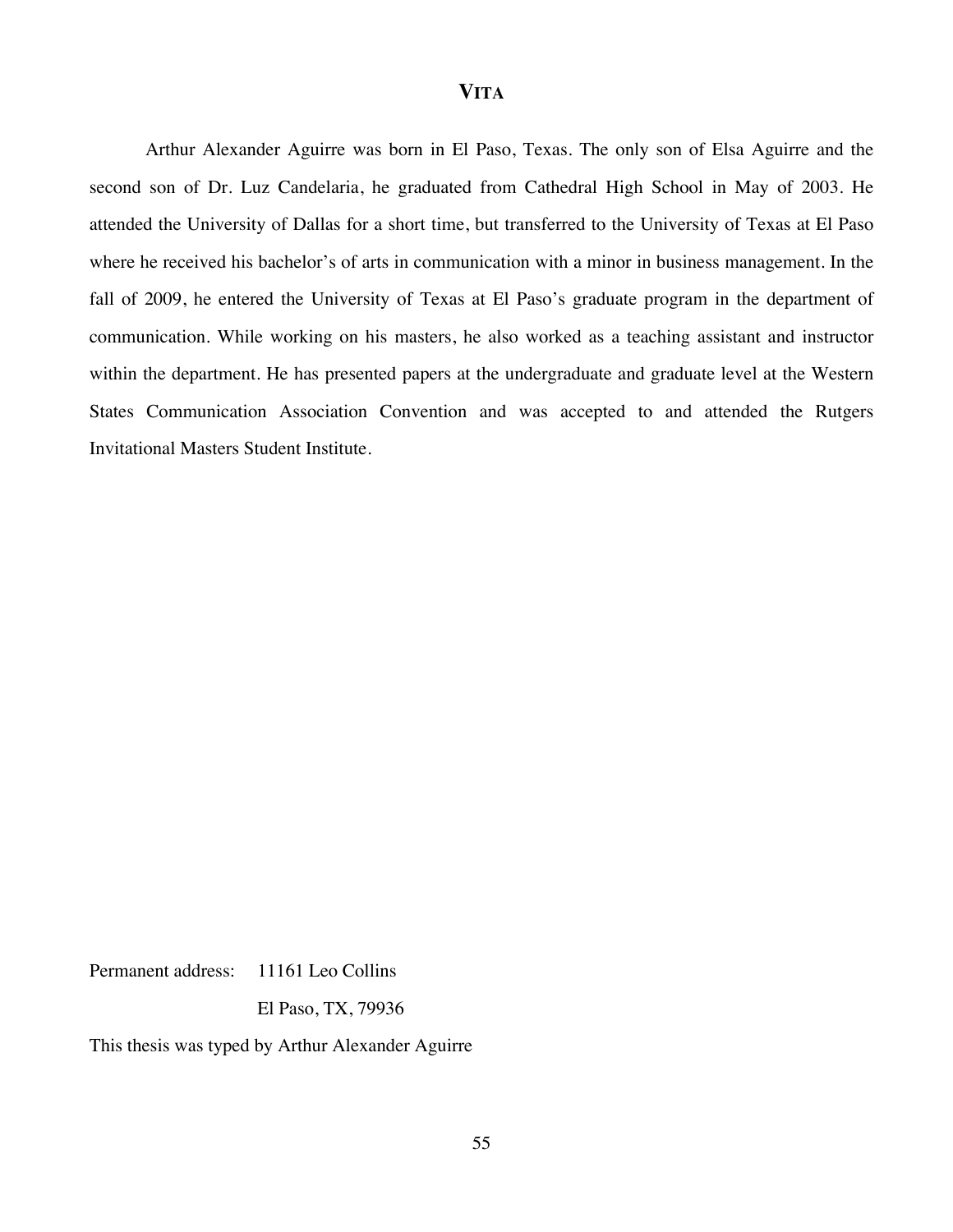# VITA

Arthur Alexander Aguirre was born in El Paso, Texas. The only son of Elsa Aguirre and the second son of Dr. Luz Candelaria, he graduated from Cathedral High School in May of 2003. He attended the University of Dallas for a short time, but transferred to the University of Texas at El Paso where he received his bachelor's of arts in communication with a minor in business management. In the fall of 2009, he entered the University of Texas at El Paso's graduate program in the department of communication. While working on his masters, he also worked as a teaching assistant and instructor within the department. He has presented papers at the undergraduate and graduate level at the Western States Communication Association Convention and was accepted to and attended the Rutgers Invitational Masters Student Institute.

Permanent address: 11161 Leo Collins

El Paso, TX, 79936

This thesis was typed by Arthur Alexander Aguirre